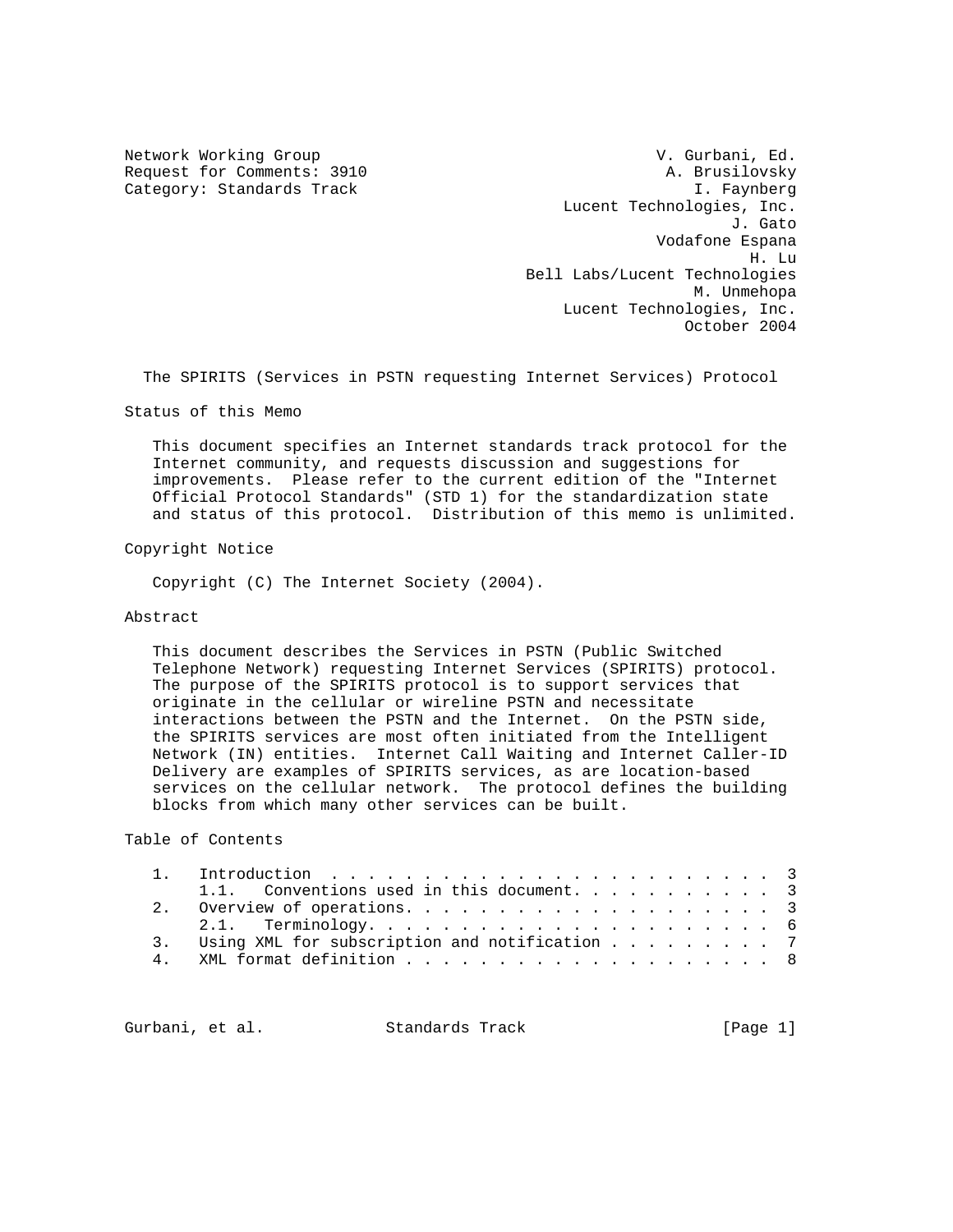Network Working Group V. Gurbani, Ed.
Request for Comments: 3910 A. Brusilovsky
Category: Standards Track I. Faynberg
Lucent Technologies, Inc.
J. Gato
Vodafone Espana
H. Lu
Bell Labs/Lucent Technologies
M. Unmehopa
Lucent Technologies, Inc.
October 2004

# The SPIRITS (Services in PSTN requesting Internet Services) Protocol

## Status of this Memo

This document specifies an Internet standards track protocol for the Internet community, and requests discussion and suggestions for improvements. Please refer to the current edition of the "Internet Official Protocol Standards" (STD 1) for the standardization state and status of this protocol. Distribution of this memo is unlimited.

## Copyright Notice

Copyright (C) The Internet Society (2004).

## Abstract

This document describes the Services in PSTN (Public Switched Telephone Network) requesting Internet Services (SPIRITS) protocol. The purpose of the SPIRITS protocol is to support services that originate in the cellular or wireline PSTN and necessitate interactions between the PSTN and the Internet. On the PSTN side, the SPIRITS services are most often initiated from the Intelligent Network (IN) entities. Internet Call Waiting and Internet Caller-ID Delivery are examples of SPIRITS services, as are location-based services on the cellular network. The protocol defines the building blocks from which many other services can be built.

## Table of Contents

```
1.   Introduction . . . . . . . . . . . . . . . . . . . . . . . . .  3
     1.1.  Conventions used in this document. . . . . . . . . . . .  3
2.   Overview of operations. . . . . . . . . . . . . . . . . . . . .  3
     2.1.  Terminology. . . . . . . . . . . . . . . . . . . . . . .  6
3.   Using XML for subscription and notification . . . . . . . . .  7
4.   XML format definition . . . . . . . . . . . . . . . . . . . .  8
```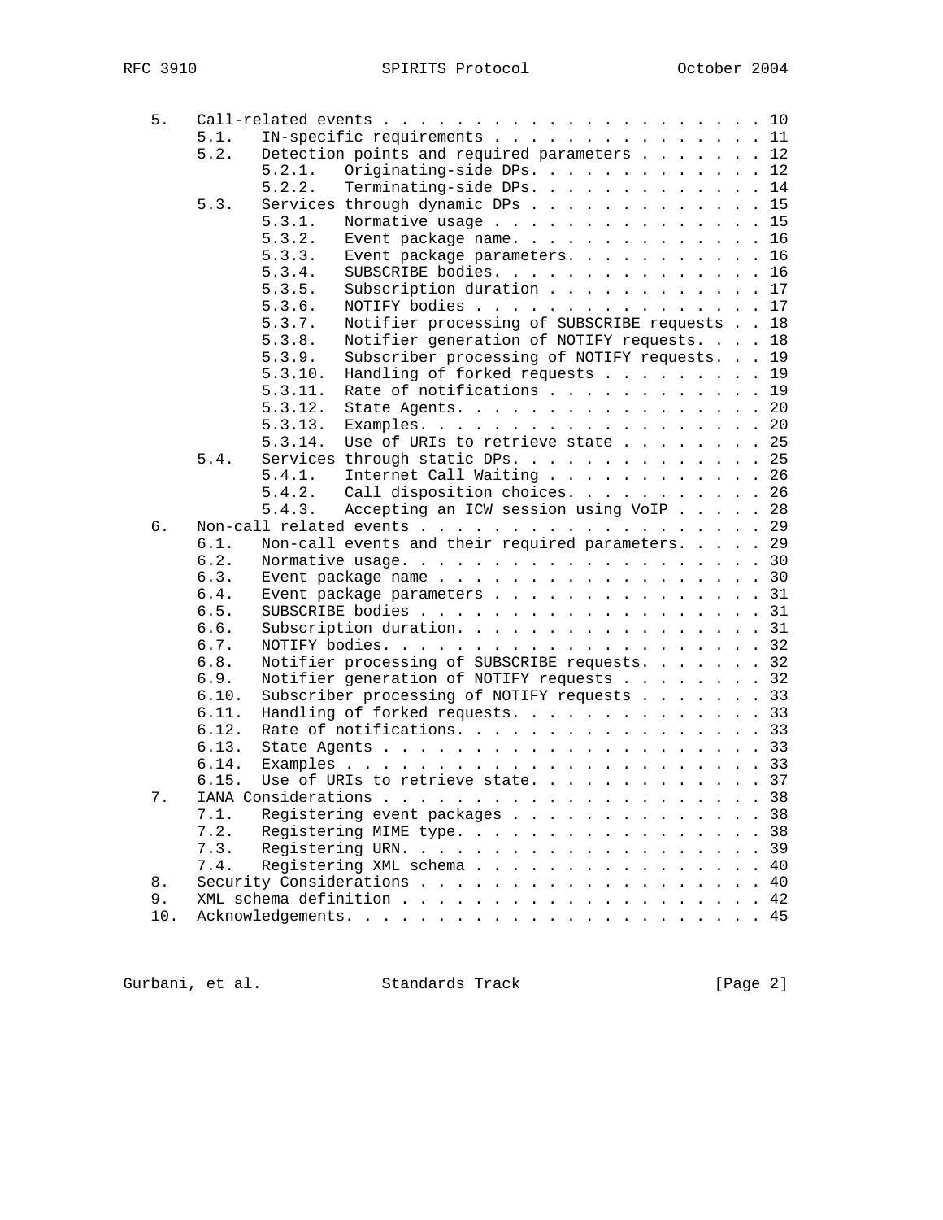```
   5.  Call-related events . . . . . . . . . . . . . . . . . . . . . . 10
       5.1.   IN-specific requirements . . . . . . . . . . . . . . . . 11
       5.2.   Detection points and required parameters . . . . . . . . 12
              5.2.1.   Originating-side DPs. . . . . . . . . . . . . . 12
              5.2.2.   Terminating-side DPs. . . . . . . . . . . . . . 14
       5.3.   Services through dynamic DPs . . . . . . . . . . . . . . 15
              5.3.1.   Normative usage . . . . . . . . . . . . . . . . 15
              5.3.2.   Event package name. . . . . . . . . . . . . . . 16
              5.3.3.   Event package parameters. . . . . . . . . . . . 16
              5.3.4.   SUBSCRIBE bodies. . . . . . . . . . . . . . . . 16
              5.3.5.   Subscription duration . . . . . . . . . . . . . 17
              5.3.6.   NOTIFY bodies . . . . . . . . . . . . . . . . . 17
              5.3.7.   Notifier processing of SUBSCRIBE requests . . . 18
              5.3.8.   Notifier generation of NOTIFY requests. . . . . 18
              5.3.9.   Subscriber processing of NOTIFY requests. . . . 19
              5.3.10.  Handling of forked requests . . . . . . . . . . 19
              5.3.11.  Rate of notifications . . . . . . . . . . . . . 19
              5.3.12.  State Agents. . . . . . . . . . . . . . . . . . 20
              5.3.13.  Examples. . . . . . . . . . . . . . . . . . . . 20
              5.3.14.  Use of URIs to retrieve state . . . . . . . . . 25
       5.4.   Services through static DPs. . . . . . . . . . . . . . . 25
              5.4.1.   Internet Call Waiting . . . . . . . . . . . . . 26
              5.4.2.   Call disposition choices. . . . . . . . . . . . 26
              5.4.3.   Accepting an ICW session using VoIP . . . . . . 28
   6.  Non-call related events . . . . . . . . . . . . . . . . . . . . 29
       6.1.   Non-call events and their required parameters. . . . . . 29
       6.2.   Normative usage. . . . . . . . . . . . . . . . . . . . . 30
       6.3.   Event package name . . . . . . . . . . . . . . . . . . . 30
       6.4.   Event package parameters . . . . . . . . . . . . . . . . 31
       6.5.   SUBSCRIBE bodies . . . . . . . . . . . . . . . . . . . . 31
       6.6.   Subscription duration. . . . . . . . . . . . . . . . . . 31
       6.7.   NOTIFY bodies. . . . . . . . . . . . . . . . . . . . . . 32
       6.8.   Notifier processing of SUBSCRIBE requests. . . . . . . . 32
       6.9.   Notifier generation of NOTIFY requests . . . . . . . . . 32
       6.10.  Subscriber processing of NOTIFY requests . . . . . . . . 33
       6.11.  Handling of forked requests. . . . . . . . . . . . . . . 33
       6.12.  Rate of notifications. . . . . . . . . . . . . . . . . . 33
       6.13.  State Agents . . . . . . . . . . . . . . . . . . . . . . 33
       6.14.  Examples . . . . . . . . . . . . . . . . . . . . . . . . 33
       6.15.  Use of URIs to retrieve state. . . . . . . . . . . . . . 37
   7.  IANA Considerations . . . . . . . . . . . . . . . . . . . . . . 38
       7.1.   Registering event packages . . . . . . . . . . . . . . . 38
       7.2.   Registering MIME type. . . . . . . . . . . . . . . . . . 38
       7.3.   Registering URN. . . . . . . . . . . . . . . . . . . . . 39
       7.4.   Registering XML schema . . . . . . . . . . . . . . . . . 40
   8.  Security Considerations . . . . . . . . . . . . . . . . . . . . 40
   9.  XML schema definition . . . . . . . . . . . . . . . . . . . . . 42
   10. Acknowledgements. . . . . . . . . . . . . . . . . . . . . . . . 45
```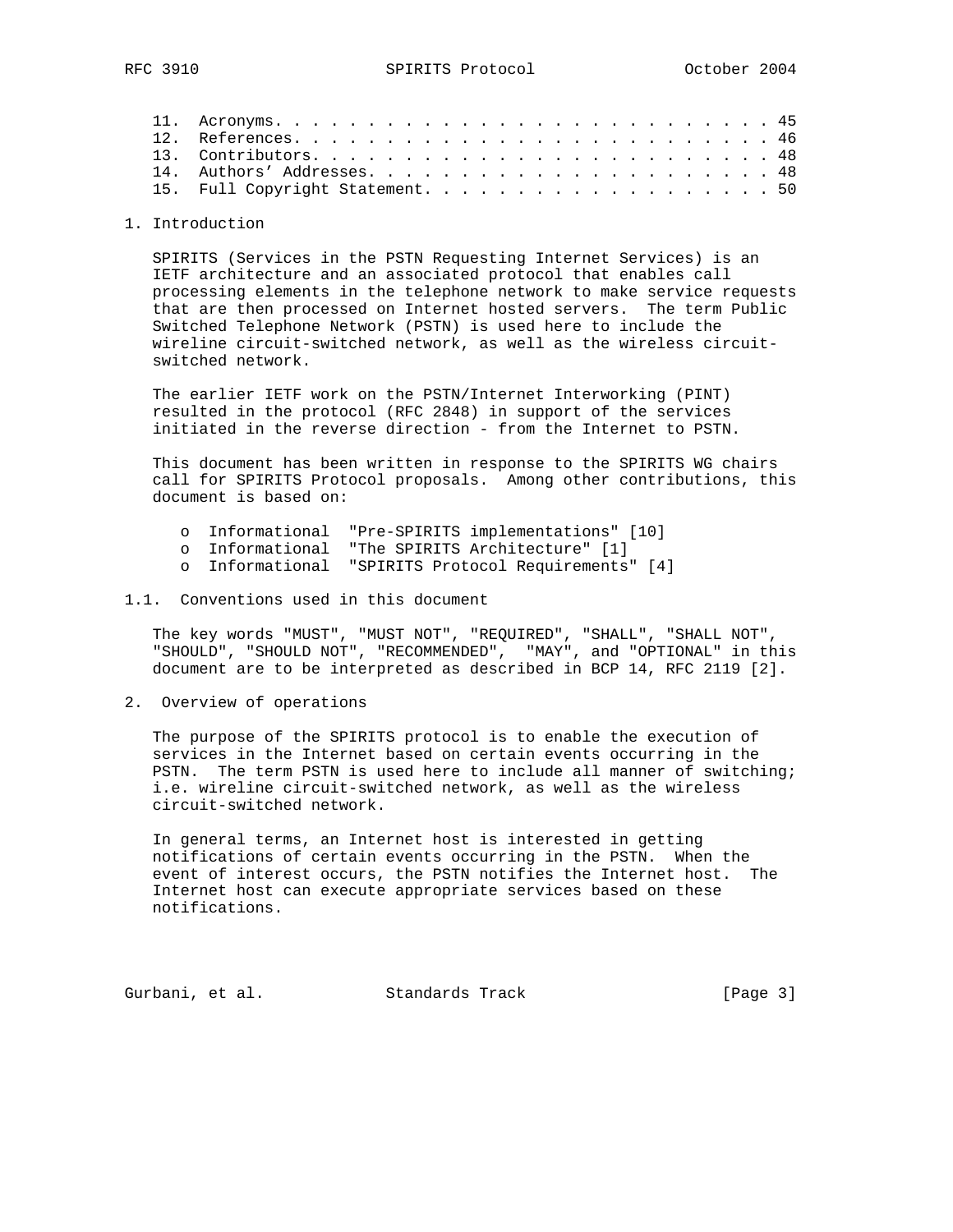11. Acronyms. . . . . . . . . . . . . . . . . . . . . . . . . . . . 45
12. References. . . . . . . . . . . . . . . . . . . . . . . . . . . 46
13. Contributors. . . . . . . . . . . . . . . . . . . . . . . . . . 48
14. Authors' Addresses. . . . . . . . . . . . . . . . . . . . . . . 48
15. Full Copyright Statement. . . . . . . . . . . . . . . . . . . . 50

# 1. Introduction

SPIRITS (Services in the PSTN Requesting Internet Services) is an IETF architecture and an associated protocol that enables call processing elements in the telephone network to make service requests that are then processed on Internet hosted servers. The term Public Switched Telephone Network (PSTN) is used here to include the wireline circuit-switched network, as well as the wireless circuit-switched network.

The earlier IETF work on the PSTN/Internet Interworking (PINT) resulted in the protocol (RFC 2848) in support of the services initiated in the reverse direction - from the Internet to PSTN.

This document has been written in response to the SPIRITS WG chairs call for SPIRITS Protocol proposals. Among other contributions, this document is based on:

- Informational "Pre-SPIRITS implementations" [10]
- Informational "The SPIRITS Architecture" [1]
- Informational "SPIRITS Protocol Requirements" [4]

## 1.1. Conventions used in this document

The key words "MUST", "MUST NOT", "REQUIRED", "SHALL", "SHALL NOT", "SHOULD", "SHOULD NOT", "RECOMMENDED", "MAY", and "OPTIONAL" in this document are to be interpreted as described in BCP 14, RFC 2119 [2].

# 2. Overview of operations

The purpose of the SPIRITS protocol is to enable the execution of services in the Internet based on certain events occurring in the PSTN. The term PSTN is used here to include all manner of switching; i.e. wireline circuit-switched network, as well as the wireless circuit-switched network.

In general terms, an Internet host is interested in getting notifications of certain events occurring in the PSTN. When the event of interest occurs, the PSTN notifies the Internet host. The Internet host can execute appropriate services based on these notifications.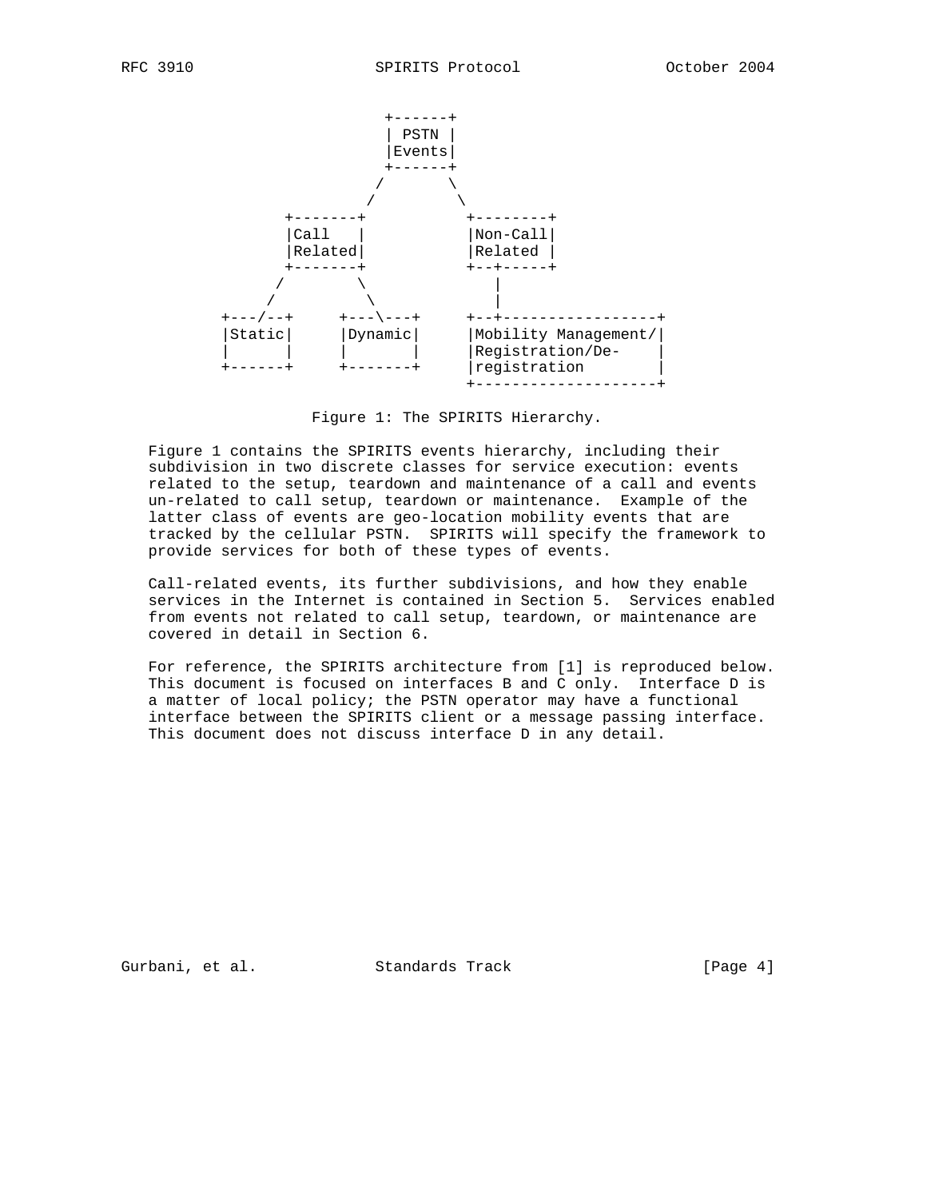```
                          +------+
                          | PSTN |
                          |Events|
                          +------+
                         /        \
                        /          \
               +-------+           +--------+
               |Call   |           |Non-Call|
               |Related|           |Related |
               +-------+           +--+-----+
              /         \             |
             /           \            |
        +---/--+     +---\---+     +--+-----------------+
        |Static|     |Dynamic|     |Mobility Management/|
        |      |     |       |     |Registration/De-    |
        +------+     +-------+     |registration        |
                                   +--------------------+
```

Figure 1: The SPIRITS Hierarchy.

Figure 1 contains the SPIRITS events hierarchy, including their subdivision in two discrete classes for service execution: events related to the setup, teardown and maintenance of a call and events un-related to call setup, teardown or maintenance. Example of the latter class of events are geo-location mobility events that are tracked by the cellular PSTN. SPIRITS will specify the framework to provide services for both of these types of events.

Call-related events, its further subdivisions, and how they enable services in the Internet is contained in Section 5. Services enabled from events not related to call setup, teardown, or maintenance are covered in detail in Section 6.

For reference, the SPIRITS architecture from [1] is reproduced below. This document is focused on interfaces B and C only. Interface D is a matter of local policy; the PSTN operator may have a functional interface between the SPIRITS client or a message passing interface. This document does not discuss interface D in any detail.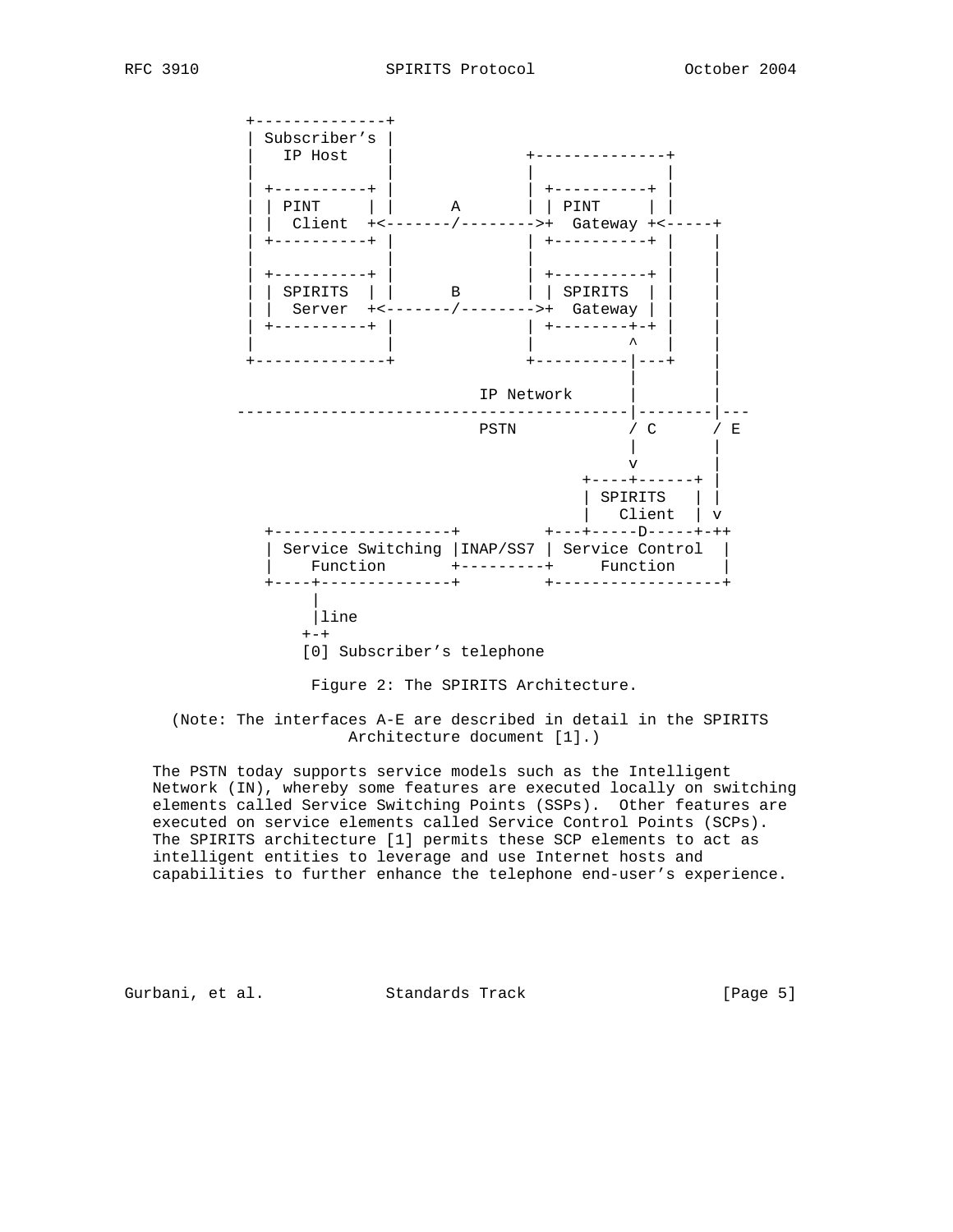```
          +--------------+
          | Subscriber's |
          |   IP Host    |           +--------------+
          |              |           |              |
          | +----------+ |           | +----------+ |
          | | PINT     | |     A     | | PINT     | |
          | |  Client  +<-------/-------->+  Gateway +<-----+
          | +----------+ |           | +----------+ |     |
          |              |           |              |     |
          | +----------+ |           | +----------+ |     |
          | | SPIRITS  | |     B     | | SPIRITS  | |     |
          | |  Server  +<-------/-------->+  Gateway | |     |
          | +----------+ |           | +--------+-+ |     |
          |              |           |          ^   |     |
          +--------------+           +----------|---+     |
                                                |         |
                             IP Network         |         |
        ----------------------------------------|---------|---
                             PSTN              / C       / E
                                                |         |
                                                v         |
                                           +----+------+ |
                                           | SPIRITS   | |
                                           |   Client  | v
           +-------------------+         +---+-----D-----+-++
           | Service Switching |INAP/SS7 | Service Control  |
           |    Function       +---------+     Function     |
           +----+--------------+         +------------------+
                |
                |line
               +-+
               [0] Subscriber's telephone
```

Figure 2: The SPIRITS Architecture.

(Note: The interfaces A-E are described in detail in the SPIRITS Architecture document [1].)

The PSTN today supports service models such as the Intelligent Network (IN), whereby some features are executed locally on switching elements called Service Switching Points (SSPs). Other features are executed on service elements called Service Control Points (SCPs). The SPIRITS architecture [1] permits these SCP elements to act as intelligent entities to leverage and use Internet hosts and capabilities to further enhance the telephone end-user's experience.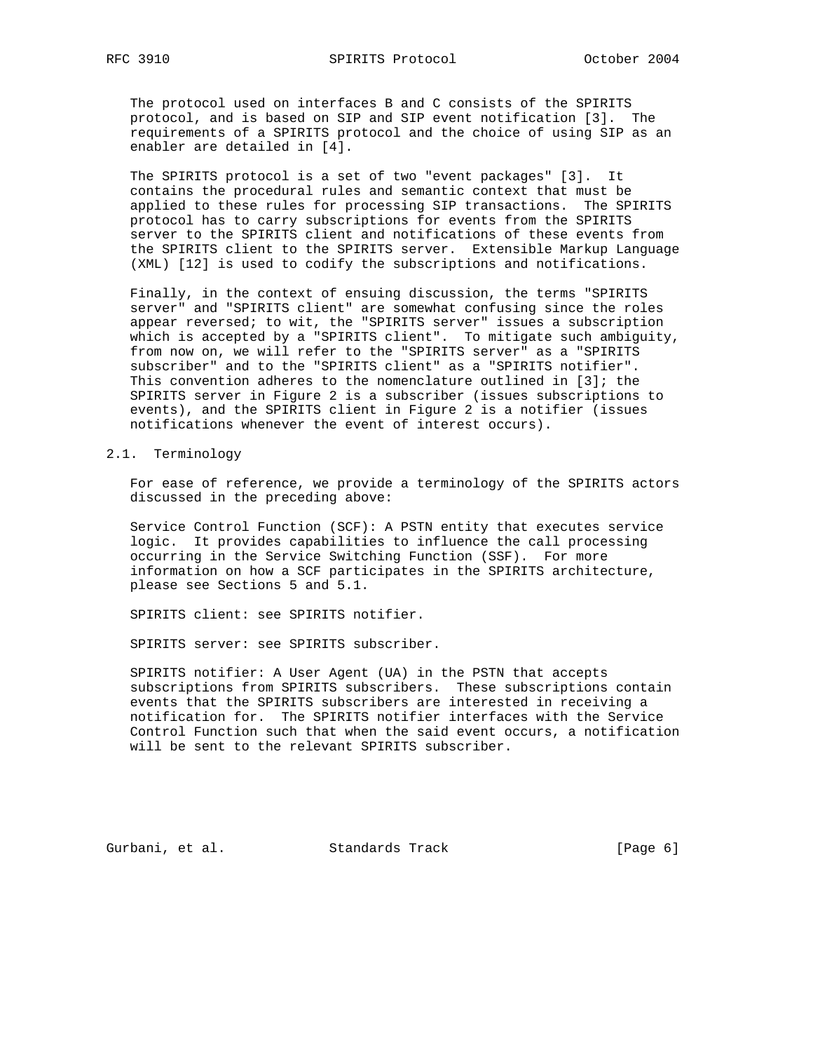The protocol used on interfaces B and C consists of the SPIRITS protocol, and is based on SIP and SIP event notification [3]. The requirements of a SPIRITS protocol and the choice of using SIP as an enabler are detailed in [4].

The SPIRITS protocol is a set of two "event packages" [3]. It contains the procedural rules and semantic context that must be applied to these rules for processing SIP transactions. The SPIRITS protocol has to carry subscriptions for events from the SPIRITS server to the SPIRITS client and notifications of these events from the SPIRITS client to the SPIRITS server. Extensible Markup Language (XML) [12] is used to codify the subscriptions and notifications.

Finally, in the context of ensuing discussion, the terms "SPIRITS server" and "SPIRITS client" are somewhat confusing since the roles appear reversed; to wit, the "SPIRITS server" issues a subscription which is accepted by a "SPIRITS client". To mitigate such ambiguity, from now on, we will refer to the "SPIRITS server" as a "SPIRITS subscriber" and to the "SPIRITS client" as a "SPIRITS notifier". This convention adheres to the nomenclature outlined in [3]; the SPIRITS server in Figure 2 is a subscriber (issues subscriptions to events), and the SPIRITS client in Figure 2 is a notifier (issues notifications whenever the event of interest occurs).

## 2.1. Terminology

For ease of reference, we provide a terminology of the SPIRITS actors discussed in the preceding above:

Service Control Function (SCF): A PSTN entity that executes service logic. It provides capabilities to influence the call processing occurring in the Service Switching Function (SSF). For more information on how a SCF participates in the SPIRITS architecture, please see Sections 5 and 5.1.

SPIRITS client: see SPIRITS notifier.

SPIRITS server: see SPIRITS subscriber.

SPIRITS notifier: A User Agent (UA) in the PSTN that accepts subscriptions from SPIRITS subscribers. These subscriptions contain events that the SPIRITS subscribers are interested in receiving a notification for. The SPIRITS notifier interfaces with the Service Control Function such that when the said event occurs, a notification will be sent to the relevant SPIRITS subscriber.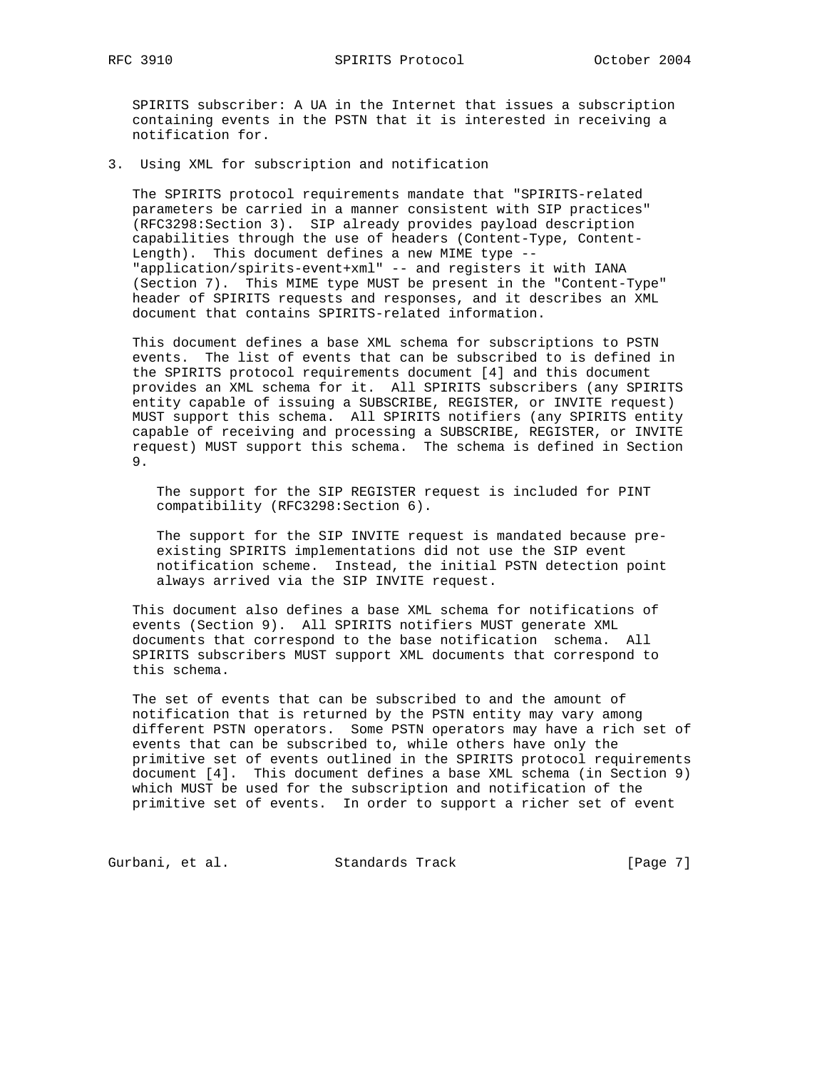SPIRITS subscriber: A UA in the Internet that issues a subscription containing events in the PSTN that it is interested in receiving a notification for.

## 3. Using XML for subscription and notification

The SPIRITS protocol requirements mandate that "SPIRITS-related parameters be carried in a manner consistent with SIP practices" (RFC3298:Section 3). SIP already provides payload description capabilities through the use of headers (Content-Type, Content-Length). This document defines a new MIME type -- "application/spirits-event+xml" -- and registers it with IANA (Section 7). This MIME type MUST be present in the "Content-Type" header of SPIRITS requests and responses, and it describes an XML document that contains SPIRITS-related information.

This document defines a base XML schema for subscriptions to PSTN events. The list of events that can be subscribed to is defined in the SPIRITS protocol requirements document [4] and this document provides an XML schema for it. All SPIRITS subscribers (any SPIRITS entity capable of issuing a SUBSCRIBE, REGISTER, or INVITE request) MUST support this schema. All SPIRITS notifiers (any SPIRITS entity capable of receiving and processing a SUBSCRIBE, REGISTER, or INVITE request) MUST support this schema. The schema is defined in Section 9.

> The support for the SIP REGISTER request is included for PINT compatibility (RFC3298:Section 6).
>
> The support for the SIP INVITE request is mandated because pre-existing SPIRITS implementations did not use the SIP event notification scheme. Instead, the initial PSTN detection point always arrived via the SIP INVITE request.

This document also defines a base XML schema for notifications of events (Section 9). All SPIRITS notifiers MUST generate XML documents that correspond to the base notification schema. All SPIRITS subscribers MUST support XML documents that correspond to this schema.

The set of events that can be subscribed to and the amount of notification that is returned by the PSTN entity may vary among different PSTN operators. Some PSTN operators may have a rich set of events that can be subscribed to, while others have only the primitive set of events outlined in the SPIRITS protocol requirements document [4]. This document defines a base XML schema (in Section 9) which MUST be used for the subscription and notification of the primitive set of events. In order to support a richer set of event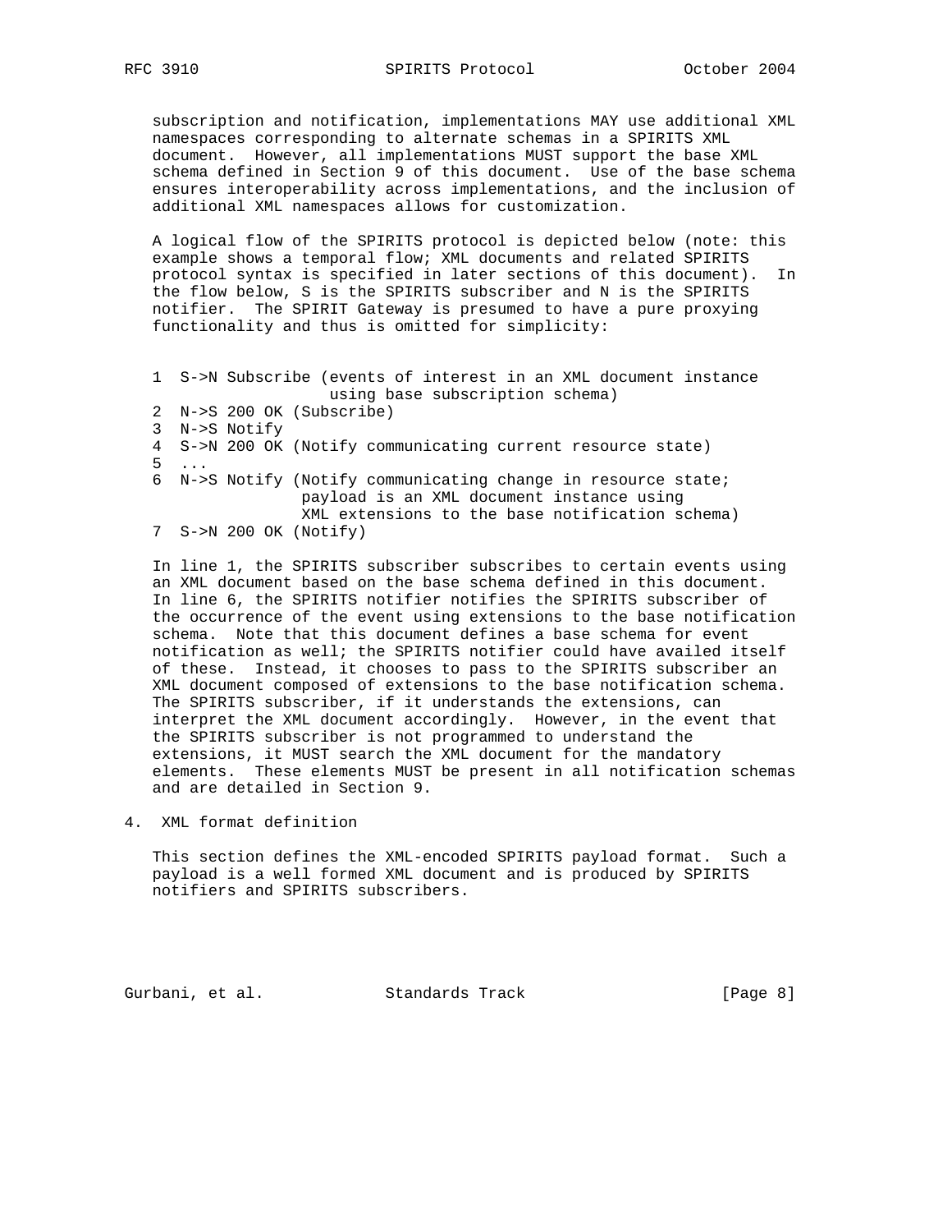subscription and notification, implementations MAY use additional XML namespaces corresponding to alternate schemas in a SPIRITS XML document. However, all implementations MUST support the base XML schema defined in Section 9 of this document. Use of the base schema ensures interoperability across implementations, and the inclusion of additional XML namespaces allows for customization.

A logical flow of the SPIRITS protocol is depicted below (note: this example shows a temporal flow; XML documents and related SPIRITS protocol syntax is specified in later sections of this document). In the flow below, S is the SPIRITS subscriber and N is the SPIRITS notifier. The SPIRIT Gateway is presumed to have a pure proxying functionality and thus is omitted for simplicity:

```
1  S->N Subscribe (events of interest in an XML document instance
                   using base subscription schema)
2  N->S 200 OK (Subscribe)
3  N->S Notify
4  S->N 200 OK (Notify communicating current resource state)
5  ...
6  N->S Notify (Notify communicating change in resource state;
                payload is an XML document instance using
                XML extensions to the base notification schema)
7  S->N 200 OK (Notify)
```

In line 1, the SPIRITS subscriber subscribes to certain events using an XML document based on the base schema defined in this document. In line 6, the SPIRITS notifier notifies the SPIRITS subscriber of the occurrence of the event using extensions to the base notification schema. Note that this document defines a base schema for event notification as well; the SPIRITS notifier could have availed itself of these. Instead, it chooses to pass to the SPIRITS subscriber an XML document composed of extensions to the base notification schema. The SPIRITS subscriber, if it understands the extensions, can interpret the XML document accordingly. However, in the event that the SPIRITS subscriber is not programmed to understand the extensions, it MUST search the XML document for the mandatory elements. These elements MUST be present in all notification schemas and are detailed in Section 9.

## 4. XML format definition

This section defines the XML-encoded SPIRITS payload format. Such a payload is a well formed XML document and is produced by SPIRITS notifiers and SPIRITS subscribers.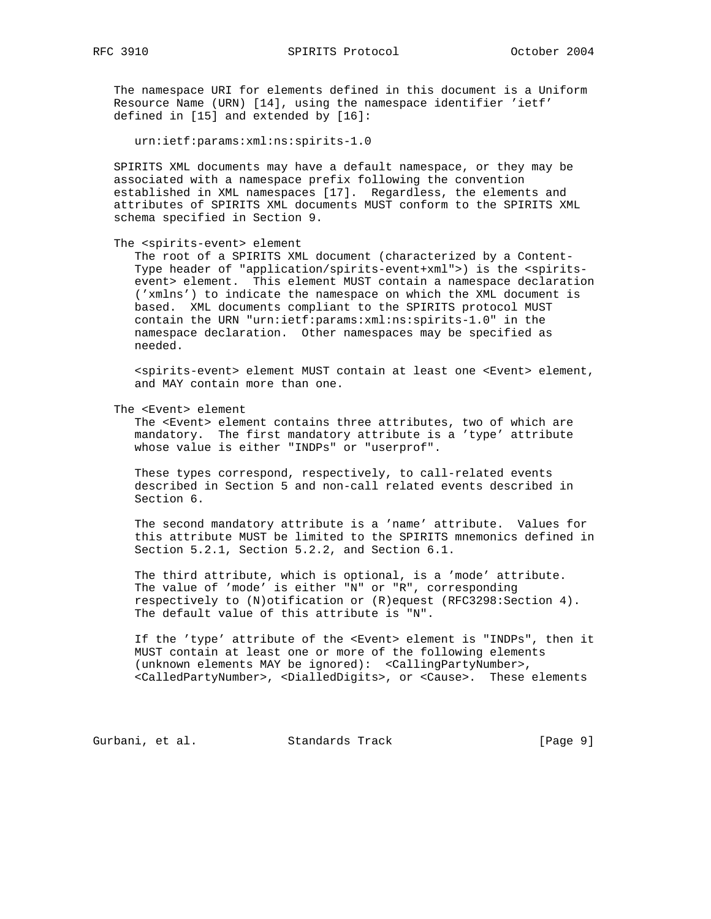The namespace URI for elements defined in this document is a Uniform Resource Name (URN) [14], using the namespace identifier 'ietf' defined in [15] and extended by [16]:

```
urn:ietf:params:xml:ns:spirits-1.0
```

SPIRITS XML documents may have a default namespace, or they may be associated with a namespace prefix following the convention established in XML namespaces [17]. Regardless, the elements and attributes of SPIRITS XML documents MUST conform to the SPIRITS XML schema specified in Section 9.

The <spirits-event> element

The root of a SPIRITS XML document (characterized by a Content-Type header of "application/spirits-event+xml">) is the <spirits-event> element. This element MUST contain a namespace declaration ('xmlns') to indicate the namespace on which the XML document is based. XML documents compliant to the SPIRITS protocol MUST contain the URN "urn:ietf:params:xml:ns:spirits-1.0" in the namespace declaration. Other namespaces may be specified as needed.

<spirits-event> element MUST contain at least one <Event> element, and MAY contain more than one.

The <Event> element

The <Event> element contains three attributes, two of which are mandatory. The first mandatory attribute is a 'type' attribute whose value is either "INDPs" or "userprof".

These types correspond, respectively, to call-related events described in Section 5 and non-call related events described in Section 6.

The second mandatory attribute is a 'name' attribute. Values for this attribute MUST be limited to the SPIRITS mnemonics defined in Section 5.2.1, Section 5.2.2, and Section 6.1.

The third attribute, which is optional, is a 'mode' attribute. The value of 'mode' is either "N" or "R", corresponding respectively to (N)otification or (R)equest (RFC3298:Section 4). The default value of this attribute is "N".

If the 'type' attribute of the <Event> element is "INDPs", then it MUST contain at least one or more of the following elements (unknown elements MAY be ignored): <CallingPartyNumber>, <CalledPartyNumber>, <DialledDigits>, or <Cause>. These elements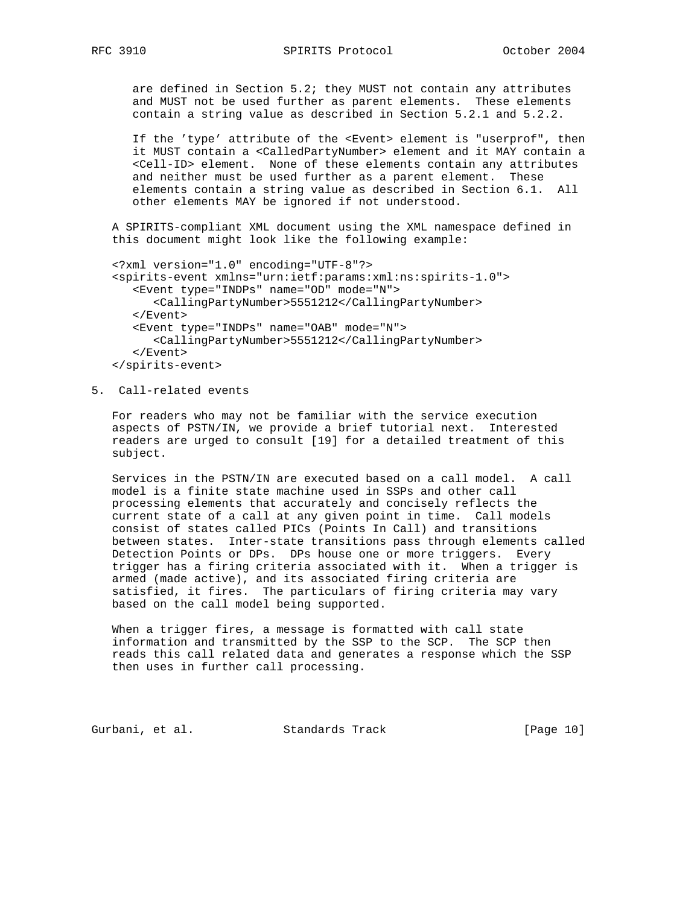are defined in Section 5.2; they MUST not contain any attributes and MUST not be used further as parent elements. These elements contain a string value as described in Section 5.2.1 and 5.2.2.

If the 'type' attribute of the <Event> element is "userprof", then it MUST contain a <CalledPartyNumber> element and it MAY contain a <Cell-ID> element. None of these elements contain any attributes and neither must be used further as a parent element. These elements contain a string value as described in Section 6.1. All other elements MAY be ignored if not understood.

A SPIRITS-compliant XML document using the XML namespace defined in this document might look like the following example:

```
<?xml version="1.0" encoding="UTF-8"?>
<spirits-event xmlns="urn:ietf:params:xml:ns:spirits-1.0">
   <Event type="INDPs" name="OD" mode="N">
      <CallingPartyNumber>5551212</CallingPartyNumber>
   </Event>
   <Event type="INDPs" name="OAB" mode="N">
      <CallingPartyNumber>5551212</CallingPartyNumber>
   </Event>
</spirits-event>
```

## 5. Call-related events

For readers who may not be familiar with the service execution aspects of PSTN/IN, we provide a brief tutorial next. Interested readers are urged to consult [19] for a detailed treatment of this subject.

Services in the PSTN/IN are executed based on a call model. A call model is a finite state machine used in SSPs and other call processing elements that accurately and concisely reflects the current state of a call at any given point in time. Call models consist of states called PICs (Points In Call) and transitions between states. Inter-state transitions pass through elements called Detection Points or DPs. DPs house one or more triggers. Every trigger has a firing criteria associated with it. When a trigger is armed (made active), and its associated firing criteria are satisfied, it fires. The particulars of firing criteria may vary based on the call model being supported.

When a trigger fires, a message is formatted with call state information and transmitted by the SSP to the SCP. The SCP then reads this call related data and generates a response which the SSP then uses in further call processing.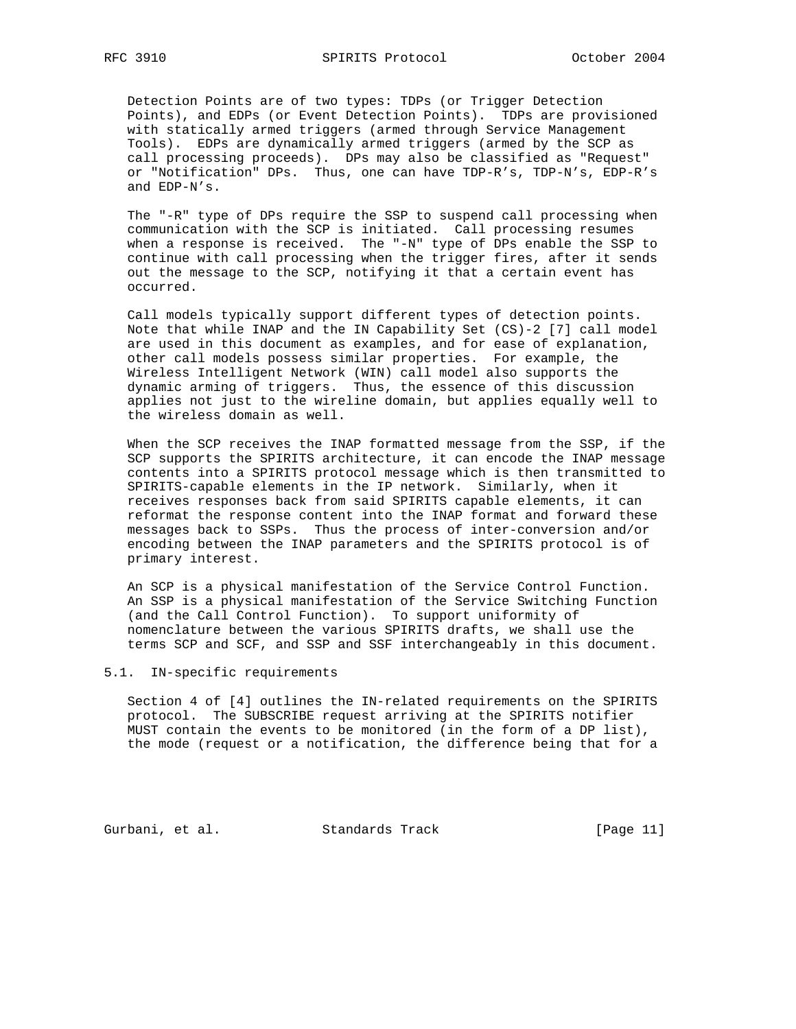Detection Points are of two types: TDPs (or Trigger Detection Points), and EDPs (or Event Detection Points). TDPs are provisioned with statically armed triggers (armed through Service Management Tools). EDPs are dynamically armed triggers (armed by the SCP as call processing proceeds). DPs may also be classified as "Request" or "Notification" DPs. Thus, one can have TDP-R's, TDP-N's, EDP-R's and EDP-N's.

The "-R" type of DPs require the SSP to suspend call processing when communication with the SCP is initiated. Call processing resumes when a response is received. The "-N" type of DPs enable the SSP to continue with call processing when the trigger fires, after it sends out the message to the SCP, notifying it that a certain event has occurred.

Call models typically support different types of detection points. Note that while INAP and the IN Capability Set (CS)-2 [7] call model are used in this document as examples, and for ease of explanation, other call models possess similar properties. For example, the Wireless Intelligent Network (WIN) call model also supports the dynamic arming of triggers. Thus, the essence of this discussion applies not just to the wireline domain, but applies equally well to the wireless domain as well.

When the SCP receives the INAP formatted message from the SSP, if the SCP supports the SPIRITS architecture, it can encode the INAP message contents into a SPIRITS protocol message which is then transmitted to SPIRITS-capable elements in the IP network. Similarly, when it receives responses back from said SPIRITS capable elements, it can reformat the response content into the INAP format and forward these messages back to SSPs. Thus the process of inter-conversion and/or encoding between the INAP parameters and the SPIRITS protocol is of primary interest.

An SCP is a physical manifestation of the Service Control Function. An SSP is a physical manifestation of the Service Switching Function (and the Call Control Function). To support uniformity of nomenclature between the various SPIRITS drafts, we shall use the terms SCP and SCF, and SSP and SSF interchangeably in this document.

## 5.1. IN-specific requirements

Section 4 of [4] outlines the IN-related requirements on the SPIRITS protocol. The SUBSCRIBE request arriving at the SPIRITS notifier MUST contain the events to be monitored (in the form of a DP list), the mode (request or a notification, the difference being that for a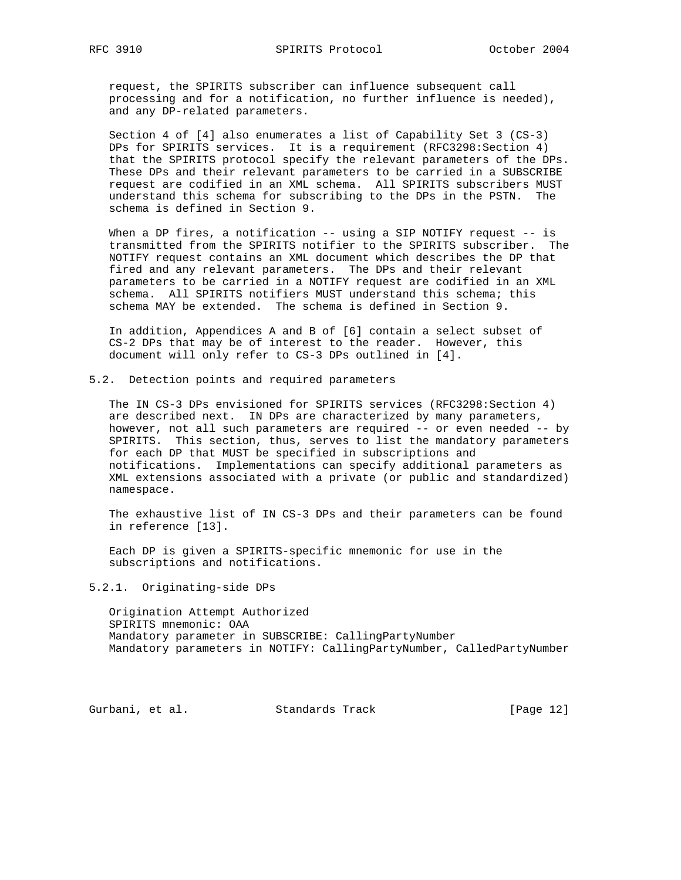request, the SPIRITS subscriber can influence subsequent call processing and for a notification, no further influence is needed), and any DP-related parameters.

Section 4 of [4] also enumerates a list of Capability Set 3 (CS-3) DPs for SPIRITS services. It is a requirement (RFC3298:Section 4) that the SPIRITS protocol specify the relevant parameters of the DPs. These DPs and their relevant parameters to be carried in a SUBSCRIBE request are codified in an XML schema. All SPIRITS subscribers MUST understand this schema for subscribing to the DPs in the PSTN. The schema is defined in Section 9.

When a DP fires, a notification -- using a SIP NOTIFY request -- is transmitted from the SPIRITS notifier to the SPIRITS subscriber. The NOTIFY request contains an XML document which describes the DP that fired and any relevant parameters. The DPs and their relevant parameters to be carried in a NOTIFY request are codified in an XML schema. All SPIRITS notifiers MUST understand this schema; this schema MAY be extended. The schema is defined in Section 9.

In addition, Appendices A and B of [6] contain a select subset of CS-2 DPs that may be of interest to the reader. However, this document will only refer to CS-3 DPs outlined in [4].

## 5.2. Detection points and required parameters

The IN CS-3 DPs envisioned for SPIRITS services (RFC3298:Section 4) are described next. IN DPs are characterized by many parameters, however, not all such parameters are required -- or even needed -- by SPIRITS. This section, thus, serves to list the mandatory parameters for each DP that MUST be specified in subscriptions and notifications. Implementations can specify additional parameters as XML extensions associated with a private (or public and standardized) namespace.

The exhaustive list of IN CS-3 DPs and their parameters can be found in reference [13].

Each DP is given a SPIRITS-specific mnemonic for use in the subscriptions and notifications.

### 5.2.1. Originating-side DPs

Origination Attempt Authorized
SPIRITS mnemonic: OAA
Mandatory parameter in SUBSCRIBE: CallingPartyNumber
Mandatory parameters in NOTIFY: CallingPartyNumber, CalledPartyNumber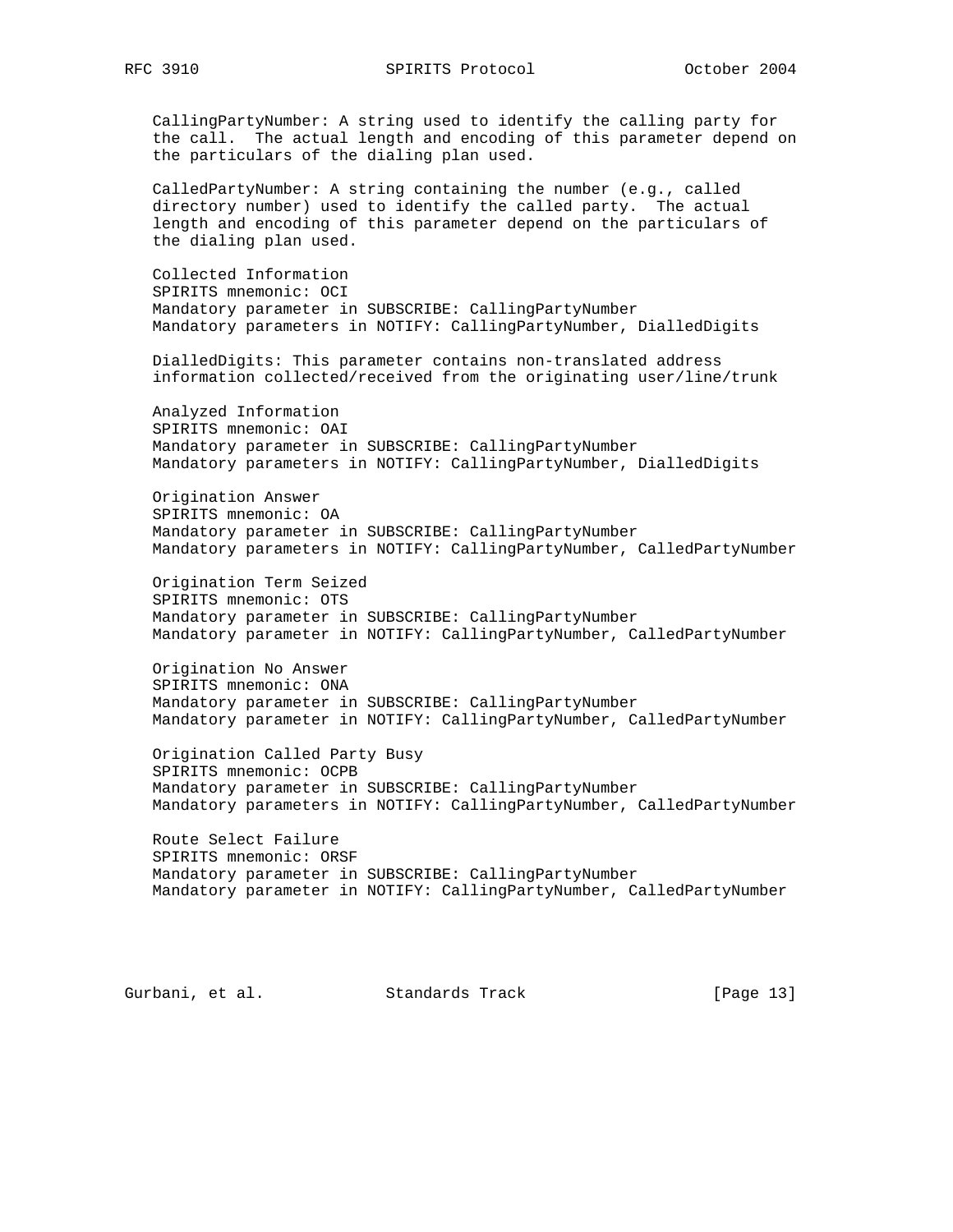CallingPartyNumber: A string used to identify the calling party for the call. The actual length and encoding of this parameter depend on the particulars of the dialing plan used.

CalledPartyNumber: A string containing the number (e.g., called directory number) used to identify the called party. The actual length and encoding of this parameter depend on the particulars of the dialing plan used.

Collected Information
SPIRITS mnemonic: OCI
Mandatory parameter in SUBSCRIBE: CallingPartyNumber
Mandatory parameters in NOTIFY: CallingPartyNumber, DialledDigits

DialledDigits: This parameter contains non-translated address information collected/received from the originating user/line/trunk

Analyzed Information
SPIRITS mnemonic: OAI
Mandatory parameter in SUBSCRIBE: CallingPartyNumber
Mandatory parameters in NOTIFY: CallingPartyNumber, DialledDigits

Origination Answer
SPIRITS mnemonic: OA
Mandatory parameter in SUBSCRIBE: CallingPartyNumber
Mandatory parameters in NOTIFY: CallingPartyNumber, CalledPartyNumber

Origination Term Seized
SPIRITS mnemonic: OTS
Mandatory parameter in SUBSCRIBE: CallingPartyNumber
Mandatory parameter in NOTIFY: CallingPartyNumber, CalledPartyNumber

Origination No Answer
SPIRITS mnemonic: ONA
Mandatory parameter in SUBSCRIBE: CallingPartyNumber
Mandatory parameter in NOTIFY: CallingPartyNumber, CalledPartyNumber

Origination Called Party Busy
SPIRITS mnemonic: OCPB
Mandatory parameter in SUBSCRIBE: CallingPartyNumber
Mandatory parameters in NOTIFY: CallingPartyNumber, CalledPartyNumber

Route Select Failure
SPIRITS mnemonic: ORSF
Mandatory parameter in SUBSCRIBE: CallingPartyNumber
Mandatory parameter in NOTIFY: CallingPartyNumber, CalledPartyNumber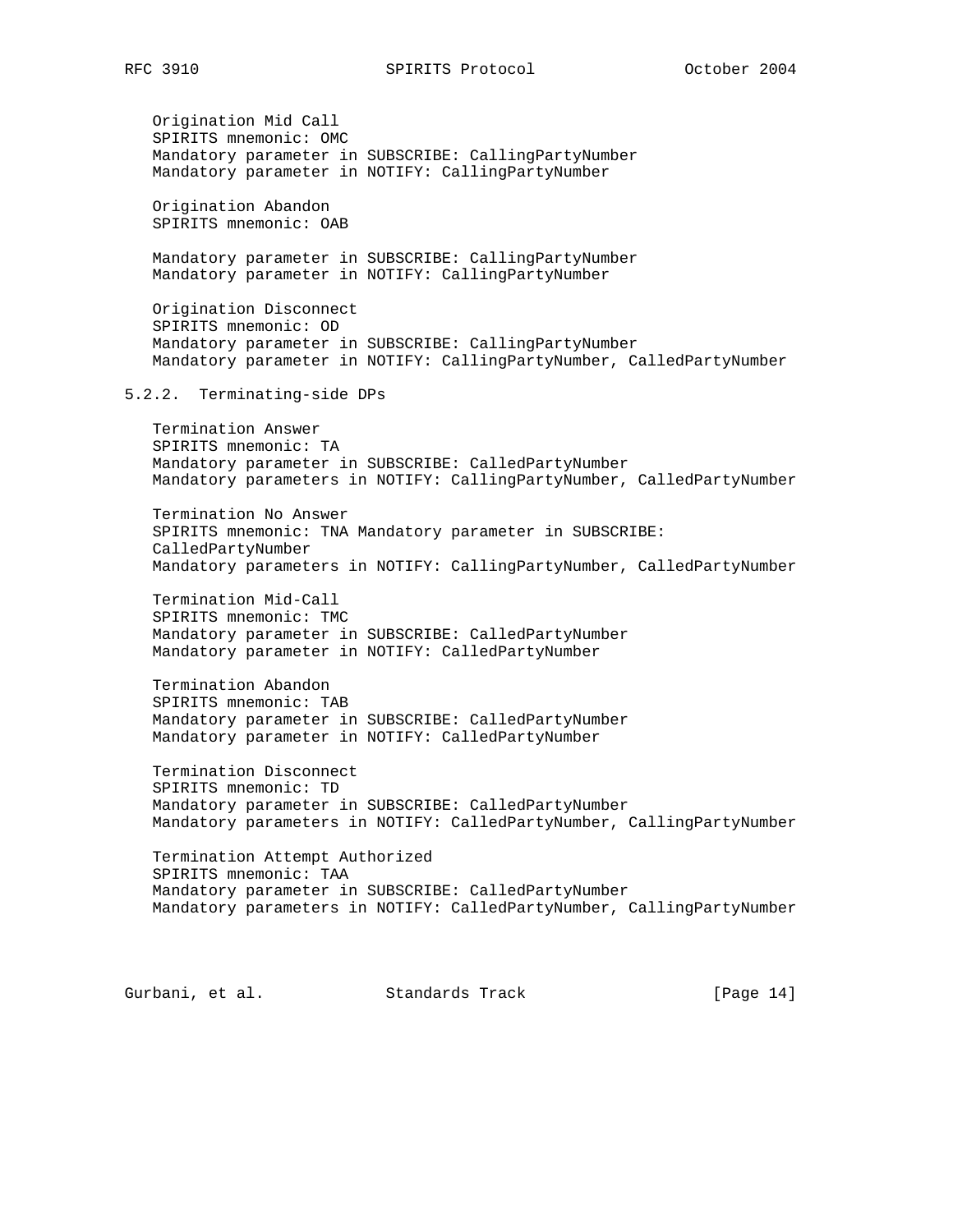Origination Mid Call
SPIRITS mnemonic: OMC
Mandatory parameter in SUBSCRIBE: CallingPartyNumber
Mandatory parameter in NOTIFY: CallingPartyNumber

Origination Abandon
SPIRITS mnemonic: OAB

Mandatory parameter in SUBSCRIBE: CallingPartyNumber
Mandatory parameter in NOTIFY: CallingPartyNumber

Origination Disconnect
SPIRITS mnemonic: OD
Mandatory parameter in SUBSCRIBE: CallingPartyNumber
Mandatory parameter in NOTIFY: CallingPartyNumber, CalledPartyNumber

### 5.2.2. Terminating-side DPs

Termination Answer
SPIRITS mnemonic: TA
Mandatory parameter in SUBSCRIBE: CalledPartyNumber
Mandatory parameters in NOTIFY: CallingPartyNumber, CalledPartyNumber

Termination No Answer
SPIRITS mnemonic: TNA Mandatory parameter in SUBSCRIBE:
CalledPartyNumber
Mandatory parameters in NOTIFY: CallingPartyNumber, CalledPartyNumber

Termination Mid-Call
SPIRITS mnemonic: TMC
Mandatory parameter in SUBSCRIBE: CalledPartyNumber
Mandatory parameter in NOTIFY: CalledPartyNumber

Termination Abandon
SPIRITS mnemonic: TAB
Mandatory parameter in SUBSCRIBE: CalledPartyNumber
Mandatory parameter in NOTIFY: CalledPartyNumber

Termination Disconnect
SPIRITS mnemonic: TD
Mandatory parameter in SUBSCRIBE: CalledPartyNumber
Mandatory parameters in NOTIFY: CalledPartyNumber, CallingPartyNumber

Termination Attempt Authorized
SPIRITS mnemonic: TAA
Mandatory parameter in SUBSCRIBE: CalledPartyNumber
Mandatory parameters in NOTIFY: CalledPartyNumber, CallingPartyNumber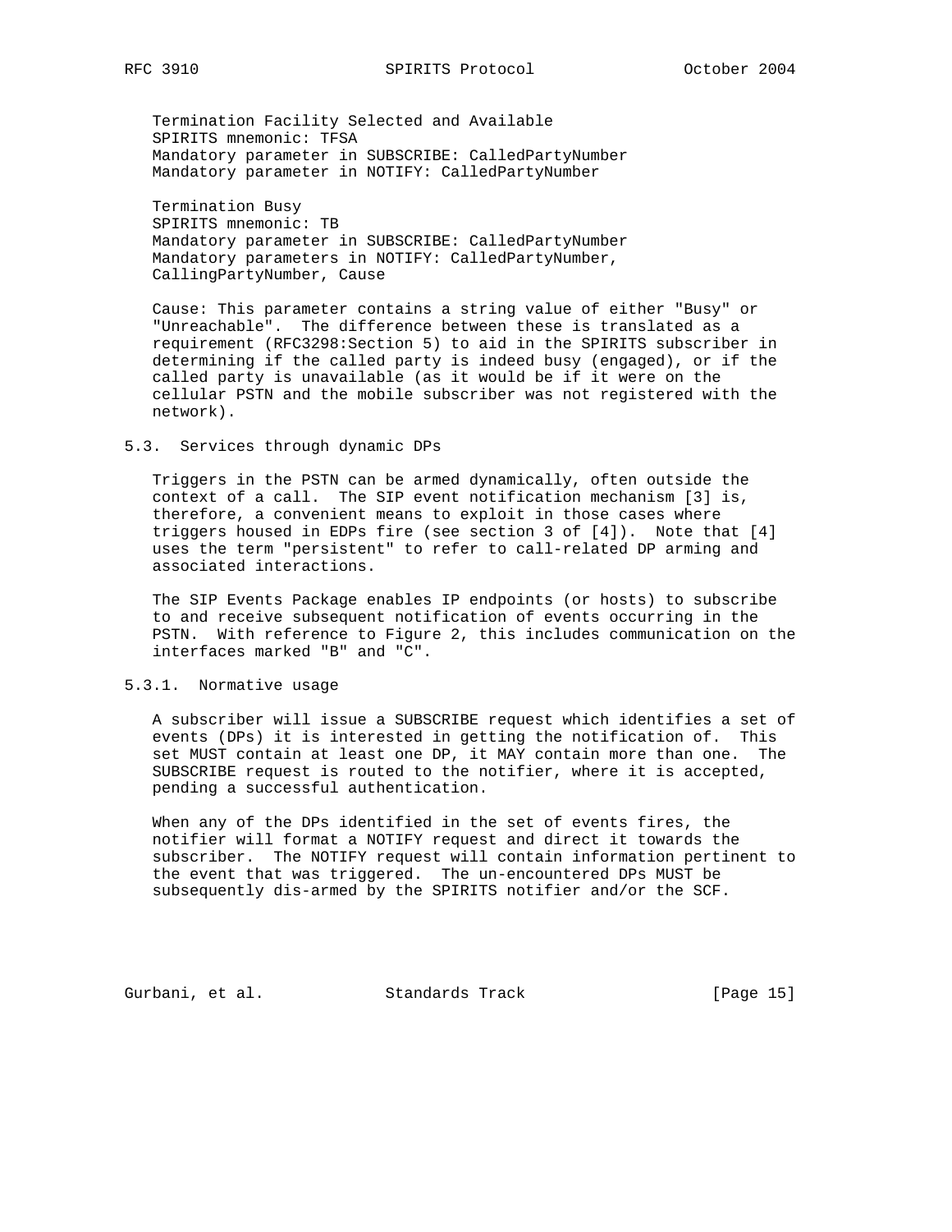Termination Facility Selected and Available
SPIRITS mnemonic: TFSA
Mandatory parameter in SUBSCRIBE: CalledPartyNumber
Mandatory parameter in NOTIFY: CalledPartyNumber

Termination Busy
SPIRITS mnemonic: TB
Mandatory parameter in SUBSCRIBE: CalledPartyNumber
Mandatory parameters in NOTIFY: CalledPartyNumber, CallingPartyNumber, Cause

Cause: This parameter contains a string value of either "Busy" or "Unreachable". The difference between these is translated as a requirement (RFC3298:Section 5) to aid in the SPIRITS subscriber in determining if the called party is indeed busy (engaged), or if the called party is unavailable (as it would be if it were on the cellular PSTN and the mobile subscriber was not registered with the network).

### 5.3. Services through dynamic DPs

Triggers in the PSTN can be armed dynamically, often outside the context of a call. The SIP event notification mechanism [3] is, therefore, a convenient means to exploit in those cases where triggers housed in EDPs fire (see section 3 of [4]). Note that [4] uses the term "persistent" to refer to call-related DP arming and associated interactions.

The SIP Events Package enables IP endpoints (or hosts) to subscribe to and receive subsequent notification of events occurring in the PSTN. With reference to Figure 2, this includes communication on the interfaces marked "B" and "C".

#### 5.3.1. Normative usage

A subscriber will issue a SUBSCRIBE request which identifies a set of events (DPs) it is interested in getting the notification of. This set MUST contain at least one DP, it MAY contain more than one. The SUBSCRIBE request is routed to the notifier, where it is accepted, pending a successful authentication.

When any of the DPs identified in the set of events fires, the notifier will format a NOTIFY request and direct it towards the subscriber. The NOTIFY request will contain information pertinent to the event that was triggered. The un-encountered DPs MUST be subsequently dis-armed by the SPIRITS notifier and/or the SCF.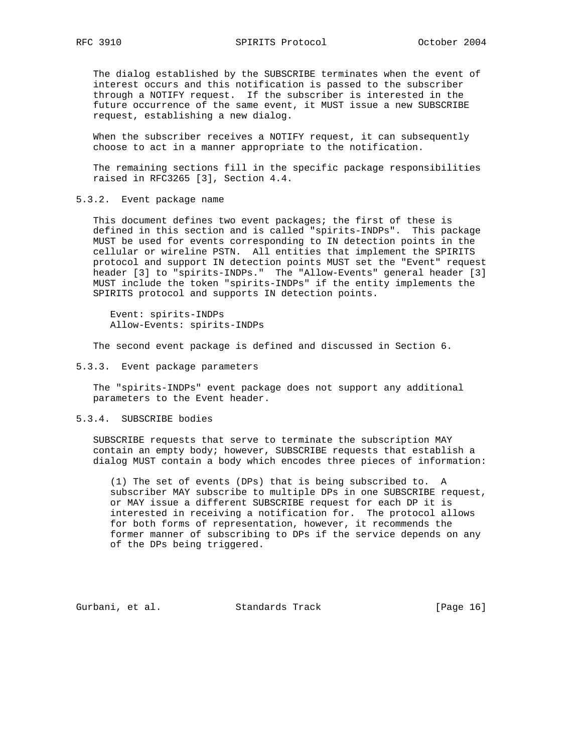The dialog established by the SUBSCRIBE terminates when the event of interest occurs and this notification is passed to the subscriber through a NOTIFY request. If the subscriber is interested in the future occurrence of the same event, it MUST issue a new SUBSCRIBE request, establishing a new dialog.

When the subscriber receives a NOTIFY request, it can subsequently choose to act in a manner appropriate to the notification.

The remaining sections fill in the specific package responsibilities raised in RFC3265 [3], Section 4.4.

### 5.3.2. Event package name

This document defines two event packages; the first of these is defined in this section and is called "spirits-INDPs". This package MUST be used for events corresponding to IN detection points in the cellular or wireline PSTN. All entities that implement the SPIRITS protocol and support IN detection points MUST set the "Event" request header [3] to "spirits-INDPs." The "Allow-Events" general header [3] MUST include the token "spirits-INDPs" if the entity implements the SPIRITS protocol and supports IN detection points.

```
Event: spirits-INDPs
Allow-Events: spirits-INDPs
```

The second event package is defined and discussed in Section 6.

### 5.3.3. Event package parameters

The "spirits-INDPs" event package does not support any additional parameters to the Event header.

### 5.3.4. SUBSCRIBE bodies

SUBSCRIBE requests that serve to terminate the subscription MAY contain an empty body; however, SUBSCRIBE requests that establish a dialog MUST contain a body which encodes three pieces of information:

(1) The set of events (DPs) that is being subscribed to. A subscriber MAY subscribe to multiple DPs in one SUBSCRIBE request, or MAY issue a different SUBSCRIBE request for each DP it is interested in receiving a notification for. The protocol allows for both forms of representation, however, it recommends the former manner of subscribing to DPs if the service depends on any of the DPs being triggered.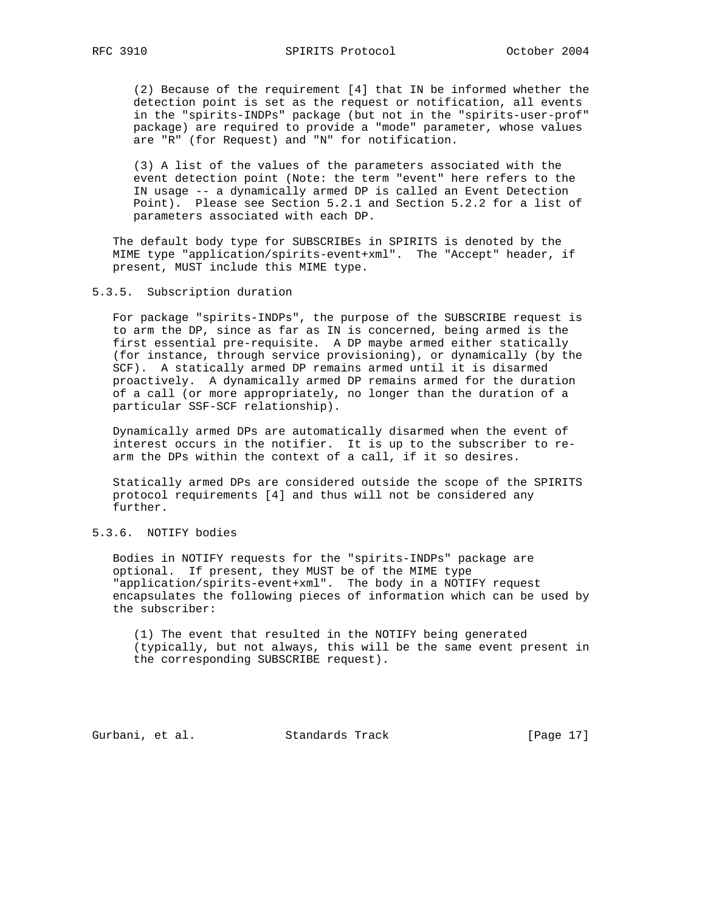(2) Because of the requirement [4] that IN be informed whether the detection point is set as the request or notification, all events in the "spirits-INDPs" package (but not in the "spirits-user-prof" package) are required to provide a "mode" parameter, whose values are "R" (for Request) and "N" for notification.

(3) A list of the values of the parameters associated with the event detection point (Note: the term "event" here refers to the IN usage -- a dynamically armed DP is called an Event Detection Point). Please see Section 5.2.1 and Section 5.2.2 for a list of parameters associated with each DP.

The default body type for SUBSCRIBEs in SPIRITS is denoted by the MIME type "application/spirits-event+xml". The "Accept" header, if present, MUST include this MIME type.

### 5.3.5. Subscription duration

For package "spirits-INDPs", the purpose of the SUBSCRIBE request is to arm the DP, since as far as IN is concerned, being armed is the first essential pre-requisite. A DP maybe armed either statically (for instance, through service provisioning), or dynamically (by the SCF). A statically armed DP remains armed until it is disarmed proactively. A dynamically armed DP remains armed for the duration of a call (or more appropriately, no longer than the duration of a particular SSF-SCF relationship).

Dynamically armed DPs are automatically disarmed when the event of interest occurs in the notifier. It is up to the subscriber to re-arm the DPs within the context of a call, if it so desires.

Statically armed DPs are considered outside the scope of the SPIRITS protocol requirements [4] and thus will not be considered any further.

### 5.3.6. NOTIFY bodies

Bodies in NOTIFY requests for the "spirits-INDPs" package are optional. If present, they MUST be of the MIME type "application/spirits-event+xml". The body in a NOTIFY request encapsulates the following pieces of information which can be used by the subscriber:

(1) The event that resulted in the NOTIFY being generated (typically, but not always, this will be the same event present in the corresponding SUBSCRIBE request).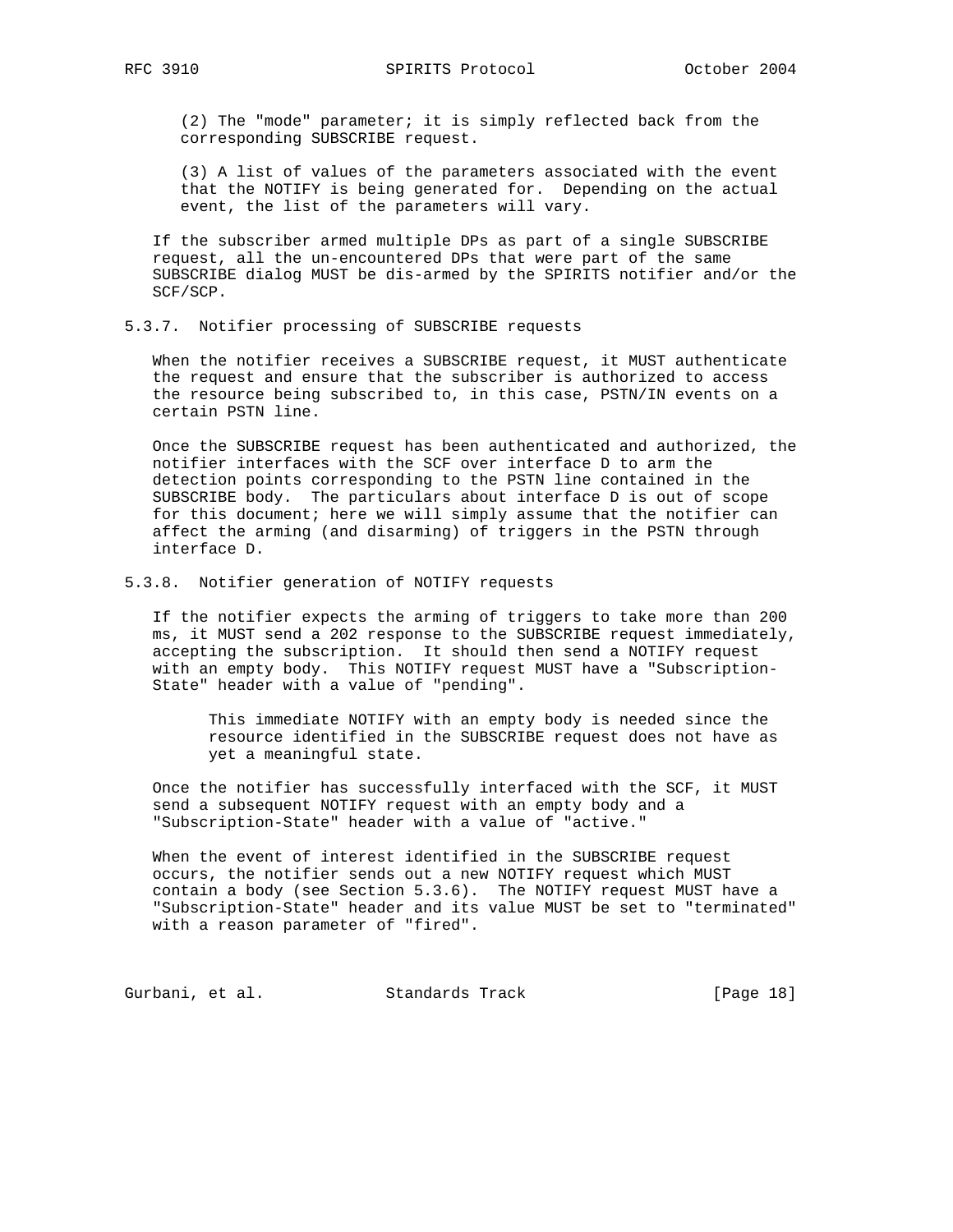(2) The "mode" parameter; it is simply reflected back from the corresponding SUBSCRIBE request.

(3) A list of values of the parameters associated with the event that the NOTIFY is being generated for. Depending on the actual event, the list of the parameters will vary.

If the subscriber armed multiple DPs as part of a single SUBSCRIBE request, all the un-encountered DPs that were part of the same SUBSCRIBE dialog MUST be dis-armed by the SPIRITS notifier and/or the SCF/SCP.

### 5.3.7. Notifier processing of SUBSCRIBE requests

When the notifier receives a SUBSCRIBE request, it MUST authenticate the request and ensure that the subscriber is authorized to access the resource being subscribed to, in this case, PSTN/IN events on a certain PSTN line.

Once the SUBSCRIBE request has been authenticated and authorized, the notifier interfaces with the SCF over interface D to arm the detection points corresponding to the PSTN line contained in the SUBSCRIBE body. The particulars about interface D is out of scope for this document; here we will simply assume that the notifier can affect the arming (and disarming) of triggers in the PSTN through interface D.

### 5.3.8. Notifier generation of NOTIFY requests

If the notifier expects the arming of triggers to take more than 200 ms, it MUST send a 202 response to the SUBSCRIBE request immediately, accepting the subscription. It should then send a NOTIFY request with an empty body. This NOTIFY request MUST have a "Subscription-State" header with a value of "pending".

> This immediate NOTIFY with an empty body is needed since the resource identified in the SUBSCRIBE request does not have as yet a meaningful state.

Once the notifier has successfully interfaced with the SCF, it MUST send a subsequent NOTIFY request with an empty body and a "Subscription-State" header with a value of "active."

When the event of interest identified in the SUBSCRIBE request occurs, the notifier sends out a new NOTIFY request which MUST contain a body (see Section 5.3.6). The NOTIFY request MUST have a "Subscription-State" header and its value MUST be set to "terminated" with a reason parameter of "fired".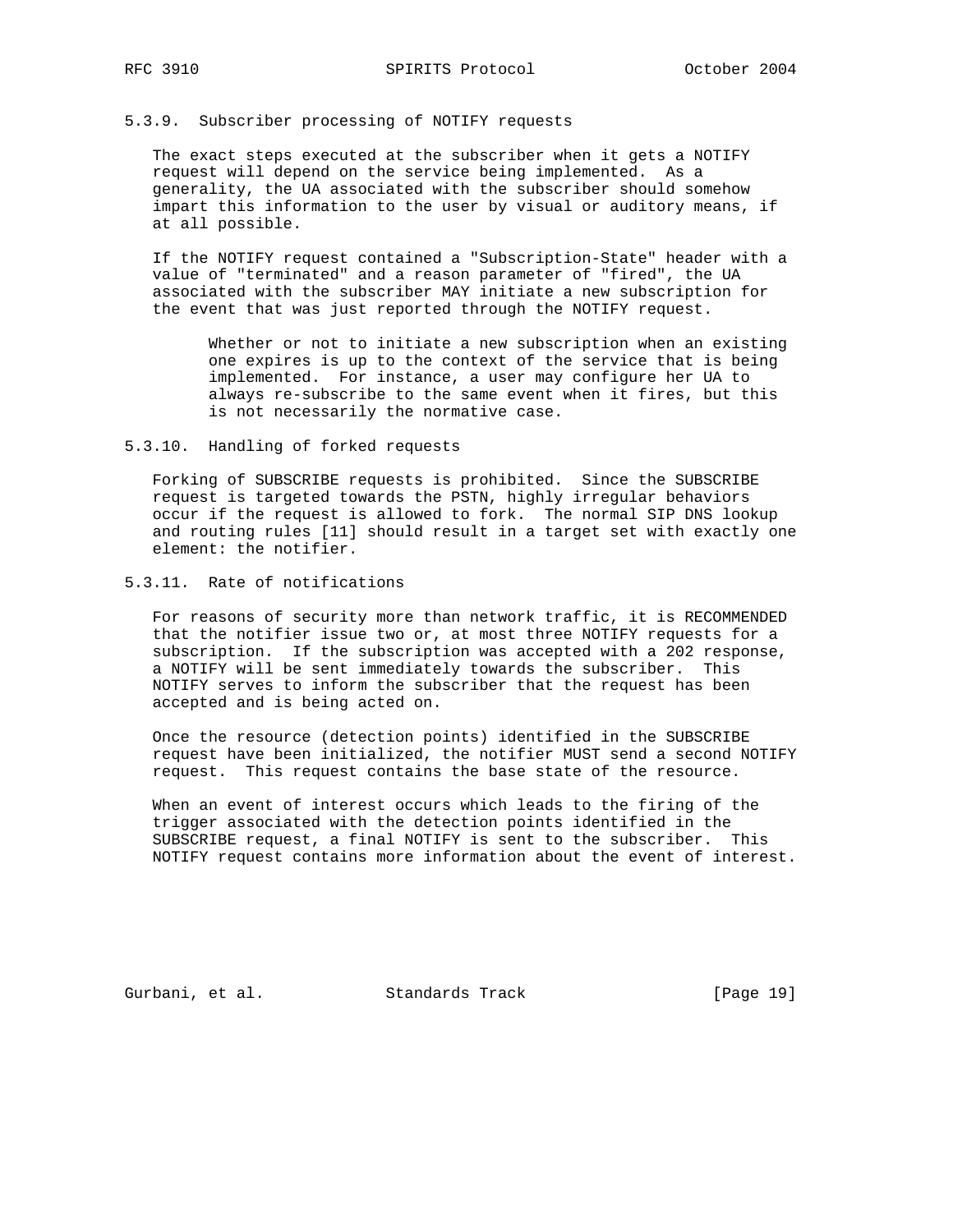#### 5.3.9. Subscriber processing of NOTIFY requests

The exact steps executed at the subscriber when it gets a NOTIFY request will depend on the service being implemented. As a generality, the UA associated with the subscriber should somehow impart this information to the user by visual or auditory means, if at all possible.

If the NOTIFY request contained a "Subscription-State" header with a value of "terminated" and a reason parameter of "fired", the UA associated with the subscriber MAY initiate a new subscription for the event that was just reported through the NOTIFY request.

> Whether or not to initiate a new subscription when an existing one expires is up to the context of the service that is being implemented. For instance, a user may configure her UA to always re-subscribe to the same event when it fires, but this is not necessarily the normative case.

#### 5.3.10. Handling of forked requests

Forking of SUBSCRIBE requests is prohibited. Since the SUBSCRIBE request is targeted towards the PSTN, highly irregular behaviors occur if the request is allowed to fork. The normal SIP DNS lookup and routing rules [11] should result in a target set with exactly one element: the notifier.

#### 5.3.11. Rate of notifications

For reasons of security more than network traffic, it is RECOMMENDED that the notifier issue two or, at most three NOTIFY requests for a subscription. If the subscription was accepted with a 202 response, a NOTIFY will be sent immediately towards the subscriber. This NOTIFY serves to inform the subscriber that the request has been accepted and is being acted on.

Once the resource (detection points) identified in the SUBSCRIBE request have been initialized, the notifier MUST send a second NOTIFY request. This request contains the base state of the resource.

When an event of interest occurs which leads to the firing of the trigger associated with the detection points identified in the SUBSCRIBE request, a final NOTIFY is sent to the subscriber. This NOTIFY request contains more information about the event of interest.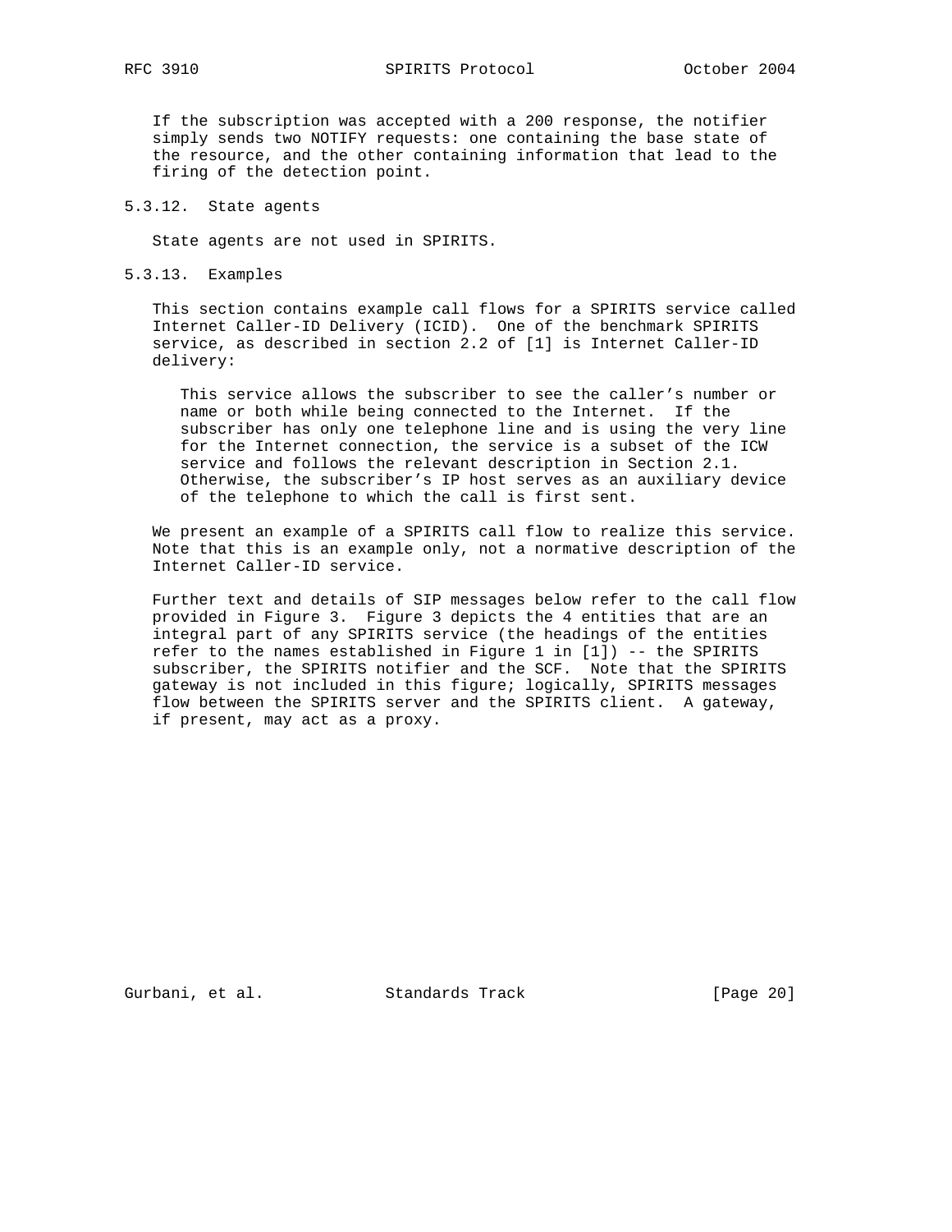If the subscription was accepted with a 200 response, the notifier simply sends two NOTIFY requests: one containing the base state of the resource, and the other containing information that lead to the firing of the detection point.

### 5.3.12. State agents

State agents are not used in SPIRITS.

### 5.3.13. Examples

This section contains example call flows for a SPIRITS service called Internet Caller-ID Delivery (ICID). One of the benchmark SPIRITS service, as described in section 2.2 of [1] is Internet Caller-ID delivery:

> This service allows the subscriber to see the caller's number or name or both while being connected to the Internet. If the subscriber has only one telephone line and is using the very line for the Internet connection, the service is a subset of the ICW service and follows the relevant description in Section 2.1. Otherwise, the subscriber's IP host serves as an auxiliary device of the telephone to which the call is first sent.

We present an example of a SPIRITS call flow to realize this service. Note that this is an example only, not a normative description of the Internet Caller-ID service.

Further text and details of SIP messages below refer to the call flow provided in Figure 3. Figure 3 depicts the 4 entities that are an integral part of any SPIRITS service (the headings of the entities refer to the names established in Figure 1 in [1]) -- the SPIRITS subscriber, the SPIRITS notifier and the SCF. Note that the SPIRITS gateway is not included in this figure; logically, SPIRITS messages flow between the SPIRITS server and the SPIRITS client. A gateway, if present, may act as a proxy.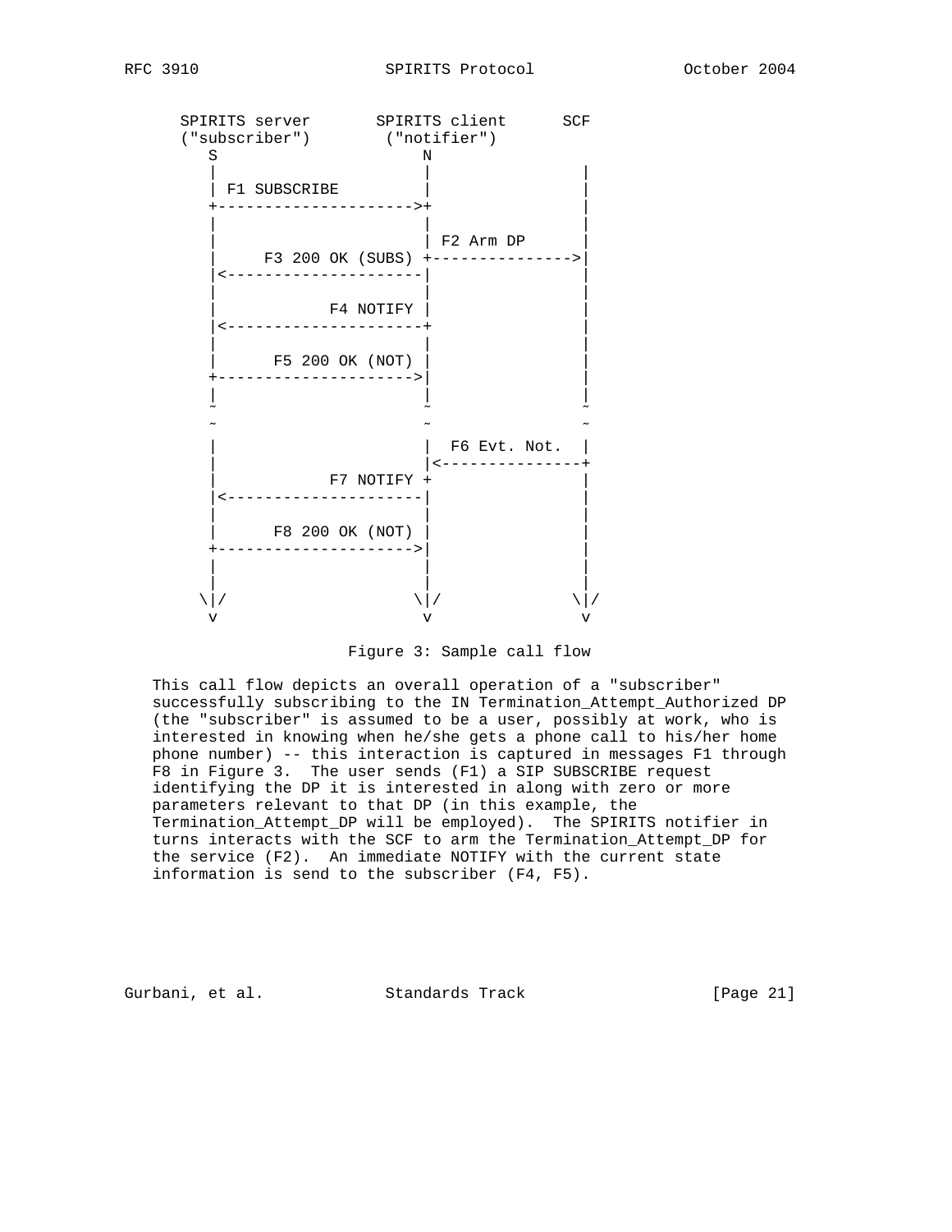```
      SPIRITS server       SPIRITS client      SCF
      ("subscriber")        ("notifier")
         S                     N
         |                     |               |
         | F1 SUBSCRIBE        |               |
         +-------------------->+               |
         |                     |               |
         |                     | F2 Arm DP     |
         |     F3 200 OK (SUBS) +-------------->|
         |<--------------------|               |
         |                     |               |
         |           F4 NOTIFY |               |
         |<--------------------+               |
         |                     |               |
         |      F5 200 OK (NOT) |               |
         +-------------------->|               |
         |                     |               |
         ~                     ~               ~
         ~                     ~               ~
         |                     |  F6 Evt. Not. |
         |                     |<--------------+
         |           F7 NOTIFY +               |
         |<--------------------|               |
         |                     |               |
         |      F8 200 OK (NOT) |               |
         +-------------------->|               |
         |                     |               |
         |                     |               |
        \|/                   \|/             \|/
         v                     v               v
```

Figure 3: Sample call flow

This call flow depicts an overall operation of a "subscriber" successfully subscribing to the IN Termination_Attempt_Authorized DP (the "subscriber" is assumed to be a user, possibly at work, who is interested in knowing when he/she gets a phone call to his/her home phone number) -- this interaction is captured in messages F1 through F8 in Figure 3. The user sends (F1) a SIP SUBSCRIBE request identifying the DP it is interested in along with zero or more parameters relevant to that DP (in this example, the Termination_Attempt_DP will be employed). The SPIRITS notifier in turns interacts with the SCF to arm the Termination_Attempt_DP for the service (F2). An immediate NOTIFY with the current state information is send to the subscriber (F4, F5).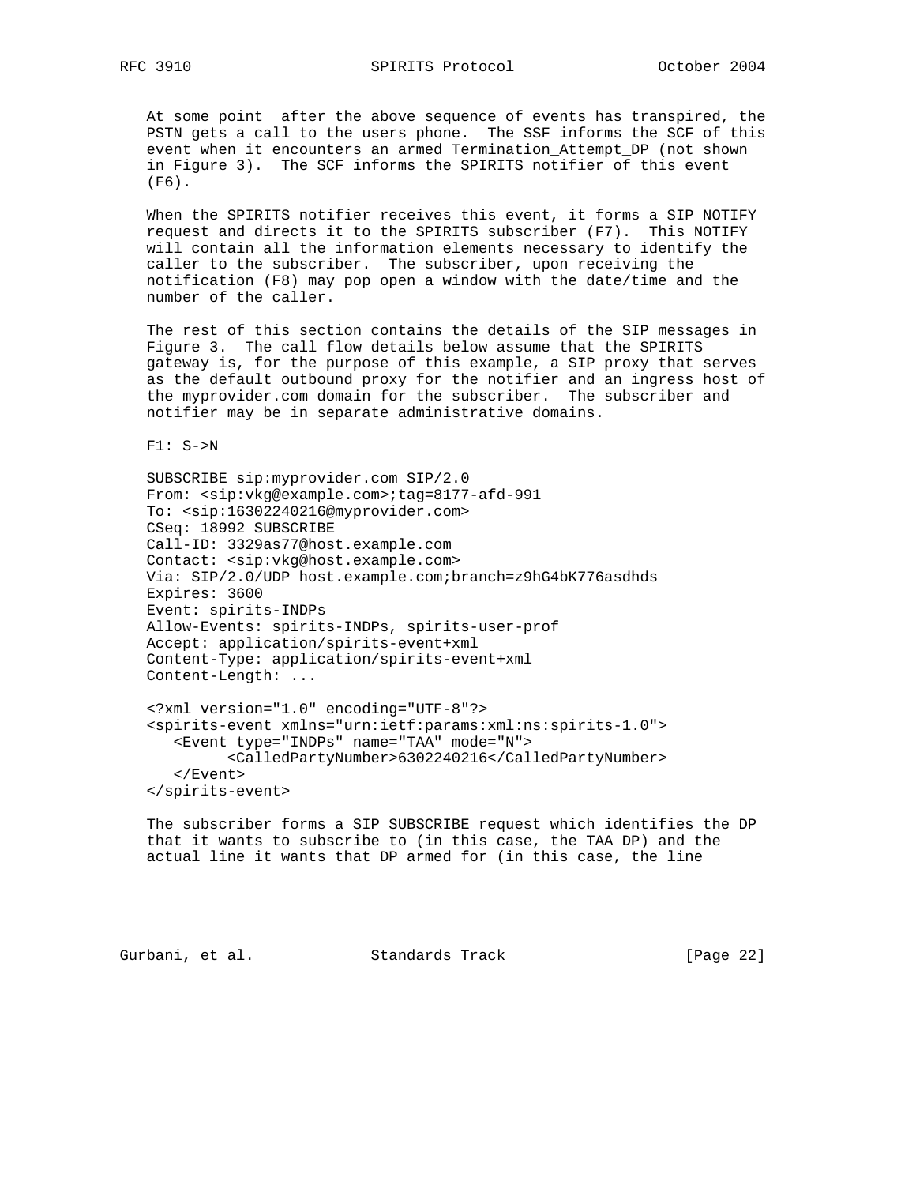At some point after the above sequence of events has transpired, the PSTN gets a call to the users phone. The SSF informs the SCF of this event when it encounters an armed Termination_Attempt_DP (not shown in Figure 3). The SCF informs the SPIRITS notifier of this event (F6).

When the SPIRITS notifier receives this event, it forms a SIP NOTIFY request and directs it to the SPIRITS subscriber (F7). This NOTIFY will contain all the information elements necessary to identify the caller to the subscriber. The subscriber, upon receiving the notification (F8) may pop open a window with the date/time and the number of the caller.

The rest of this section contains the details of the SIP messages in Figure 3. The call flow details below assume that the SPIRITS gateway is, for the purpose of this example, a SIP proxy that serves as the default outbound proxy for the notifier and an ingress host of the myprovider.com domain for the subscriber. The subscriber and notifier may be in separate administrative domains.

F1: S->N

```
SUBSCRIBE sip:myprovider.com SIP/2.0
From: <sip:vkg@example.com>;tag=8177-afd-991
To: <sip:16302240216@myprovider.com>
CSeq: 18992 SUBSCRIBE
Call-ID: 3329as77@host.example.com
Contact: <sip:vkg@host.example.com>
Via: SIP/2.0/UDP host.example.com;branch=z9hG4bK776asdhds
Expires: 3600
Event: spirits-INDPs
Allow-Events: spirits-INDPs, spirits-user-prof
Accept: application/spirits-event+xml
Content-Type: application/spirits-event+xml
Content-Length: ...

<?xml version="1.0" encoding="UTF-8"?>
<spirits-event xmlns="urn:ietf:params:xml:ns:spirits-1.0">
   <Event type="INDPs" name="TAA" mode="N">
         <CalledPartyNumber>6302240216</CalledPartyNumber>
   </Event>
</spirits-event>
```

The subscriber forms a SIP SUBSCRIBE request which identifies the DP that it wants to subscribe to (in this case, the TAA DP) and the actual line it wants that DP armed for (in this case, the line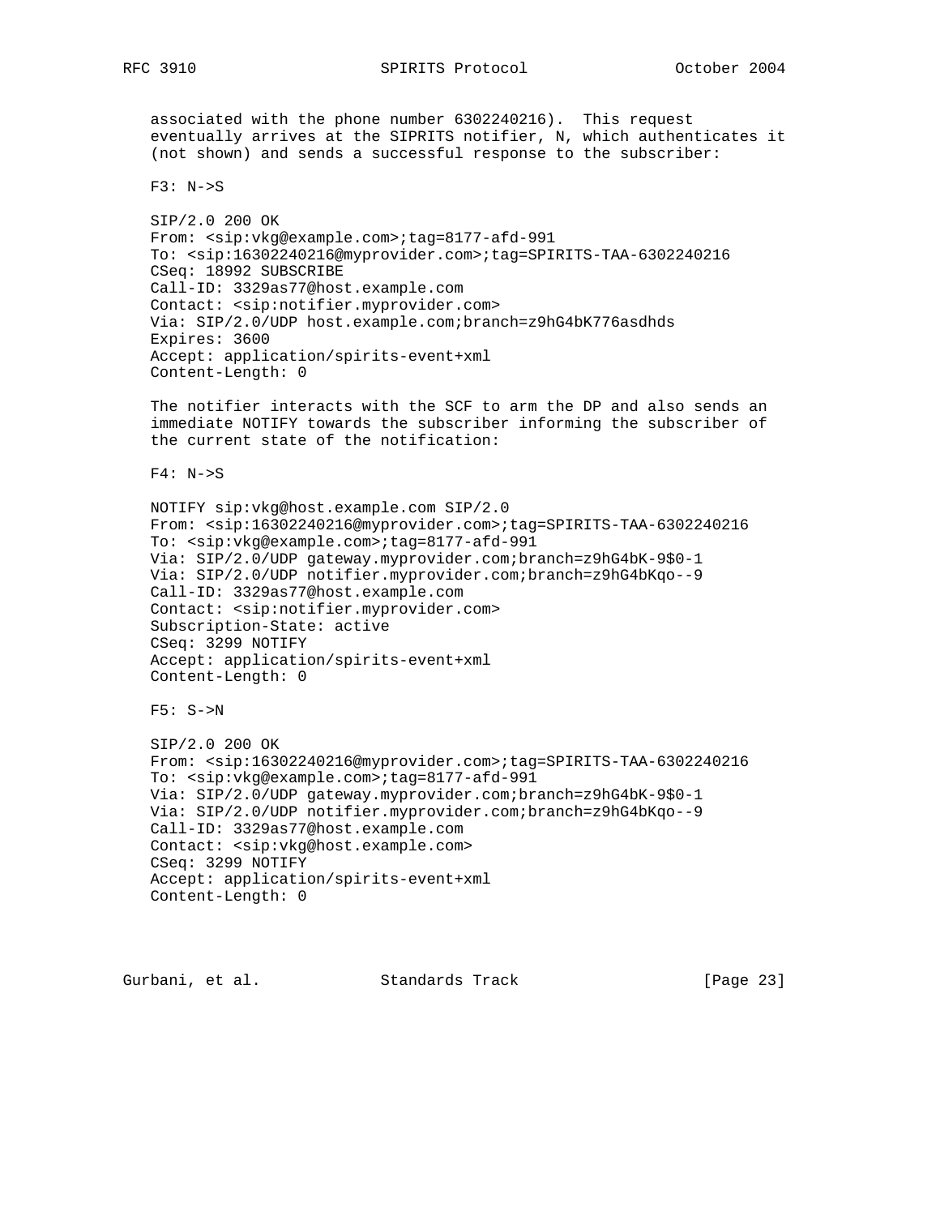associated with the phone number 6302240216). This request eventually arrives at the SIPRITS notifier, N, which authenticates it (not shown) and sends a successful response to the subscriber:

F3: N->S

```
SIP/2.0 200 OK
From: <sip:vkg@example.com>;tag=8177-afd-991
To: <sip:16302240216@myprovider.com>;tag=SPIRITS-TAA-6302240216
CSeq: 18992 SUBSCRIBE
Call-ID: 3329as77@host.example.com
Contact: <sip:notifier.myprovider.com>
Via: SIP/2.0/UDP host.example.com;branch=z9hG4bK776asdhds
Expires: 3600
Accept: application/spirits-event+xml
Content-Length: 0
```

The notifier interacts with the SCF to arm the DP and also sends an immediate NOTIFY towards the subscriber informing the subscriber of the current state of the notification:

F4: N->S

```
NOTIFY sip:vkg@host.example.com SIP/2.0
From: <sip:16302240216@myprovider.com>;tag=SPIRITS-TAA-6302240216
To: <sip:vkg@example.com>;tag=8177-afd-991
Via: SIP/2.0/UDP gateway.myprovider.com;branch=z9hG4bK-9$0-1
Via: SIP/2.0/UDP notifier.myprovider.com;branch=z9hG4bKqo--9
Call-ID: 3329as77@host.example.com
Contact: <sip:notifier.myprovider.com>
Subscription-State: active
CSeq: 3299 NOTIFY
Accept: application/spirits-event+xml
Content-Length: 0
```

F5: S->N

```
SIP/2.0 200 OK
From: <sip:16302240216@myprovider.com>;tag=SPIRITS-TAA-6302240216
To: <sip:vkg@example.com>;tag=8177-afd-991
Via: SIP/2.0/UDP gateway.myprovider.com;branch=z9hG4bK-9$0-1
Via: SIP/2.0/UDP notifier.myprovider.com;branch=z9hG4bKqo--9
Call-ID: 3329as77@host.example.com
Contact: <sip:vkg@host.example.com>
CSeq: 3299 NOTIFY
Accept: application/spirits-event+xml
Content-Length: 0
```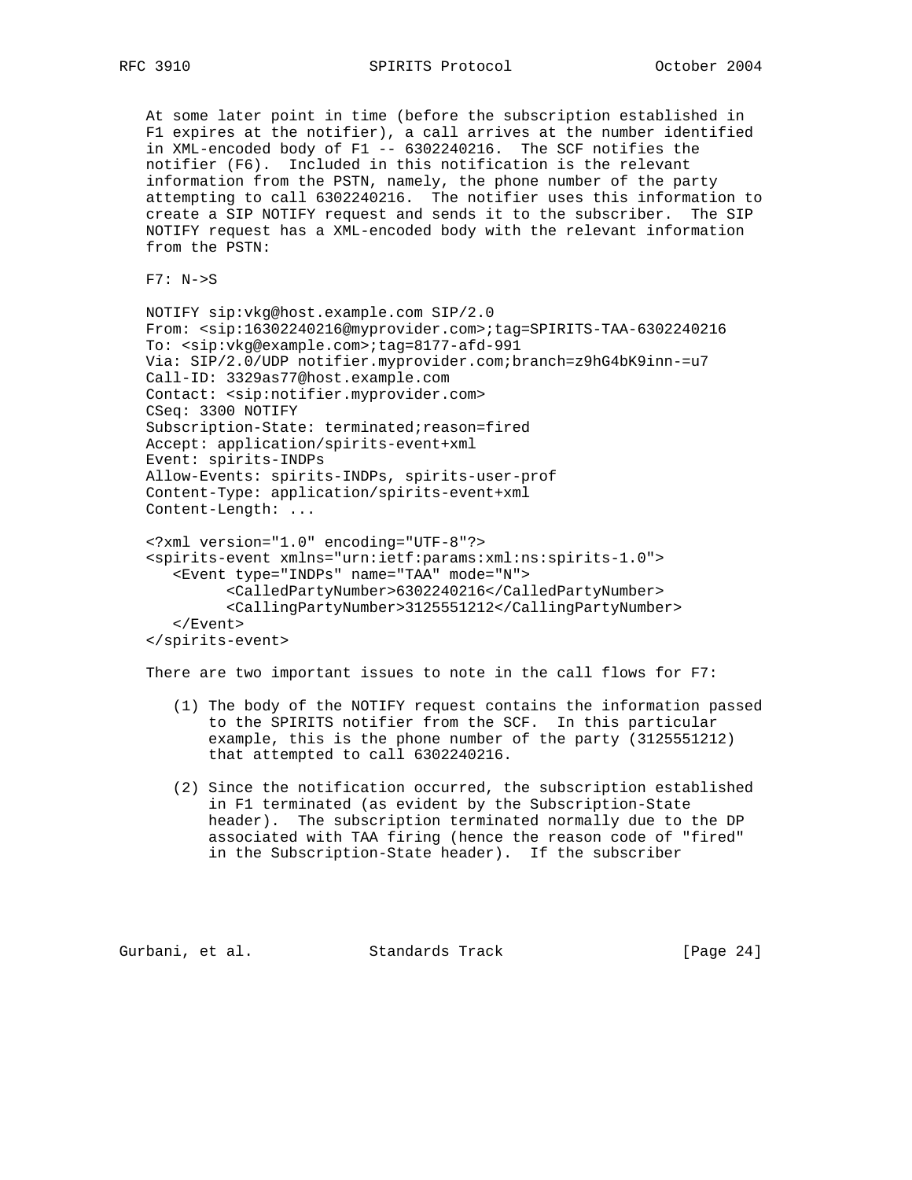At some later point in time (before the subscription established in F1 expires at the notifier), a call arrives at the number identified in XML-encoded body of F1 -- 6302240216. The SCF notifies the notifier (F6). Included in this notification is the relevant information from the PSTN, namely, the phone number of the party attempting to call 6302240216. The notifier uses this information to create a SIP NOTIFY request and sends it to the subscriber. The SIP NOTIFY request has a XML-encoded body with the relevant information from the PSTN:

F7: N->S

```
NOTIFY sip:vkg@host.example.com SIP/2.0
From: <sip:16302240216@myprovider.com>;tag=SPIRITS-TAA-6302240216
To: <sip:vkg@example.com>;tag=8177-afd-991
Via: SIP/2.0/UDP notifier.myprovider.com;branch=z9hG4bK9inn-=u7
Call-ID: 3329as77@host.example.com
Contact: <sip:notifier.myprovider.com>
CSeq: 3300 NOTIFY
Subscription-State: terminated;reason=fired
Accept: application/spirits-event+xml
Event: spirits-INDPs
Allow-Events: spirits-INDPs, spirits-user-prof
Content-Type: application/spirits-event+xml
Content-Length: ...

<?xml version="1.0" encoding="UTF-8"?>
<spirits-event xmlns="urn:ietf:params:xml:ns:spirits-1.0">
   <Event type="INDPs" name="TAA" mode="N">
         <CalledPartyNumber>6302240216</CalledPartyNumber>
         <CallingPartyNumber>3125551212</CallingPartyNumber>
   </Event>
</spirits-event>
```

There are two important issues to note in the call flows for F7:

(1) The body of the NOTIFY request contains the information passed to the SPIRITS notifier from the SCF. In this particular example, this is the phone number of the party (3125551212) that attempted to call 6302240216.

(2) Since the notification occurred, the subscription established in F1 terminated (as evident by the Subscription-State header). The subscription terminated normally due to the DP associated with TAA firing (hence the reason code of "fired" in the Subscription-State header). If the subscriber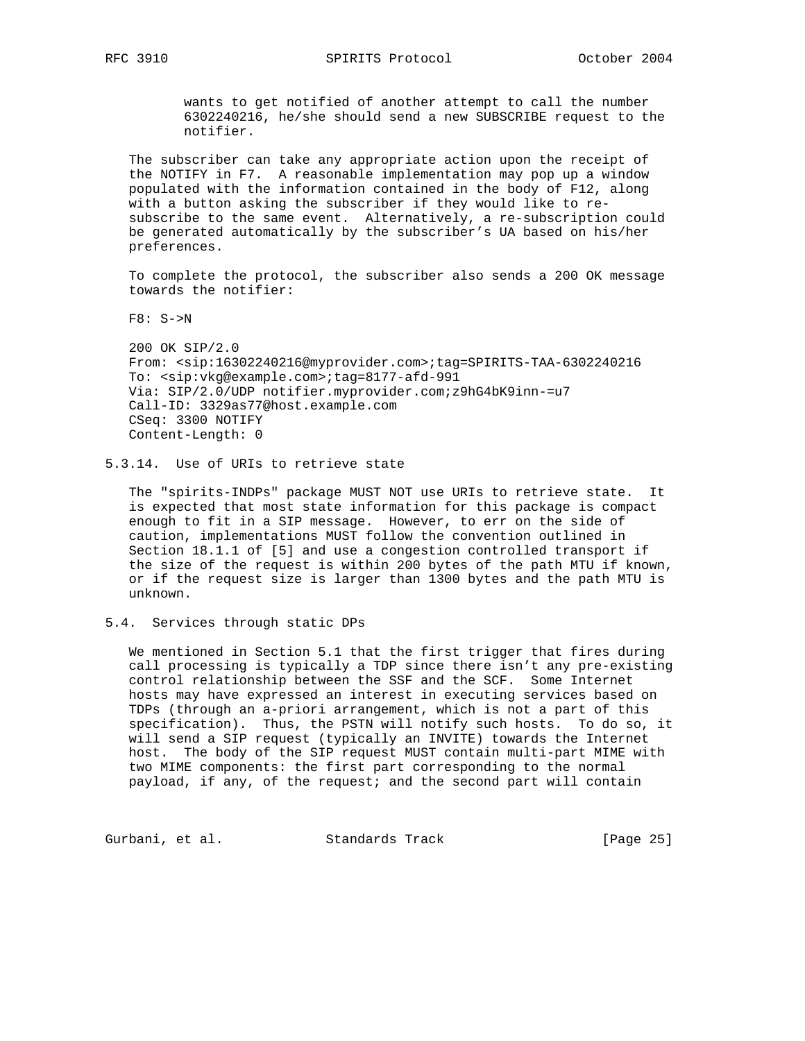wants to get notified of another attempt to call the number 6302240216, he/she should send a new SUBSCRIBE request to the notifier.

The subscriber can take any appropriate action upon the receipt of the NOTIFY in F7. A reasonable implementation may pop up a window populated with the information contained in the body of F12, along with a button asking the subscriber if they would like to re-subscribe to the same event. Alternatively, a re-subscription could be generated automatically by the subscriber's UA based on his/her preferences.

To complete the protocol, the subscriber also sends a 200 OK message towards the notifier:

F8: S->N

```
200 OK SIP/2.0
From: <sip:16302240216@myprovider.com>;tag=SPIRITS-TAA-6302240216
To: <sip:vkg@example.com>;tag=8177-afd-991
Via: SIP/2.0/UDP notifier.myprovider.com;z9hG4bK9inn-=u7
Call-ID: 3329as77@host.example.com
CSeq: 3300 NOTIFY
Content-Length: 0
```

### 5.3.14. Use of URIs to retrieve state

The "spirits-INDPs" package MUST NOT use URIs to retrieve state. It is expected that most state information for this package is compact enough to fit in a SIP message. However, to err on the side of caution, implementations MUST follow the convention outlined in Section 18.1.1 of [5] and use a congestion controlled transport if the size of the request is within 200 bytes of the path MTU if known, or if the request size is larger than 1300 bytes and the path MTU is unknown.

## 5.4. Services through static DPs

We mentioned in Section 5.1 that the first trigger that fires during call processing is typically a TDP since there isn't any pre-existing control relationship between the SSF and the SCF. Some Internet hosts may have expressed an interest in executing services based on TDPs (through an a-priori arrangement, which is not a part of this specification). Thus, the PSTN will notify such hosts. To do so, it will send a SIP request (typically an INVITE) towards the Internet host. The body of the SIP request MUST contain multi-part MIME with two MIME components: the first part corresponding to the normal payload, if any, of the request; and the second part will contain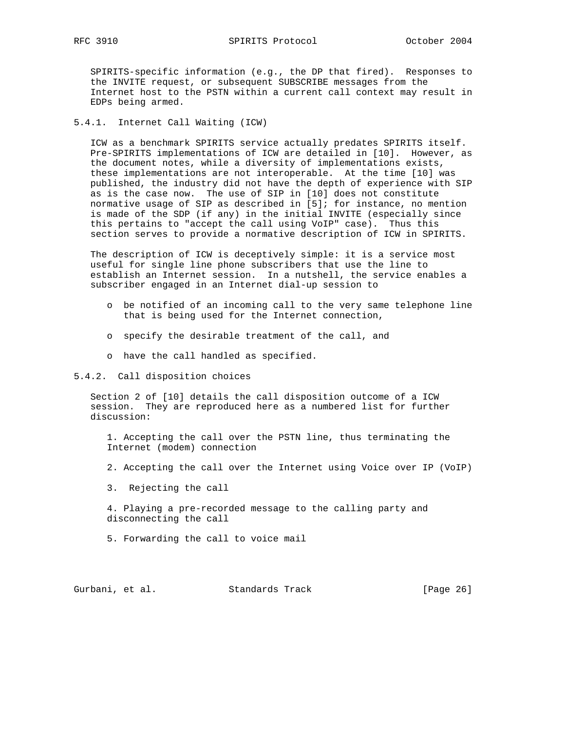SPIRITS-specific information (e.g., the DP that fired). Responses to the INVITE request, or subsequent SUBSCRIBE messages from the Internet host to the PSTN within a current call context may result in EDPs being armed.

### 5.4.1. Internet Call Waiting (ICW)

ICW as a benchmark SPIRITS service actually predates SPIRITS itself. Pre-SPIRITS implementations of ICW are detailed in [10]. However, as the document notes, while a diversity of implementations exists, these implementations are not interoperable. At the time [10] was published, the industry did not have the depth of experience with SIP as is the case now. The use of SIP in [10] does not constitute normative usage of SIP as described in [5]; for instance, no mention is made of the SDP (if any) in the initial INVITE (especially since this pertains to "accept the call using VoIP" case). Thus this section serves to provide a normative description of ICW in SPIRITS.

The description of ICW is deceptively simple: it is a service most useful for single line phone subscribers that use the line to establish an Internet session. In a nutshell, the service enables a subscriber engaged in an Internet dial-up session to

- be notified of an incoming call to the very same telephone line that is being used for the Internet connection,
- specify the desirable treatment of the call, and
- have the call handled as specified.

### 5.4.2. Call disposition choices

Section 2 of [10] details the call disposition outcome of a ICW session. They are reproduced here as a numbered list for further discussion:

1. Accepting the call over the PSTN line, thus terminating the Internet (modem) connection
2. Accepting the call over the Internet using Voice over IP (VoIP)
3. Rejecting the call
4. Playing a pre-recorded message to the calling party and disconnecting the call
5. Forwarding the call to voice mail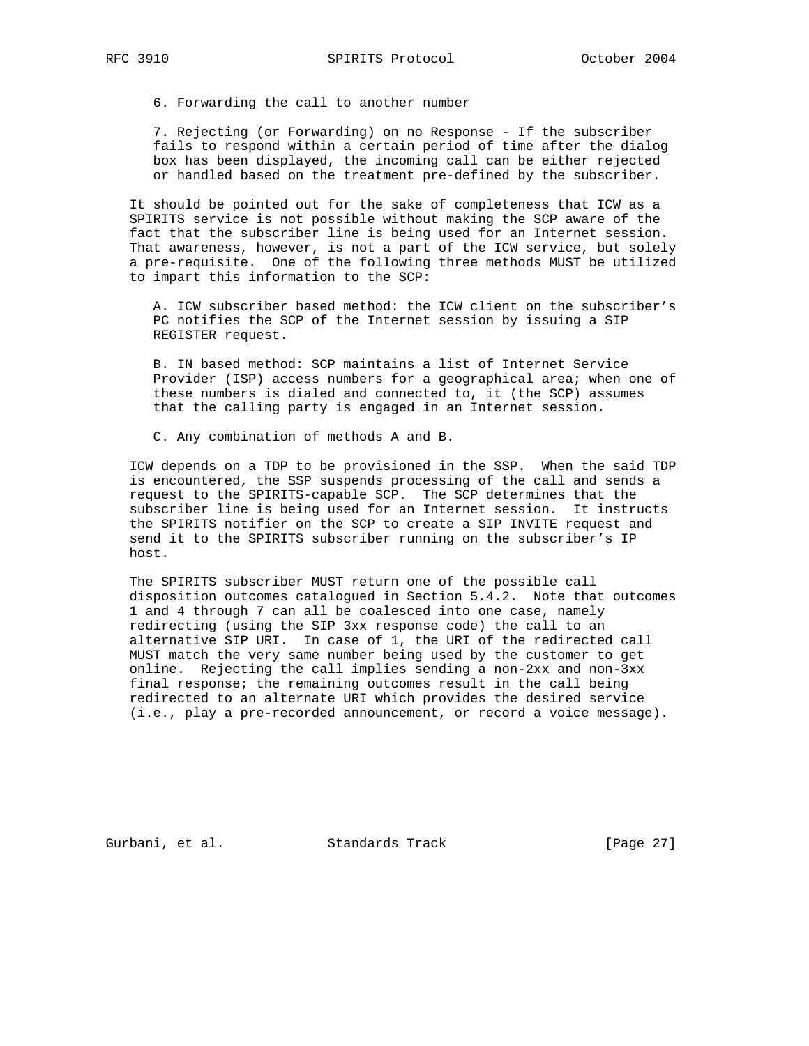6. Forwarding the call to another number

7. Rejecting (or Forwarding) on no Response - If the subscriber fails to respond within a certain period of time after the dialog box has been displayed, the incoming call can be either rejected or handled based on the treatment pre-defined by the subscriber.

It should be pointed out for the sake of completeness that ICW as a SPIRITS service is not possible without making the SCP aware of the fact that the subscriber line is being used for an Internet session. That awareness, however, is not a part of the ICW service, but solely a pre-requisite. One of the following three methods MUST be utilized to impart this information to the SCP:

A. ICW subscriber based method: the ICW client on the subscriber's PC notifies the SCP of the Internet session by issuing a SIP REGISTER request.

B. IN based method: SCP maintains a list of Internet Service Provider (ISP) access numbers for a geographical area; when one of these numbers is dialed and connected to, it (the SCP) assumes that the calling party is engaged in an Internet session.

C. Any combination of methods A and B.

ICW depends on a TDP to be provisioned in the SSP. When the said TDP is encountered, the SSP suspends processing of the call and sends a request to the SPIRITS-capable SCP. The SCP determines that the subscriber line is being used for an Internet session. It instructs the SPIRITS notifier on the SCP to create a SIP INVITE request and send it to the SPIRITS subscriber running on the subscriber's IP host.

The SPIRITS subscriber MUST return one of the possible call disposition outcomes catalogued in Section 5.4.2. Note that outcomes 1 and 4 through 7 can all be coalesced into one case, namely redirecting (using the SIP 3xx response code) the call to an alternative SIP URI. In case of 1, the URI of the redirected call MUST match the very same number being used by the customer to get online. Rejecting the call implies sending a non-2xx and non-3xx final response; the remaining outcomes result in the call being redirected to an alternate URI which provides the desired service (i.e., play a pre-recorded announcement, or record a voice message).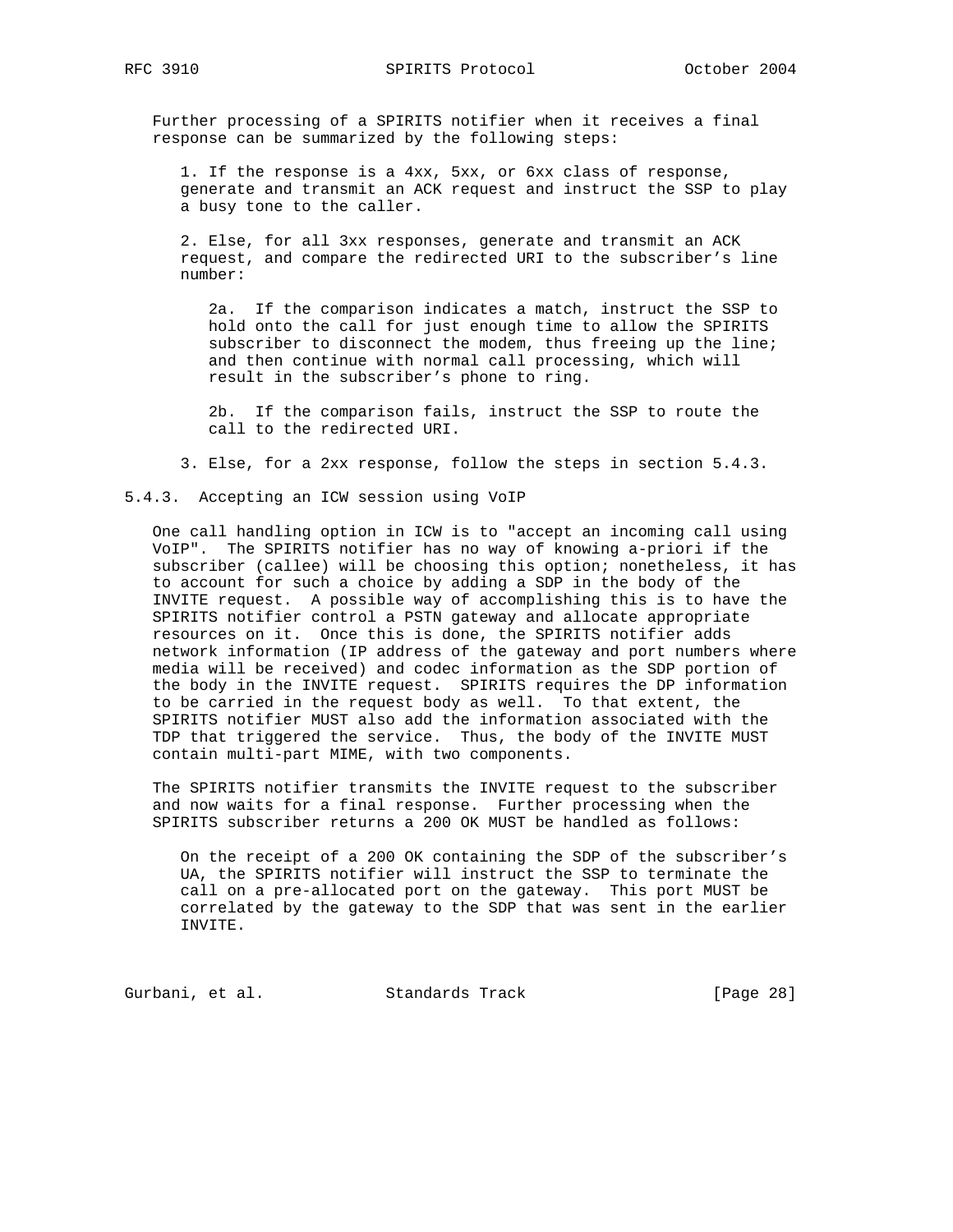Further processing of a SPIRITS notifier when it receives a final response can be summarized by the following steps:

1. If the response is a 4xx, 5xx, or 6xx class of response, generate and transmit an ACK request and instruct the SSP to play a busy tone to the caller.

2. Else, for all 3xx responses, generate and transmit an ACK request, and compare the redirected URI to the subscriber's line number:

   2a. If the comparison indicates a match, instruct the SSP to hold onto the call for just enough time to allow the SPIRITS subscriber to disconnect the modem, thus freeing up the line; and then continue with normal call processing, which will result in the subscriber's phone to ring.

   2b. If the comparison fails, instruct the SSP to route the call to the redirected URI.

3. Else, for a 2xx response, follow the steps in section 5.4.3.

### 5.4.3. Accepting an ICW session using VoIP

One call handling option in ICW is to "accept an incoming call using VoIP". The SPIRITS notifier has no way of knowing a-priori if the subscriber (callee) will be choosing this option; nonetheless, it has to account for such a choice by adding a SDP in the body of the INVITE request. A possible way of accomplishing this is to have the SPIRITS notifier control a PSTN gateway and allocate appropriate resources on it. Once this is done, the SPIRITS notifier adds network information (IP address of the gateway and port numbers where media will be received) and codec information as the SDP portion of the body in the INVITE request. SPIRITS requires the DP information to be carried in the request body as well. To that extent, the SPIRITS notifier MUST also add the information associated with the TDP that triggered the service. Thus, the body of the INVITE MUST contain multi-part MIME, with two components.

The SPIRITS notifier transmits the INVITE request to the subscriber and now waits for a final response. Further processing when the SPIRITS subscriber returns a 200 OK MUST be handled as follows:

On the receipt of a 200 OK containing the SDP of the subscriber's UA, the SPIRITS notifier will instruct the SSP to terminate the call on a pre-allocated port on the gateway. This port MUST be correlated by the gateway to the SDP that was sent in the earlier INVITE.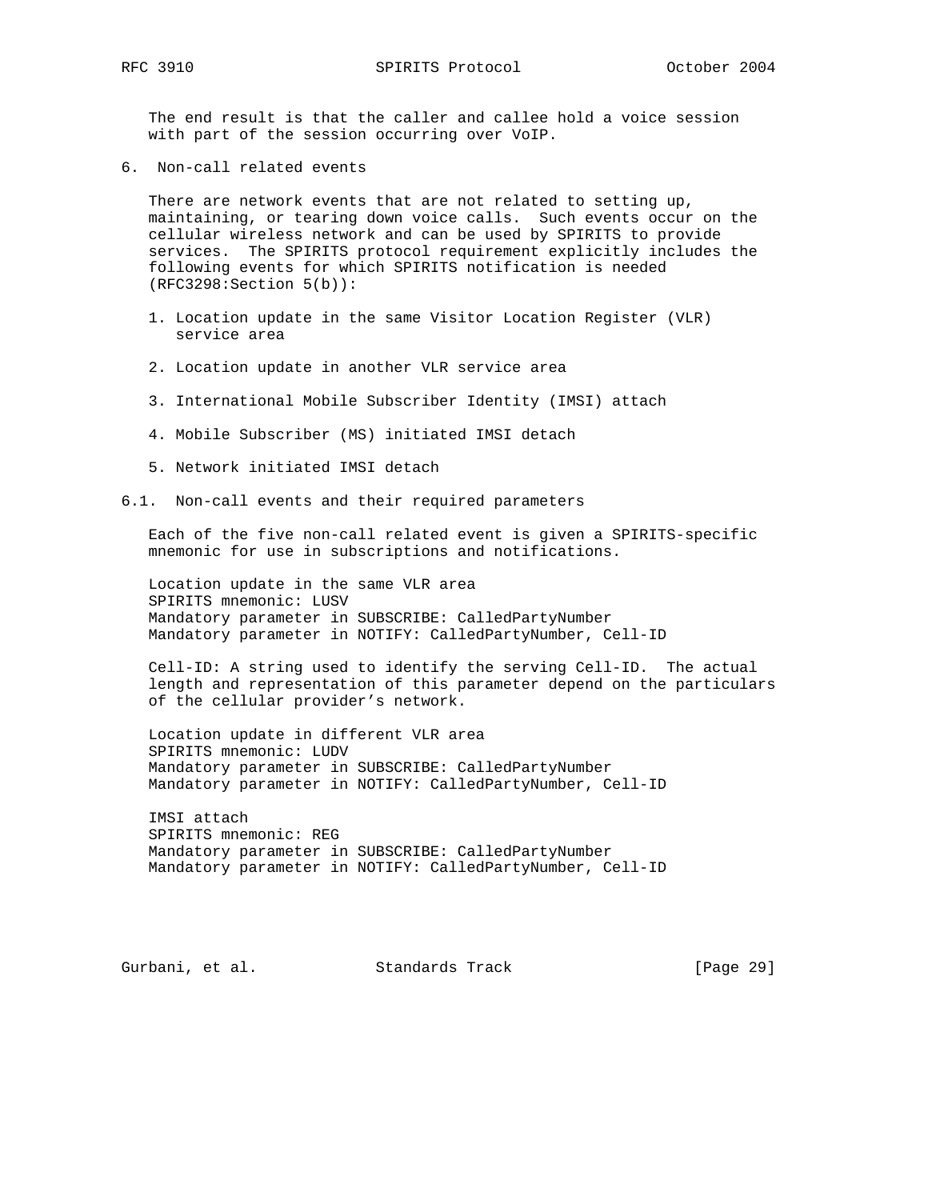The end result is that the caller and callee hold a voice session with part of the session occurring over VoIP.

## 6. Non-call related events

There are network events that are not related to setting up, maintaining, or tearing down voice calls. Such events occur on the cellular wireless network and can be used by SPIRITS to provide services. The SPIRITS protocol requirement explicitly includes the following events for which SPIRITS notification is needed (RFC3298:Section 5(b)):

1. Location update in the same Visitor Location Register (VLR) service area
2. Location update in another VLR service area
3. International Mobile Subscriber Identity (IMSI) attach
4. Mobile Subscriber (MS) initiated IMSI detach
5. Network initiated IMSI detach

### 6.1. Non-call events and their required parameters

Each of the five non-call related event is given a SPIRITS-specific mnemonic for use in subscriptions and notifications.

Location update in the same VLR area
SPIRITS mnemonic: LUSV
Mandatory parameter in SUBSCRIBE: CalledPartyNumber
Mandatory parameter in NOTIFY: CalledPartyNumber, Cell-ID

Cell-ID: A string used to identify the serving Cell-ID. The actual length and representation of this parameter depend on the particulars of the cellular provider’s network.

Location update in different VLR area
SPIRITS mnemonic: LUDV
Mandatory parameter in SUBSCRIBE: CalledPartyNumber
Mandatory parameter in NOTIFY: CalledPartyNumber, Cell-ID

IMSI attach
SPIRITS mnemonic: REG
Mandatory parameter in SUBSCRIBE: CalledPartyNumber
Mandatory parameter in NOTIFY: CalledPartyNumber, Cell-ID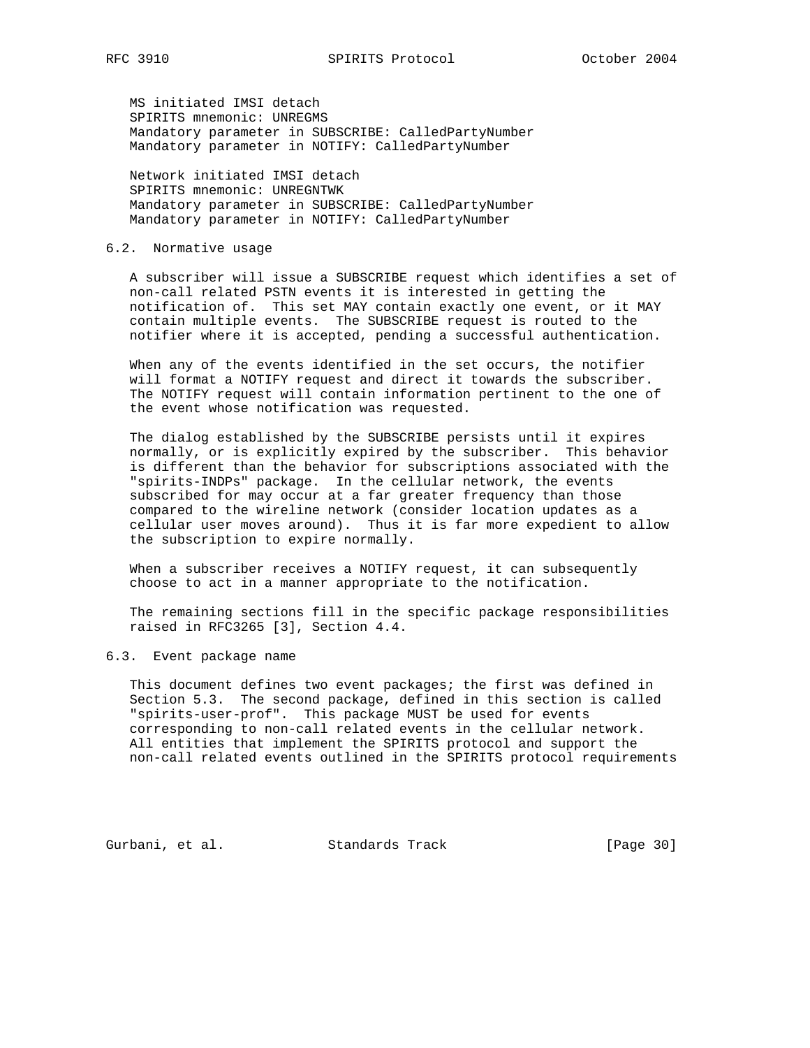MS initiated IMSI detach
SPIRITS mnemonic: UNREGMS
Mandatory parameter in SUBSCRIBE: CalledPartyNumber
Mandatory parameter in NOTIFY: CalledPartyNumber

Network initiated IMSI detach
SPIRITS mnemonic: UNREGNTWK
Mandatory parameter in SUBSCRIBE: CalledPartyNumber
Mandatory parameter in NOTIFY: CalledPartyNumber

## 6.2. Normative usage

A subscriber will issue a SUBSCRIBE request which identifies a set of non-call related PSTN events it is interested in getting the notification of. This set MAY contain exactly one event, or it MAY contain multiple events. The SUBSCRIBE request is routed to the notifier where it is accepted, pending a successful authentication.

When any of the events identified in the set occurs, the notifier will format a NOTIFY request and direct it towards the subscriber. The NOTIFY request will contain information pertinent to the one of the event whose notification was requested.

The dialog established by the SUBSCRIBE persists until it expires normally, or is explicitly expired by the subscriber. This behavior is different than the behavior for subscriptions associated with the "spirits-INDPs" package. In the cellular network, the events subscribed for may occur at a far greater frequency than those compared to the wireline network (consider location updates as a cellular user moves around). Thus it is far more expedient to allow the subscription to expire normally.

When a subscriber receives a NOTIFY request, it can subsequently choose to act in a manner appropriate to the notification.

The remaining sections fill in the specific package responsibilities raised in RFC3265 [3], Section 4.4.

## 6.3. Event package name

This document defines two event packages; the first was defined in Section 5.3. The second package, defined in this section is called "spirits-user-prof". This package MUST be used for events corresponding to non-call related events in the cellular network. All entities that implement the SPIRITS protocol and support the non-call related events outlined in the SPIRITS protocol requirements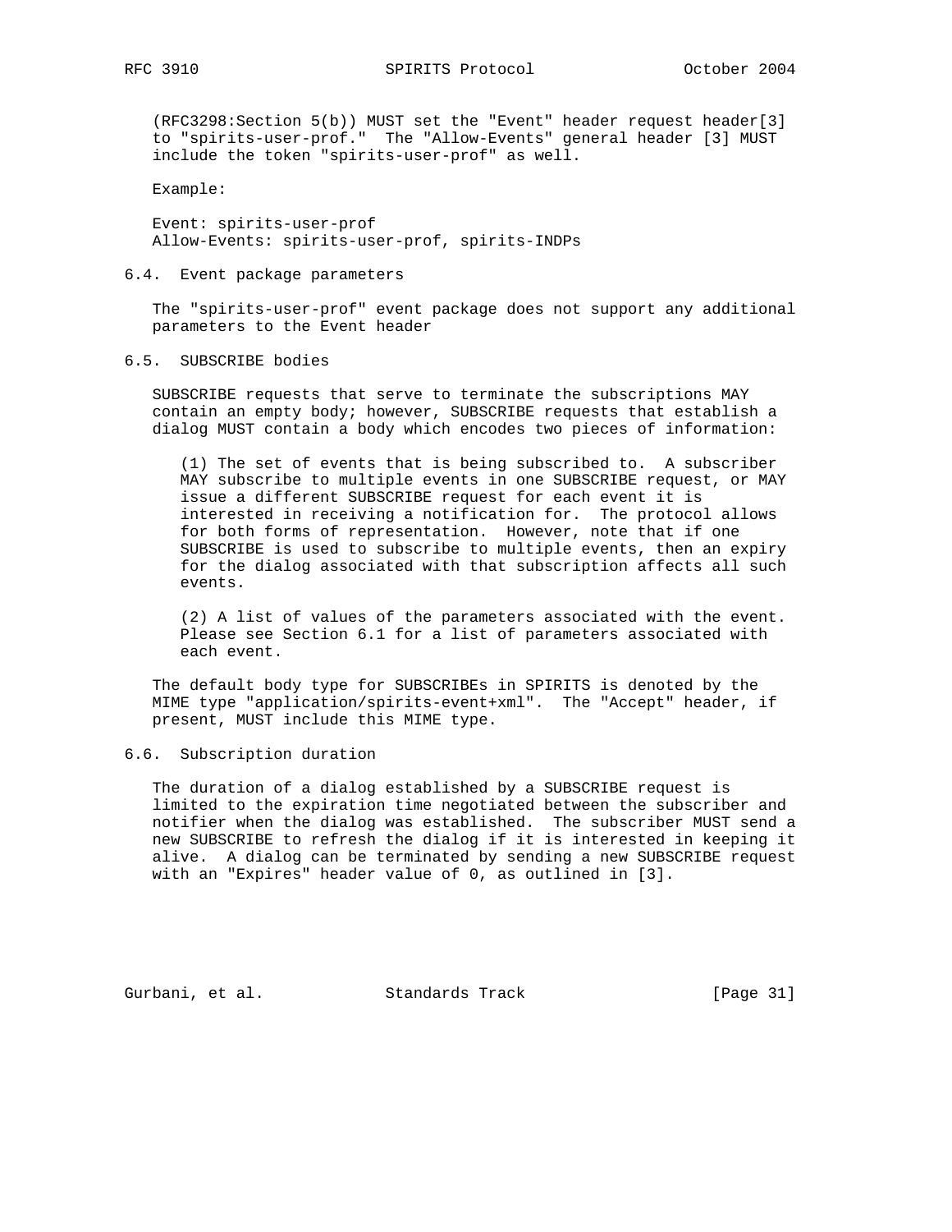(RFC3298:Section 5(b)) MUST set the "Event" header request header[3] to "spirits-user-prof." The "Allow-Events" general header [3] MUST include the token "spirits-user-prof" as well.

Example:

```
Event: spirits-user-prof
Allow-Events: spirits-user-prof, spirits-INDPs
```

### 6.4. Event package parameters

The "spirits-user-prof" event package does not support any additional parameters to the Event header

### 6.5. SUBSCRIBE bodies

SUBSCRIBE requests that serve to terminate the subscriptions MAY contain an empty body; however, SUBSCRIBE requests that establish a dialog MUST contain a body which encodes two pieces of information:

(1) The set of events that is being subscribed to. A subscriber MAY subscribe to multiple events in one SUBSCRIBE request, or MAY issue a different SUBSCRIBE request for each event it is interested in receiving a notification for. The protocol allows for both forms of representation. However, note that if one SUBSCRIBE is used to subscribe to multiple events, then an expiry for the dialog associated with that subscription affects all such events.

(2) A list of values of the parameters associated with the event. Please see Section 6.1 for a list of parameters associated with each event.

The default body type for SUBSCRIBEs in SPIRITS is denoted by the MIME type "application/spirits-event+xml". The "Accept" header, if present, MUST include this MIME type.

### 6.6. Subscription duration

The duration of a dialog established by a SUBSCRIBE request is limited to the expiration time negotiated between the subscriber and notifier when the dialog was established. The subscriber MUST send a new SUBSCRIBE to refresh the dialog if it is interested in keeping it alive. A dialog can be terminated by sending a new SUBSCRIBE request with an "Expires" header value of 0, as outlined in [3].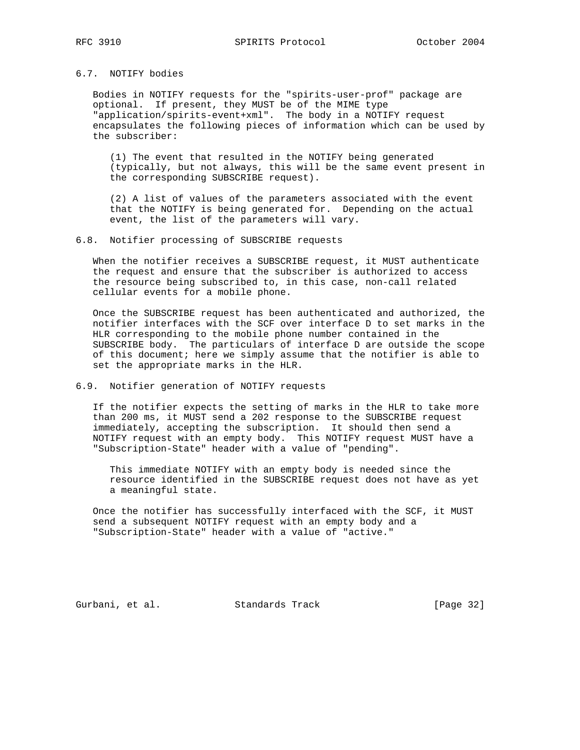### 6.7. NOTIFY bodies

Bodies in NOTIFY requests for the "spirits-user-prof" package are optional. If present, they MUST be of the MIME type "application/spirits-event+xml". The body in a NOTIFY request encapsulates the following pieces of information which can be used by the subscriber:

(1) The event that resulted in the NOTIFY being generated (typically, but not always, this will be the same event present in the corresponding SUBSCRIBE request).

(2) A list of values of the parameters associated with the event that the NOTIFY is being generated for. Depending on the actual event, the list of the parameters will vary.

### 6.8. Notifier processing of SUBSCRIBE requests

When the notifier receives a SUBSCRIBE request, it MUST authenticate the request and ensure that the subscriber is authorized to access the resource being subscribed to, in this case, non-call related cellular events for a mobile phone.

Once the SUBSCRIBE request has been authenticated and authorized, the notifier interfaces with the SCF over interface D to set marks in the HLR corresponding to the mobile phone number contained in the SUBSCRIBE body. The particulars of interface D are outside the scope of this document; here we simply assume that the notifier is able to set the appropriate marks in the HLR.

### 6.9. Notifier generation of NOTIFY requests

If the notifier expects the setting of marks in the HLR to take more than 200 ms, it MUST send a 202 response to the SUBSCRIBE request immediately, accepting the subscription. It should then send a NOTIFY request with an empty body. This NOTIFY request MUST have a "Subscription-State" header with a value of "pending".

This immediate NOTIFY with an empty body is needed since the resource identified in the SUBSCRIBE request does not have as yet a meaningful state.

Once the notifier has successfully interfaced with the SCF, it MUST send a subsequent NOTIFY request with an empty body and a "Subscription-State" header with a value of "active."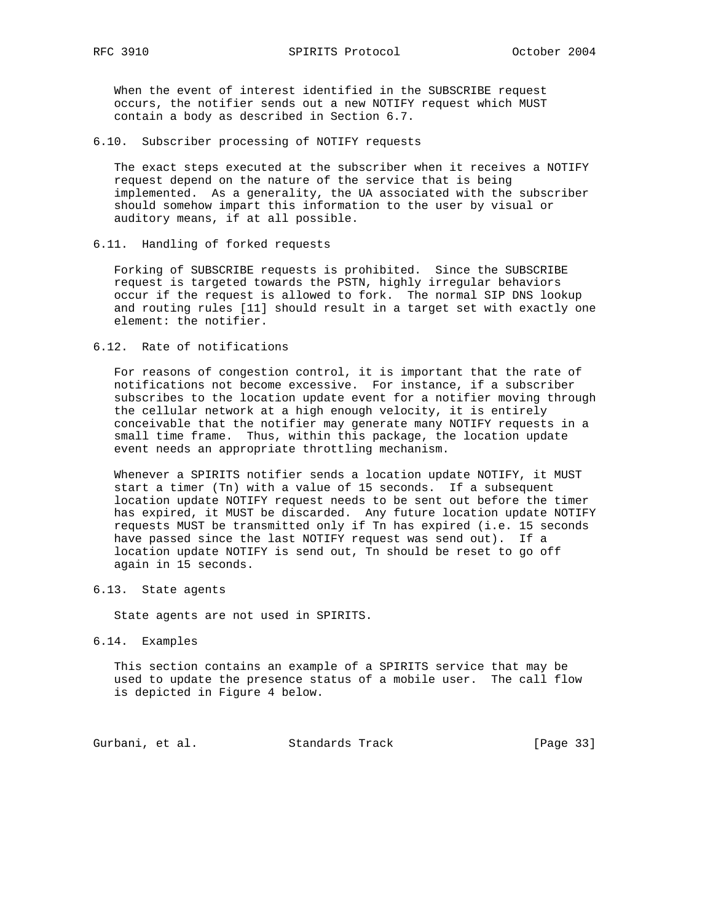When the event of interest identified in the SUBSCRIBE request occurs, the notifier sends out a new NOTIFY request which MUST contain a body as described in Section 6.7.

### 6.10. Subscriber processing of NOTIFY requests

The exact steps executed at the subscriber when it receives a NOTIFY request depend on the nature of the service that is being implemented. As a generality, the UA associated with the subscriber should somehow impart this information to the user by visual or auditory means, if at all possible.

### 6.11. Handling of forked requests

Forking of SUBSCRIBE requests is prohibited. Since the SUBSCRIBE request is targeted towards the PSTN, highly irregular behaviors occur if the request is allowed to fork. The normal SIP DNS lookup and routing rules [11] should result in a target set with exactly one element: the notifier.

### 6.12. Rate of notifications

For reasons of congestion control, it is important that the rate of notifications not become excessive. For instance, if a subscriber subscribes to the location update event for a notifier moving through the cellular network at a high enough velocity, it is entirely conceivable that the notifier may generate many NOTIFY requests in a small time frame. Thus, within this package, the location update event needs an appropriate throttling mechanism.

Whenever a SPIRITS notifier sends a location update NOTIFY, it MUST start a timer (Tn) with a value of 15 seconds. If a subsequent location update NOTIFY request needs to be sent out before the timer has expired, it MUST be discarded. Any future location update NOTIFY requests MUST be transmitted only if Tn has expired (i.e. 15 seconds have passed since the last NOTIFY request was send out). If a location update NOTIFY is send out, Tn should be reset to go off again in 15 seconds.

### 6.13. State agents

State agents are not used in SPIRITS.

### 6.14. Examples

This section contains an example of a SPIRITS service that may be used to update the presence status of a mobile user. The call flow is depicted in Figure 4 below.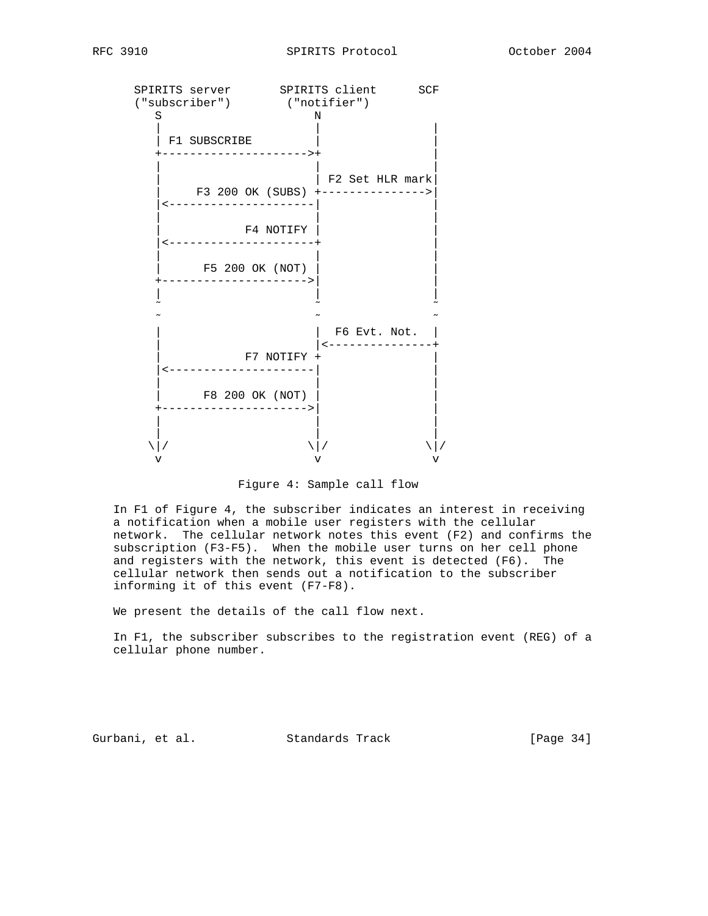```
      SPIRITS server       SPIRITS client      SCF
      ("subscriber")        ("notifier")
         S                      N
         |                      |               |
         | F1 SUBSCRIBE         |               |
         +--------------------->+               |
         |                      |               |
         |                      | F2 Set HLR mark|
         |      F3 200 OK (SUBS) +--------------->|
         |<---------------------|               |
         |                      |               |
         |            F4 NOTIFY |               |
         |<---------------------+               |
         |                      |               |
         |      F5 200 OK (NOT) |               |
         +--------------------->|               |
         |                      |               |
         ~                      ~               ~
         ~                      ~               ~
         |                      |  F6 Evt. Not.  |
         |                      |<---------------+
         |            F7 NOTIFY +               |
         |<---------------------|               |
         |                      |               |
         |      F8 200 OK (NOT) |               |
         +--------------------->|               |
         |                      |               |
         |                      |               |
        \|/                    \|/             \|/
         v                      v               v
```

Figure 4: Sample call flow

In F1 of Figure 4, the subscriber indicates an interest in receiving a notification when a mobile user registers with the cellular network. The cellular network notes this event (F2) and confirms the subscription (F3-F5). When the mobile user turns on her cell phone and registers with the network, this event is detected (F6). The cellular network then sends out a notification to the subscriber informing it of this event (F7-F8).

We present the details of the call flow next.

In F1, the subscriber subscribes to the registration event (REG) of a cellular phone number.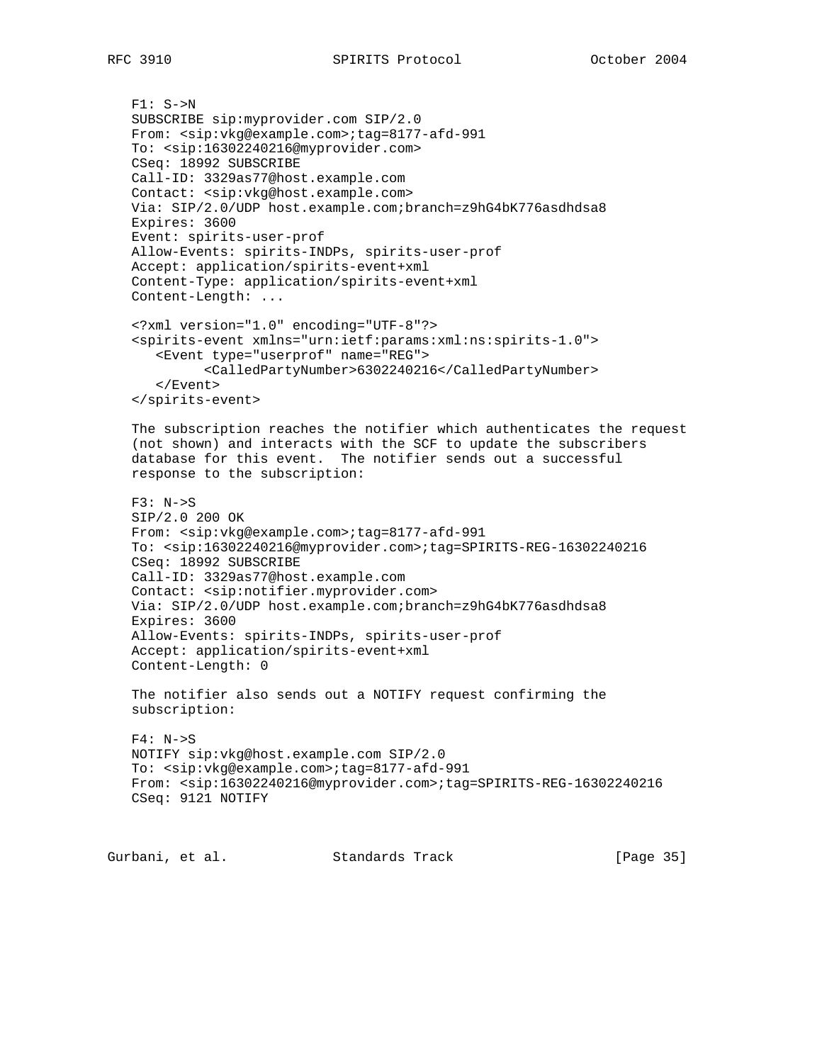```
F1: S->N
SUBSCRIBE sip:myprovider.com SIP/2.0
From: <sip:vkg@example.com>;tag=8177-afd-991
To: <sip:16302240216@myprovider.com>
CSeq: 18992 SUBSCRIBE
Call-ID: 3329as77@host.example.com
Contact: <sip:vkg@host.example.com>
Via: SIP/2.0/UDP host.example.com;branch=z9hG4bK776asdhdsa8
Expires: 3600
Event: spirits-user-prof
Allow-Events: spirits-INDPs, spirits-user-prof
Accept: application/spirits-event+xml
Content-Type: application/spirits-event+xml
Content-Length: ...

<?xml version="1.0" encoding="UTF-8"?>
<spirits-event xmlns="urn:ietf:params:xml:ns:spirits-1.0">
   <Event type="userprof" name="REG">
         <CalledPartyNumber>6302240216</CalledPartyNumber>
   </Event>
</spirits-event>
```

The subscription reaches the notifier which authenticates the request (not shown) and interacts with the SCF to update the subscribers database for this event. The notifier sends out a successful response to the subscription:

```
F3: N->S
SIP/2.0 200 OK
From: <sip:vkg@example.com>;tag=8177-afd-991
To: <sip:16302240216@myprovider.com>;tag=SPIRITS-REG-16302240216
CSeq: 18992 SUBSCRIBE
Call-ID: 3329as77@host.example.com
Contact: <sip:notifier.myprovider.com>
Via: SIP/2.0/UDP host.example.com;branch=z9hG4bK776asdhdsa8
Expires: 3600
Allow-Events: spirits-INDPs, spirits-user-prof
Accept: application/spirits-event+xml
Content-Length: 0
```

The notifier also sends out a NOTIFY request confirming the subscription:

```
F4: N->S
NOTIFY sip:vkg@host.example.com SIP/2.0
To: <sip:vkg@example.com>;tag=8177-afd-991
From: <sip:16302240216@myprovider.com>;tag=SPIRITS-REG-16302240216
CSeq: 9121 NOTIFY
```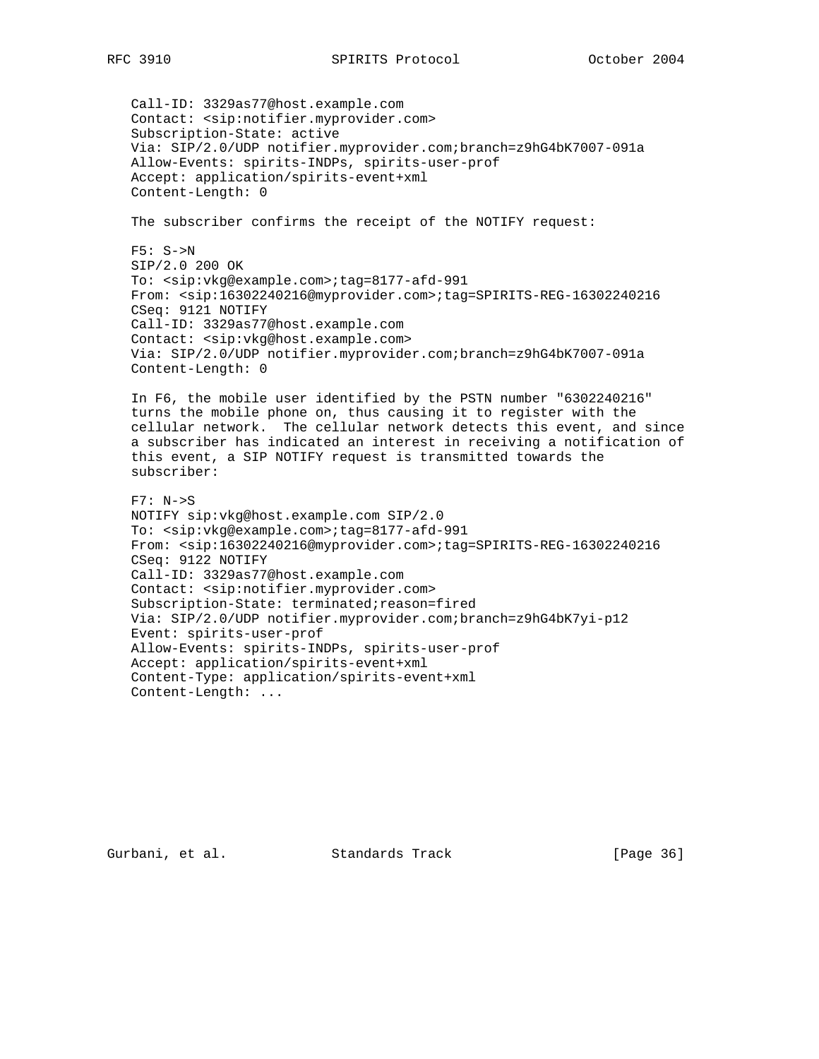```
Call-ID: 3329as77@host.example.com
Contact: <sip:notifier.myprovider.com>
Subscription-State: active
Via: SIP/2.0/UDP notifier.myprovider.com;branch=z9hG4bK7007-091a
Allow-Events: spirits-INDPs, spirits-user-prof
Accept: application/spirits-event+xml
Content-Length: 0
```

The subscriber confirms the receipt of the NOTIFY request:

```
F5: S->N
SIP/2.0 200 OK
To: <sip:vkg@example.com>;tag=8177-afd-991
From: <sip:16302240216@myprovider.com>;tag=SPIRITS-REG-16302240216
CSeq: 9121 NOTIFY
Call-ID: 3329as77@host.example.com
Contact: <sip:vkg@host.example.com>
Via: SIP/2.0/UDP notifier.myprovider.com;branch=z9hG4bK7007-091a
Content-Length: 0
```

In F6, the mobile user identified by the PSTN number "6302240216" turns the mobile phone on, thus causing it to register with the cellular network. The cellular network detects this event, and since a subscriber has indicated an interest in receiving a notification of this event, a SIP NOTIFY request is transmitted towards the subscriber:

```
F7: N->S
NOTIFY sip:vkg@host.example.com SIP/2.0
To: <sip:vkg@example.com>;tag=8177-afd-991
From: <sip:16302240216@myprovider.com>;tag=SPIRITS-REG-16302240216
CSeq: 9122 NOTIFY
Call-ID: 3329as77@host.example.com
Contact: <sip:notifier.myprovider.com>
Subscription-State: terminated;reason=fired
Via: SIP/2.0/UDP notifier.myprovider.com;branch=z9hG4bK7yi-p12
Event: spirits-user-prof
Allow-Events: spirits-INDPs, spirits-user-prof
Accept: application/spirits-event+xml
Content-Type: application/spirits-event+xml
Content-Length: ...
```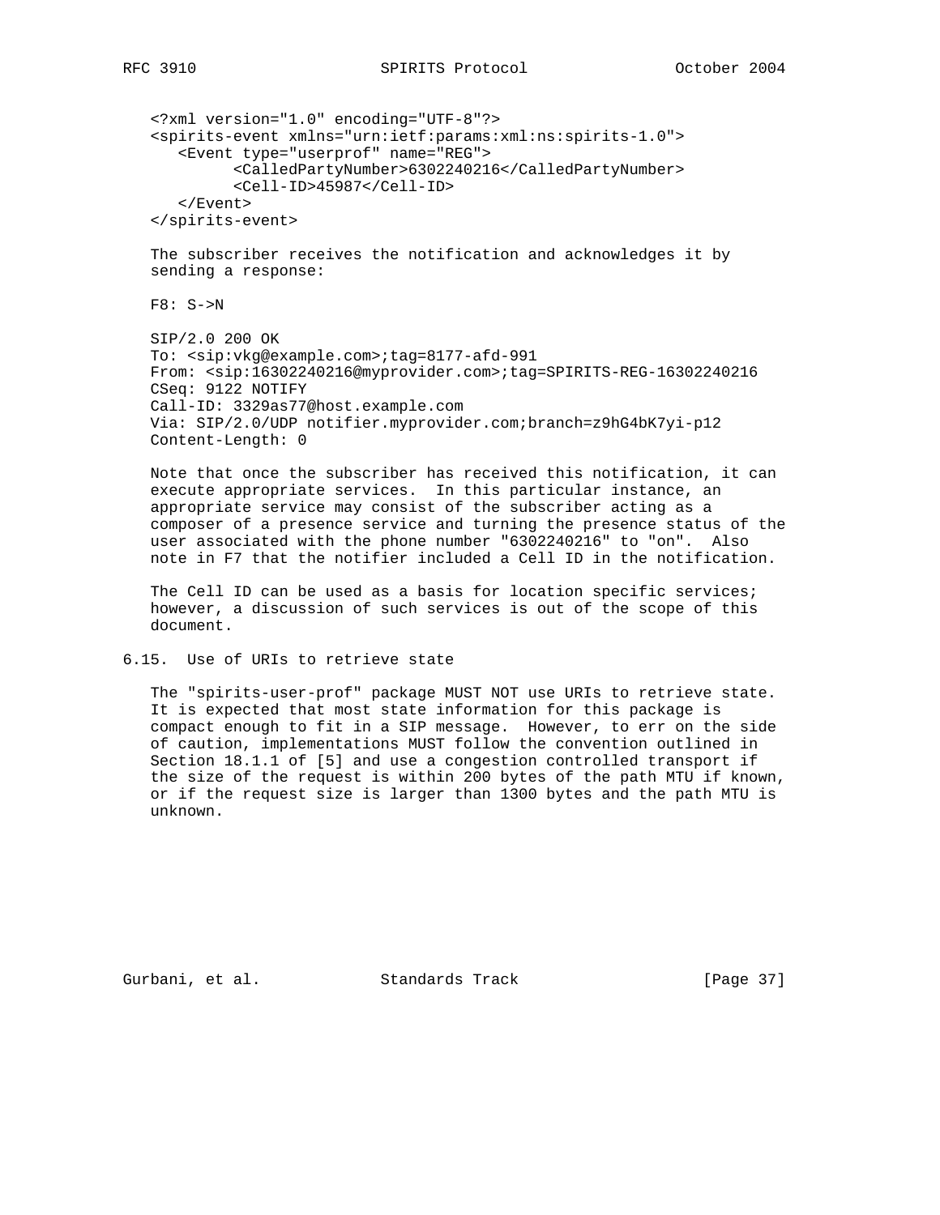```
<?xml version="1.0" encoding="UTF-8"?>
<spirits-event xmlns="urn:ietf:params:xml:ns:spirits-1.0">
   <Event type="userprof" name="REG">
         <CalledPartyNumber>6302240216</CalledPartyNumber>
         <Cell-ID>45987</Cell-ID>
   </Event>
</spirits-event>
```

The subscriber receives the notification and acknowledges it by sending a response:

F8: S->N

```
SIP/2.0 200 OK
To: <sip:vkg@example.com>;tag=8177-afd-991
From: <sip:16302240216@myprovider.com>;tag=SPIRITS-REG-16302240216
CSeq: 9122 NOTIFY
Call-ID: 3329as77@host.example.com
Via: SIP/2.0/UDP notifier.myprovider.com;branch=z9hG4bK7yi-p12
Content-Length: 0
```

Note that once the subscriber has received this notification, it can execute appropriate services. In this particular instance, an appropriate service may consist of the subscriber acting as a composer of a presence service and turning the presence status of the user associated with the phone number "6302240216" to "on". Also note in F7 that the notifier included a Cell ID in the notification.

The Cell ID can be used as a basis for location specific services; however, a discussion of such services is out of the scope of this document.

### 6.15. Use of URIs to retrieve state

The "spirits-user-prof" package MUST NOT use URIs to retrieve state. It is expected that most state information for this package is compact enough to fit in a SIP message. However, to err on the side of caution, implementations MUST follow the convention outlined in Section 18.1.1 of [5] and use a congestion controlled transport if the size of the request is within 200 bytes of the path MTU if known, or if the request size is larger than 1300 bytes and the path MTU is unknown.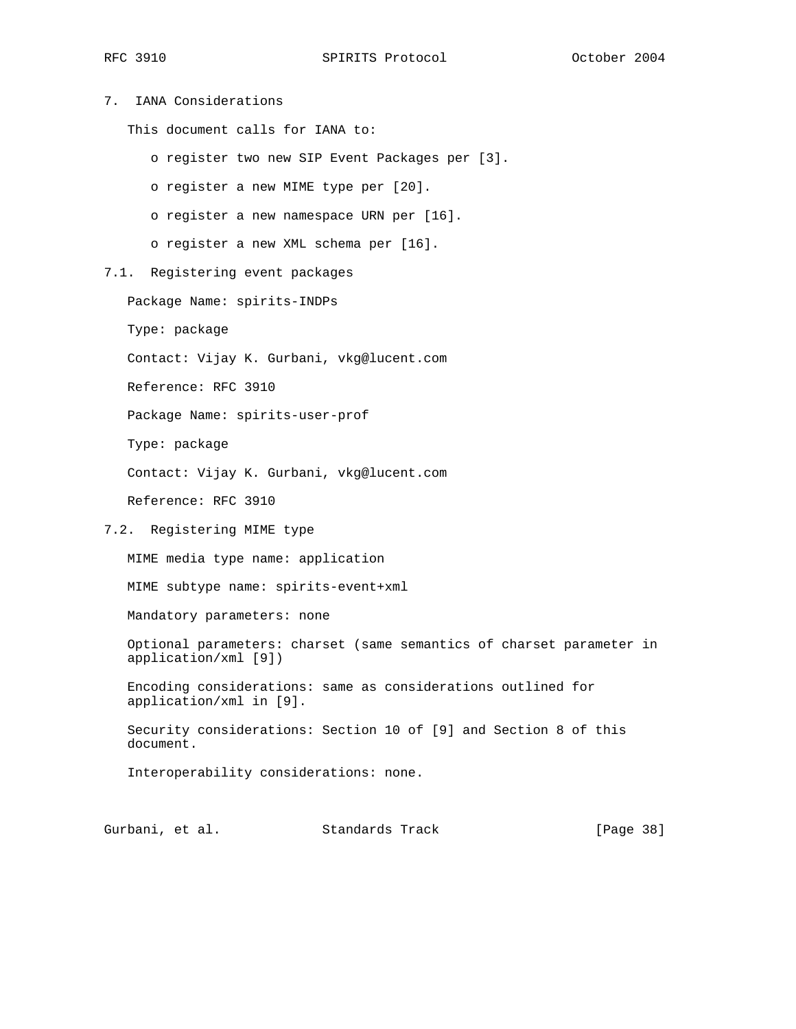## 7. IANA Considerations

This document calls for IANA to:

- register two new SIP Event Packages per [3].
- register a new MIME type per [20].
- register a new namespace URN per [16].
- register a new XML schema per [16].

### 7.1. Registering event packages

Package Name: spirits-INDPs

Type: package

Contact: Vijay K. Gurbani, vkg@lucent.com

Reference: RFC 3910

Package Name: spirits-user-prof

Type: package

Contact: Vijay K. Gurbani, vkg@lucent.com

Reference: RFC 3910

### 7.2. Registering MIME type

MIME media type name: application

MIME subtype name: spirits-event+xml

Mandatory parameters: none

Optional parameters: charset (same semantics of charset parameter in application/xml [9])

Encoding considerations: same as considerations outlined for application/xml in [9].

Security considerations: Section 10 of [9] and Section 8 of this document.

Interoperability considerations: none.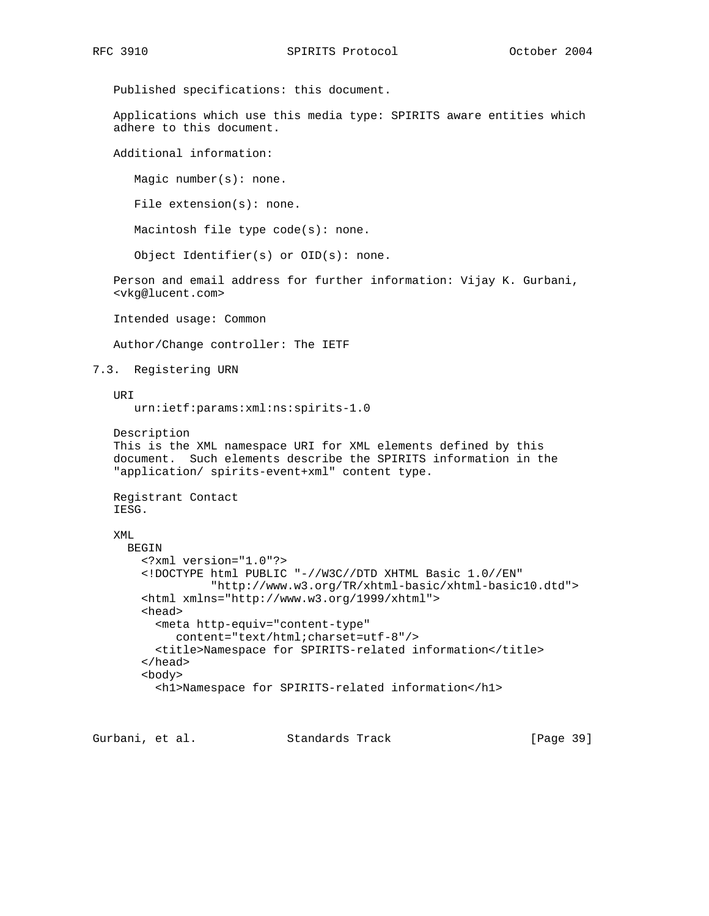Published specifications: this document.

Applications which use this media type: SPIRITS aware entities which adhere to this document.

Additional information:

Magic number(s): none.

File extension(s): none.

Macintosh file type code(s): none.

Object Identifier(s) or OID(s): none.

Person and email address for further information: Vijay K. Gurbani, <vkg@lucent.com>

Intended usage: Common

Author/Change controller: The IETF

## 7.3. Registering URN

URI
urn:ietf:params:xml:ns:spirits-1.0

Description
This is the XML namespace URI for XML elements defined by this document. Such elements describe the SPIRITS information in the "application/ spirits-event+xml" content type.

Registrant Contact
IESG.

XML

```
  BEGIN
    <?xml version="1.0"?>
    <!DOCTYPE html PUBLIC "-//W3C//DTD XHTML Basic 1.0//EN"
              "http://www.w3.org/TR/xhtml-basic/xhtml-basic10.dtd">
    <html xmlns="http://www.w3.org/1999/xhtml">
    <head>
      <meta http-equiv="content-type"
         content="text/html;charset=utf-8"/>
      <title>Namespace for SPIRITS-related information</title>
    </head>
    <body>
      <h1>Namespace for SPIRITS-related information</h1>
```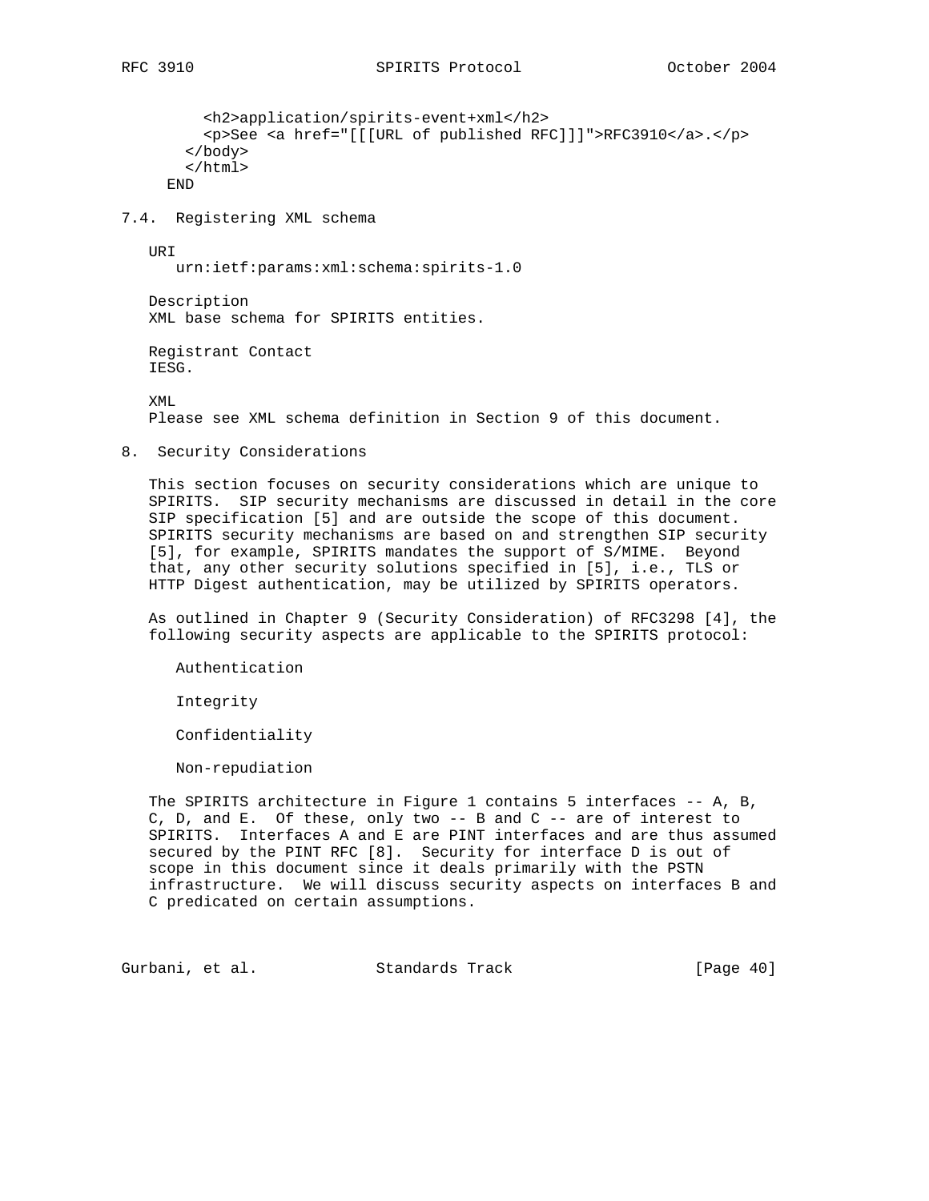```
        <h2>application/spirits-event+xml</h2>
        <p>See <a href="[[[URL of published RFC]]]">RFC3910</a>.</p>
      </body>
      </html>
     END
```

## 7.4. Registering XML schema

URI
   urn:ietf:params:xml:schema:spirits-1.0

Description
XML base schema for SPIRITS entities.

Registrant Contact
IESG.

XML
Please see XML schema definition in Section 9 of this document.

# 8. Security Considerations

This section focuses on security considerations which are unique to SPIRITS. SIP security mechanisms are discussed in detail in the core SIP specification [5] and are outside the scope of this document. SPIRITS security mechanisms are based on and strengthen SIP security [5], for example, SPIRITS mandates the support of S/MIME. Beyond that, any other security solutions specified in [5], i.e., TLS or HTTP Digest authentication, may be utilized by SPIRITS operators.

As outlined in Chapter 9 (Security Consideration) of RFC3298 [4], the following security aspects are applicable to the SPIRITS protocol:

Authentication

Integrity

Confidentiality

Non-repudiation

The SPIRITS architecture in Figure 1 contains 5 interfaces -- A, B, C, D, and E. Of these, only two -- B and C -- are of interest to SPIRITS. Interfaces A and E are PINT interfaces and are thus assumed secured by the PINT RFC [8]. Security for interface D is out of scope in this document since it deals primarily with the PSTN infrastructure. We will discuss security aspects on interfaces B and C predicated on certain assumptions.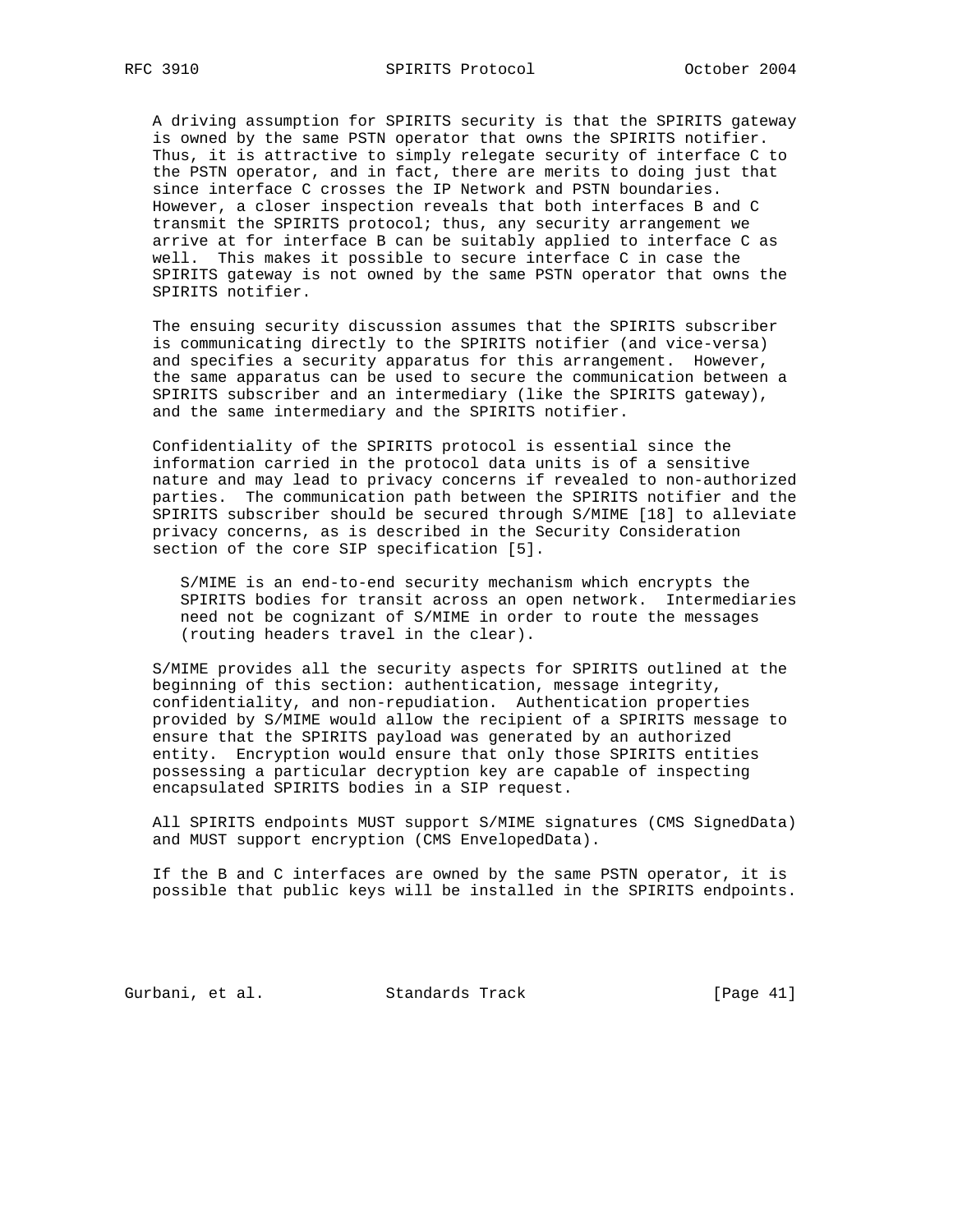A driving assumption for SPIRITS security is that the SPIRITS gateway is owned by the same PSTN operator that owns the SPIRITS notifier. Thus, it is attractive to simply relegate security of interface C to the PSTN operator, and in fact, there are merits to doing just that since interface C crosses the IP Network and PSTN boundaries. However, a closer inspection reveals that both interfaces B and C transmit the SPIRITS protocol; thus, any security arrangement we arrive at for interface B can be suitably applied to interface C as well. This makes it possible to secure interface C in case the SPIRITS gateway is not owned by the same PSTN operator that owns the SPIRITS notifier.

The ensuing security discussion assumes that the SPIRITS subscriber is communicating directly to the SPIRITS notifier (and vice-versa) and specifies a security apparatus for this arrangement. However, the same apparatus can be used to secure the communication between a SPIRITS subscriber and an intermediary (like the SPIRITS gateway), and the same intermediary and the SPIRITS notifier.

Confidentiality of the SPIRITS protocol is essential since the information carried in the protocol data units is of a sensitive nature and may lead to privacy concerns if revealed to non-authorized parties. The communication path between the SPIRITS notifier and the SPIRITS subscriber should be secured through S/MIME [18] to alleviate privacy concerns, as is described in the Security Consideration section of the core SIP specification [5].

> S/MIME is an end-to-end security mechanism which encrypts the SPIRITS bodies for transit across an open network. Intermediaries need not be cognizant of S/MIME in order to route the messages (routing headers travel in the clear).

S/MIME provides all the security aspects for SPIRITS outlined at the beginning of this section: authentication, message integrity, confidentiality, and non-repudiation. Authentication properties provided by S/MIME would allow the recipient of a SPIRITS message to ensure that the SPIRITS payload was generated by an authorized entity. Encryption would ensure that only those SPIRITS entities possessing a particular decryption key are capable of inspecting encapsulated SPIRITS bodies in a SIP request.

All SPIRITS endpoints MUST support S/MIME signatures (CMS SignedData) and MUST support encryption (CMS EnvelopedData).

If the B and C interfaces are owned by the same PSTN operator, it is possible that public keys will be installed in the SPIRITS endpoints.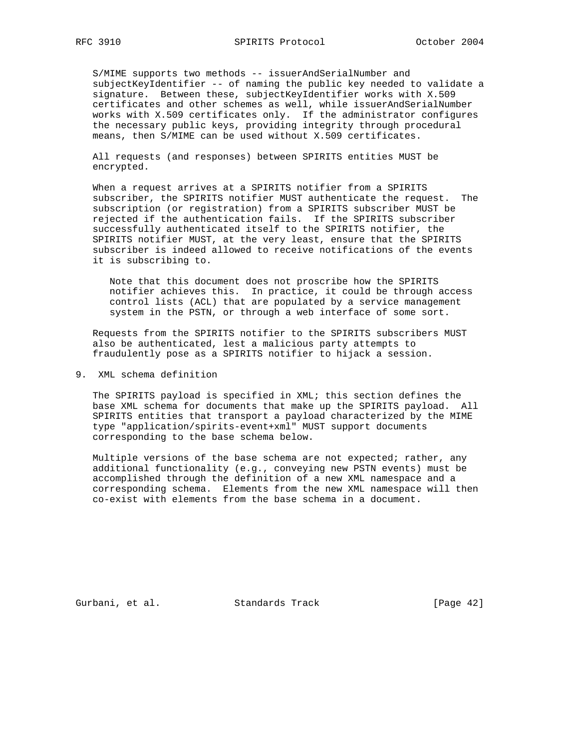S/MIME supports two methods -- issuerAndSerialNumber and subjectKeyIdentifier -- of naming the public key needed to validate a signature. Between these, subjectKeyIdentifier works with X.509 certificates and other schemes as well, while issuerAndSerialNumber works with X.509 certificates only. If the administrator configures the necessary public keys, providing integrity through procedural means, then S/MIME can be used without X.509 certificates.

All requests (and responses) between SPIRITS entities MUST be encrypted.

When a request arrives at a SPIRITS notifier from a SPIRITS subscriber, the SPIRITS notifier MUST authenticate the request. The subscription (or registration) from a SPIRITS subscriber MUST be rejected if the authentication fails. If the SPIRITS subscriber successfully authenticated itself to the SPIRITS notifier, the SPIRITS notifier MUST, at the very least, ensure that the SPIRITS subscriber is indeed allowed to receive notifications of the events it is subscribing to.

> Note that this document does not proscribe how the SPIRITS notifier achieves this. In practice, it could be through access control lists (ACL) that are populated by a service management system in the PSTN, or through a web interface of some sort.

Requests from the SPIRITS notifier to the SPIRITS subscribers MUST also be authenticated, lest a malicious party attempts to fraudulently pose as a SPIRITS notifier to hijack a session.

## 9. XML schema definition

The SPIRITS payload is specified in XML; this section defines the base XML schema for documents that make up the SPIRITS payload. All SPIRITS entities that transport a payload characterized by the MIME type "application/spirits-event+xml" MUST support documents corresponding to the base schema below.

Multiple versions of the base schema are not expected; rather, any additional functionality (e.g., conveying new PSTN events) must be accomplished through the definition of a new XML namespace and a corresponding schema. Elements from the new XML namespace will then co-exist with elements from the base schema in a document.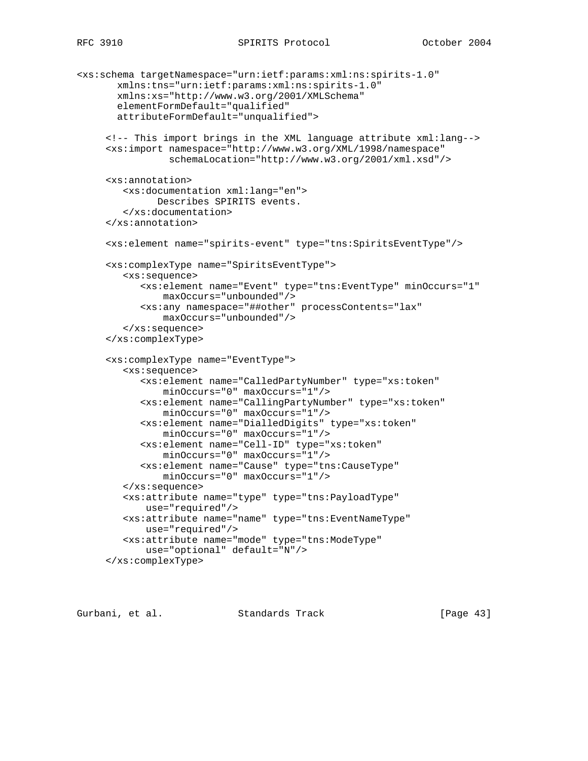```
<xs:schema targetNamespace="urn:ietf:params:xml:ns:spirits-1.0"
       xmlns:tns="urn:ietf:params:xml:ns:spirits-1.0"
       xmlns:xs="http://www.w3.org/2001/XMLSchema"
       elementFormDefault="qualified"
       attributeFormDefault="unqualified">

     <!-- This import brings in the XML language attribute xml:lang-->
     <xs:import namespace="http://www.w3.org/XML/1998/namespace"
                schemaLocation="http://www.w3.org/2001/xml.xsd"/>

     <xs:annotation>
        <xs:documentation xml:lang="en">
              Describes SPIRITS events.
        </xs:documentation>
     </xs:annotation>

     <xs:element name="spirits-event" type="tns:SpiritsEventType"/>

     <xs:complexType name="SpiritsEventType">
        <xs:sequence>
           <xs:element name="Event" type="tns:EventType" minOccurs="1"
               maxOccurs="unbounded"/>
           <xs:any namespace="##other" processContents="lax"
               maxOccurs="unbounded"/>
        </xs:sequence>
     </xs:complexType>

     <xs:complexType name="EventType">
        <xs:sequence>
           <xs:element name="CalledPartyNumber" type="xs:token"
               minOccurs="0" maxOccurs="1"/>
           <xs:element name="CallingPartyNumber" type="xs:token"
               minOccurs="0" maxOccurs="1"/>
           <xs:element name="DialledDigits" type="xs:token"
               minOccurs="0" maxOccurs="1"/>
           <xs:element name="Cell-ID" type="xs:token"
               minOccurs="0" maxOccurs="1"/>
           <xs:element name="Cause" type="tns:CauseType"
               minOccurs="0" maxOccurs="1"/>
        </xs:sequence>
        <xs:attribute name="type" type="tns:PayloadType"
            use="required"/>
        <xs:attribute name="name" type="tns:EventNameType"
            use="required"/>
        <xs:attribute name="mode" type="tns:ModeType"
            use="optional" default="N"/>
     </xs:complexType>
```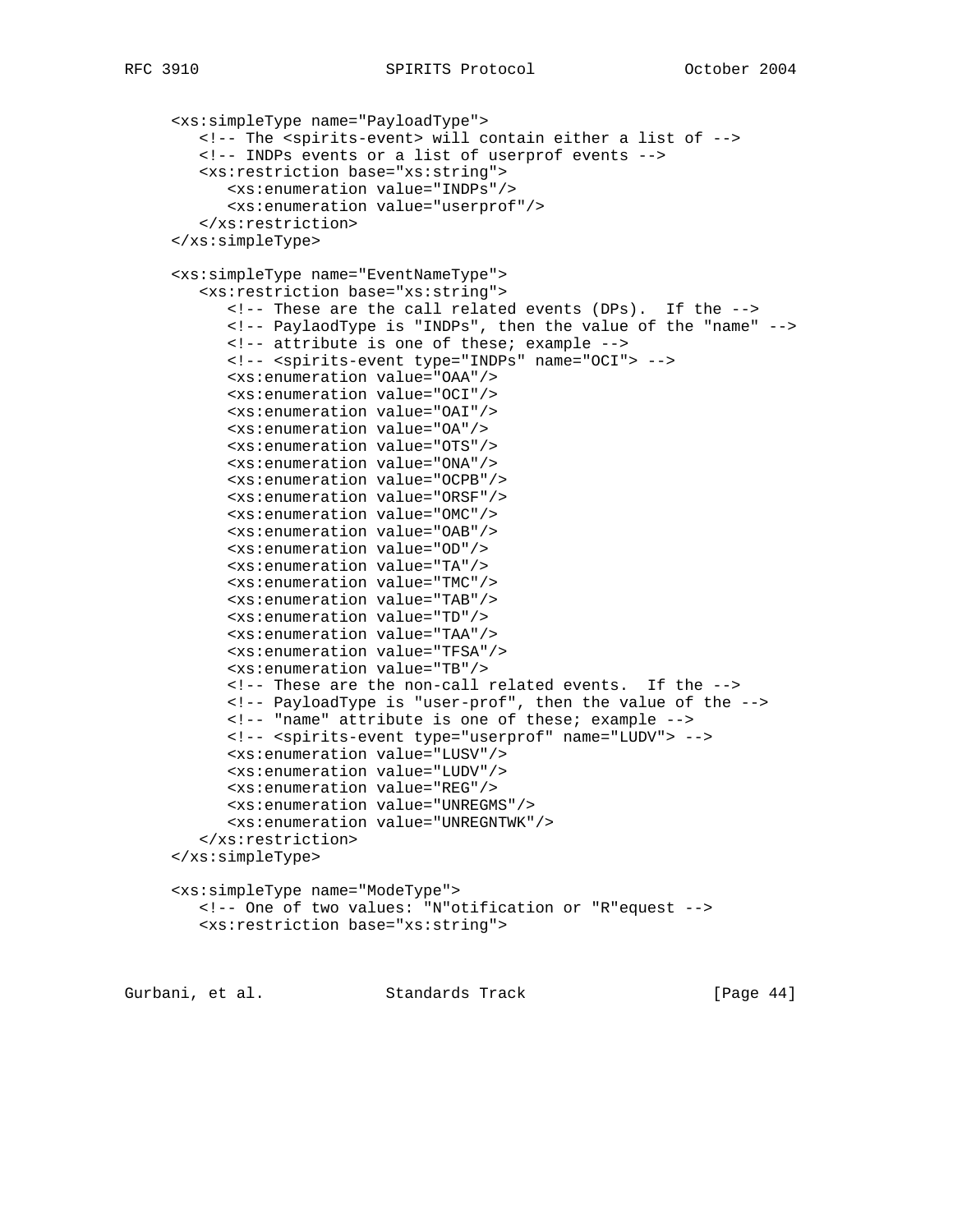```
      <xs:simpleType name="PayloadType">
         <!-- The <spirits-event> will contain either a list of -->
         <!-- INDPs events or a list of userprof events -->
         <xs:restriction base="xs:string">
            <xs:enumeration value="INDPs"/>
            <xs:enumeration value="userprof"/>
         </xs:restriction>
      </xs:simpleType>

      <xs:simpleType name="EventNameType">
         <xs:restriction base="xs:string">
            <!-- These are the call related events (DPs).  If the -->
            <!-- PaylaodType is "INDPs", then the value of the "name" -->
            <!-- attribute is one of these; example -->
            <!-- <spirits-event type="INDPs" name="OCI"> -->
            <xs:enumeration value="OAA"/>
            <xs:enumeration value="OCI"/>
            <xs:enumeration value="OAI"/>
            <xs:enumeration value="OA"/>
            <xs:enumeration value="OTS"/>
            <xs:enumeration value="ONA"/>
            <xs:enumeration value="OCPB"/>
            <xs:enumeration value="ORSF"/>
            <xs:enumeration value="OMC"/>
            <xs:enumeration value="OAB"/>
            <xs:enumeration value="OD"/>
            <xs:enumeration value="TA"/>
            <xs:enumeration value="TMC"/>
            <xs:enumeration value="TAB"/>
            <xs:enumeration value="TD"/>
            <xs:enumeration value="TAA"/>
            <xs:enumeration value="TFSA"/>
            <xs:enumeration value="TB"/>
            <!-- These are the non-call related events.  If the -->
            <!-- PayloadType is "user-prof", then the value of the -->
            <!-- "name" attribute is one of these; example -->
            <!-- <spirits-event type="userprof" name="LUDV"> -->
            <xs:enumeration value="LUSV"/>
            <xs:enumeration value="LUDV"/>
            <xs:enumeration value="REG"/>
            <xs:enumeration value="UNREGMS"/>
            <xs:enumeration value="UNREGNTWK"/>
         </xs:restriction>
      </xs:simpleType>

      <xs:simpleType name="ModeType">
         <!-- One of two values: "N"otification or "R"equest -->
         <xs:restriction base="xs:string">
```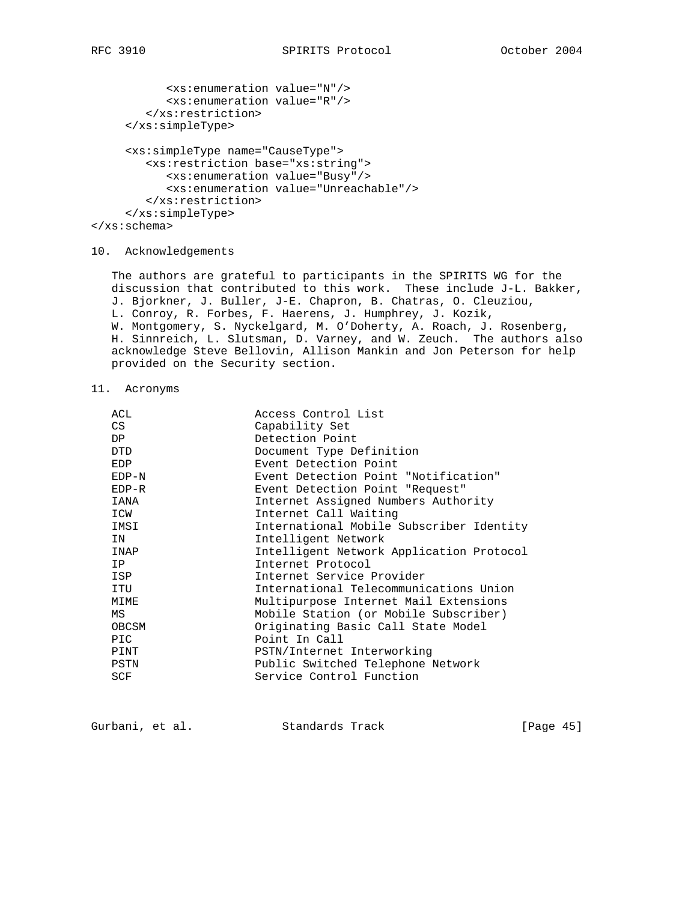```
           <xs:enumeration value="N"/>
           <xs:enumeration value="R"/>
        </xs:restriction>
     </xs:simpleType>

     <xs:simpleType name="CauseType">
        <xs:restriction base="xs:string">
           <xs:enumeration value="Busy"/>
           <xs:enumeration value="Unreachable"/>
        </xs:restriction>
     </xs:simpleType>
</xs:schema>
```

## 10. Acknowledgements

The authors are grateful to participants in the SPIRITS WG for the discussion that contributed to this work. These include J-L. Bakker, J. Bjorkner, J. Buller, J-E. Chapron, B. Chatras, O. Cleuziou, L. Conroy, R. Forbes, F. Haerens, J. Humphrey, J. Kozik, W. Montgomery, S. Nyckelgard, M. O'Doherty, A. Roach, J. Rosenberg, H. Sinnreich, L. Slutsman, D. Varney, and W. Zeuch. The authors also acknowledge Steve Bellovin, Allison Mankin and Jon Peterson for help provided on the Security section.

## 11. Acronyms

| | |
|---|---|
| ACL | Access Control List |
| CS | Capability Set |
| DP | Detection Point |
| DTD | Document Type Definition |
| EDP | Event Detection Point |
| EDP-N | Event Detection Point "Notification" |
| EDP-R | Event Detection Point "Request" |
| IANA | Internet Assigned Numbers Authority |
| ICW | Internet Call Waiting |
| IMSI | International Mobile Subscriber Identity |
| IN | Intelligent Network |
| INAP | Intelligent Network Application Protocol |
| IP | Internet Protocol |
| ISP | Internet Service Provider |
| ITU | International Telecommunications Union |
| MIME | Multipurpose Internet Mail Extensions |
| MS | Mobile Station (or Mobile Subscriber) |
| OBCSM | Originating Basic Call State Model |
| PIC | Point In Call |
| PINT | PSTN/Internet Interworking |
| PSTN | Public Switched Telephone Network |
| SCF | Service Control Function |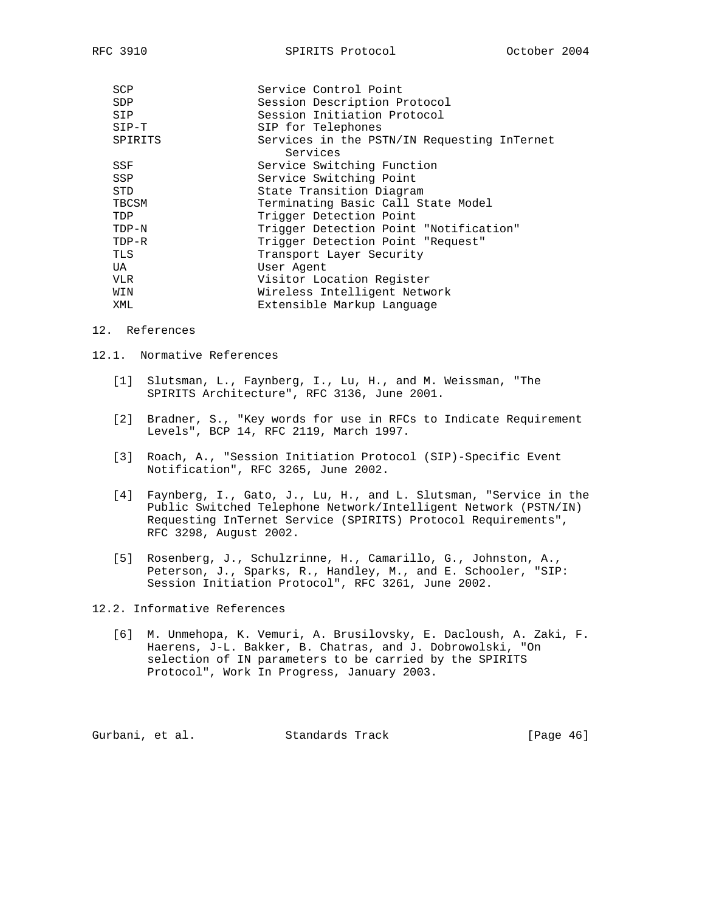| | |
|---|---|
| SCP | Service Control Point |
| SDP | Session Description Protocol |
| SIP | Session Initiation Protocol |
| SIP-T | SIP for Telephones |
| SPIRITS | Services in the PSTN/IN Requesting InTernet Services |
| SSF | Service Switching Function |
| SSP | Service Switching Point |
| STD | State Transition Diagram |
| TBCSM | Terminating Basic Call State Model |
| TDP | Trigger Detection Point |
| TDP-N | Trigger Detection Point "Notification" |
| TDP-R | Trigger Detection Point "Request" |
| TLS | Transport Layer Security |
| UA | User Agent |
| VLR | Visitor Location Register |
| WIN | Wireless Intelligent Network |
| XML | Extensible Markup Language |

## 12. References

### 12.1. Normative References

[1] Slutsman, L., Faynberg, I., Lu, H., and M. Weissman, "The SPIRITS Architecture", RFC 3136, June 2001.

[2] Bradner, S., "Key words for use in RFCs to Indicate Requirement Levels", BCP 14, RFC 2119, March 1997.

[3] Roach, A., "Session Initiation Protocol (SIP)-Specific Event Notification", RFC 3265, June 2002.

[4] Faynberg, I., Gato, J., Lu, H., and L. Slutsman, "Service in the Public Switched Telephone Network/Intelligent Network (PSTN/IN) Requesting InTernet Service (SPIRITS) Protocol Requirements", RFC 3298, August 2002.

[5] Rosenberg, J., Schulzrinne, H., Camarillo, G., Johnston, A., Peterson, J., Sparks, R., Handley, M., and E. Schooler, "SIP: Session Initiation Protocol", RFC 3261, June 2002.

### 12.2. Informative References

[6] M. Unmehopa, K. Vemuri, A. Brusilovsky, E. Dacloush, A. Zaki, F. Haerens, J-L. Bakker, B. Chatras, and J. Dobrowolski, "On selection of IN parameters to be carried by the SPIRITS Protocol", Work In Progress, January 2003.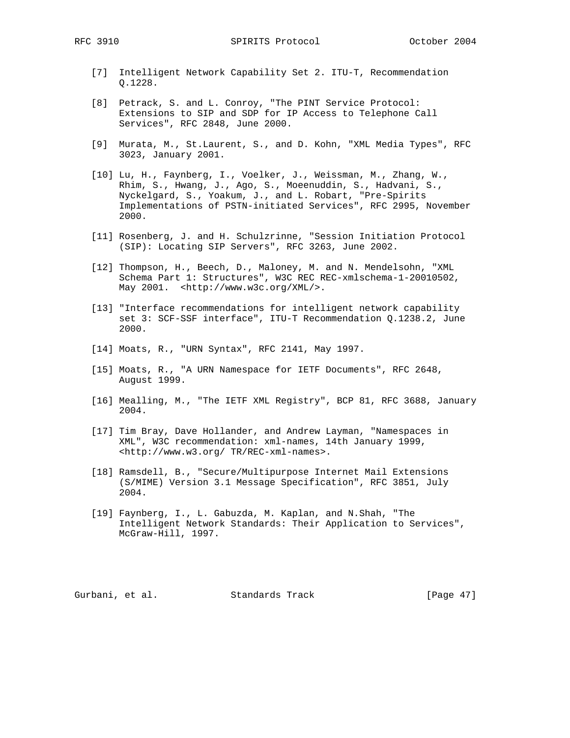[7] Intelligent Network Capability Set 2. ITU-T, Recommendation Q.1228.

[8] Petrack, S. and L. Conroy, "The PINT Service Protocol: Extensions to SIP and SDP for IP Access to Telephone Call Services", RFC 2848, June 2000.

[9] Murata, M., St.Laurent, S., and D. Kohn, "XML Media Types", RFC 3023, January 2001.

[10] Lu, H., Faynberg, I., Voelker, J., Weissman, M., Zhang, W., Rhim, S., Hwang, J., Ago, S., Moeenuddin, S., Hadvani, S., Nyckelgard, S., Yoakum, J., and L. Robart, "Pre-Spirits Implementations of PSTN-initiated Services", RFC 2995, November 2000.

[11] Rosenberg, J. and H. Schulzrinne, "Session Initiation Protocol (SIP): Locating SIP Servers", RFC 3263, June 2002.

[12] Thompson, H., Beech, D., Maloney, M. and N. Mendelsohn, "XML Schema Part 1: Structures", W3C REC REC-xmlschema-1-20010502, May 2001. <http://www.w3c.org/XML/>.

[13] "Interface recommendations for intelligent network capability set 3: SCF-SSF interface", ITU-T Recommendation Q.1238.2, June 2000.

[14] Moats, R., "URN Syntax", RFC 2141, May 1997.

[15] Moats, R., "A URN Namespace for IETF Documents", RFC 2648, August 1999.

[16] Mealling, M., "The IETF XML Registry", BCP 81, RFC 3688, January 2004.

[17] Tim Bray, Dave Hollander, and Andrew Layman, "Namespaces in XML", W3C recommendation: xml-names, 14th January 1999, <http://www.w3.org/ TR/REC-xml-names>.

[18] Ramsdell, B., "Secure/Multipurpose Internet Mail Extensions (S/MIME) Version 3.1 Message Specification", RFC 3851, July 2004.

[19] Faynberg, I., L. Gabuzda, M. Kaplan, and N.Shah, "The Intelligent Network Standards: Their Application to Services", McGraw-Hill, 1997.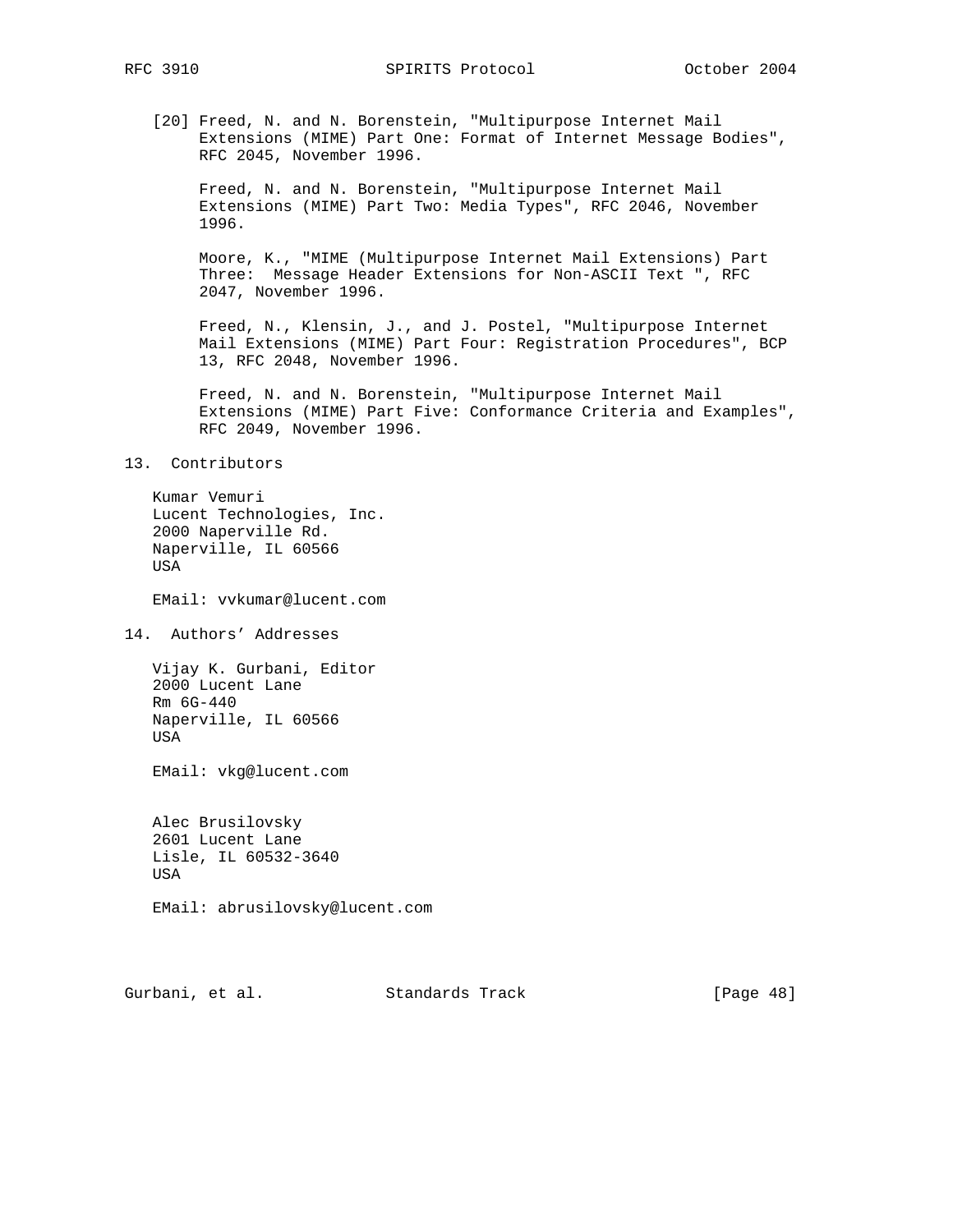[20] Freed, N. and N. Borenstein, "Multipurpose Internet Mail Extensions (MIME) Part One: Format of Internet Message Bodies", RFC 2045, November 1996.

Freed, N. and N. Borenstein, "Multipurpose Internet Mail Extensions (MIME) Part Two: Media Types", RFC 2046, November 1996.

Moore, K., "MIME (Multipurpose Internet Mail Extensions) Part Three: Message Header Extensions for Non-ASCII Text ", RFC 2047, November 1996.

Freed, N., Klensin, J., and J. Postel, "Multipurpose Internet Mail Extensions (MIME) Part Four: Registration Procedures", BCP 13, RFC 2048, November 1996.

Freed, N. and N. Borenstein, "Multipurpose Internet Mail Extensions (MIME) Part Five: Conformance Criteria and Examples", RFC 2049, November 1996.

## 13. Contributors

Kumar Vemuri
Lucent Technologies, Inc.
2000 Naperville Rd.
Naperville, IL 60566
USA

EMail: vvkumar@lucent.com

## 14. Authors' Addresses

Vijay K. Gurbani, Editor
2000 Lucent Lane
Rm 6G-440
Naperville, IL 60566
USA

EMail: vkg@lucent.com

Alec Brusilovsky
2601 Lucent Lane
Lisle, IL 60532-3640
USA

EMail: abrusilovsky@lucent.com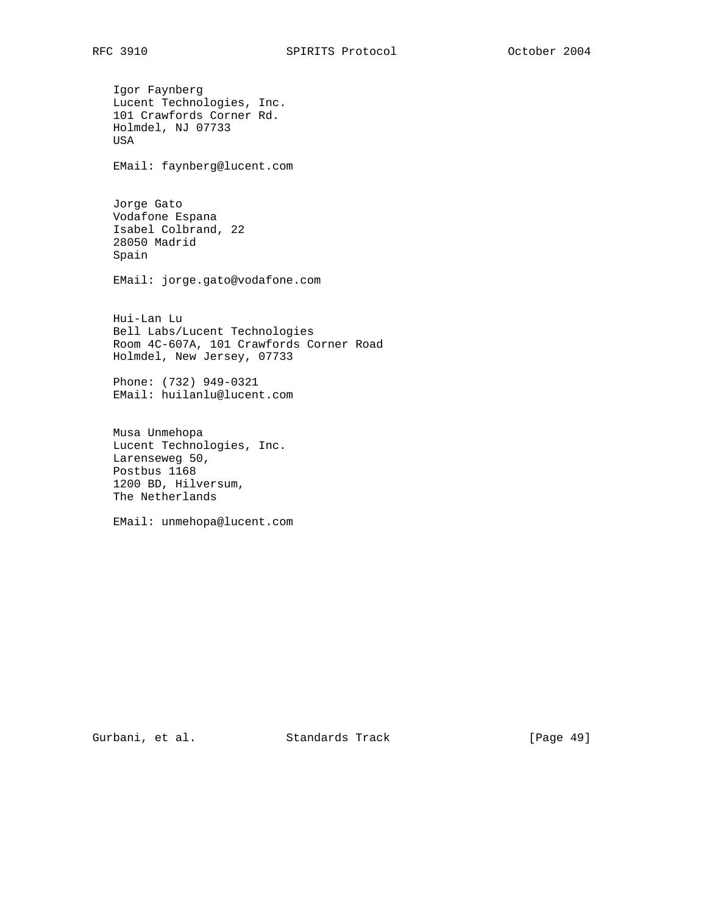Igor Faynberg
Lucent Technologies, Inc.
101 Crawfords Corner Rd.
Holmdel, NJ 07733
USA

EMail: faynberg@lucent.com

Jorge Gato
Vodafone Espana
Isabel Colbrand, 22
28050 Madrid
Spain

EMail: jorge.gato@vodafone.com

Hui-Lan Lu
Bell Labs/Lucent Technologies
Room 4C-607A, 101 Crawfords Corner Road
Holmdel, New Jersey, 07733

Phone: (732) 949-0321
EMail: huilanlu@lucent.com

Musa Unmehopa
Lucent Technologies, Inc.
Larenseweg 50,
Postbus 1168
1200 BD, Hilversum,
The Netherlands

EMail: unmehopa@lucent.com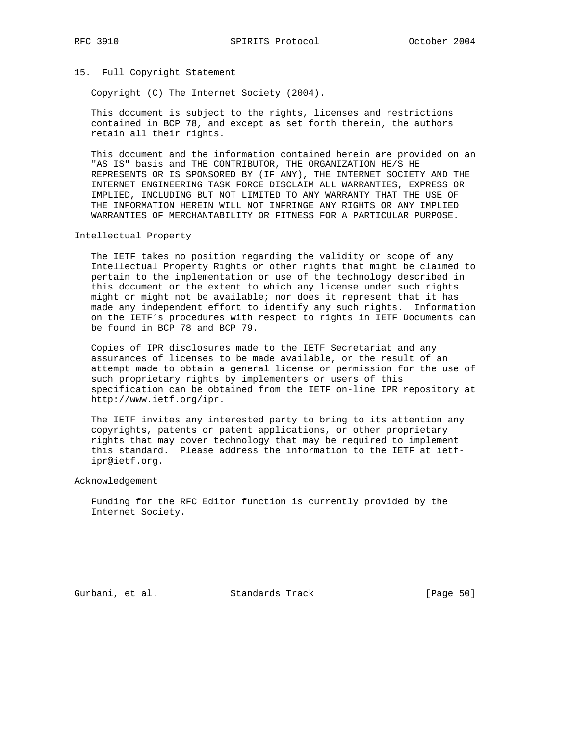## 15. Full Copyright Statement

Copyright (C) The Internet Society (2004).

This document is subject to the rights, licenses and restrictions contained in BCP 78, and except as set forth therein, the authors retain all their rights.

This document and the information contained herein are provided on an "AS IS" basis and THE CONTRIBUTOR, THE ORGANIZATION HE/S HE REPRESENTS OR IS SPONSORED BY (IF ANY), THE INTERNET SOCIETY AND THE INTERNET ENGINEERING TASK FORCE DISCLAIM ALL WARRANTIES, EXPRESS OR IMPLIED, INCLUDING BUT NOT LIMITED TO ANY WARRANTY THAT THE USE OF THE INFORMATION HEREIN WILL NOT INFRINGE ANY RIGHTS OR ANY IMPLIED WARRANTIES OF MERCHANTABILITY OR FITNESS FOR A PARTICULAR PURPOSE.

### Intellectual Property

The IETF takes no position regarding the validity or scope of any Intellectual Property Rights or other rights that might be claimed to pertain to the implementation or use of the technology described in this document or the extent to which any license under such rights might or might not be available; nor does it represent that it has made any independent effort to identify any such rights. Information on the IETF's procedures with respect to rights in IETF Documents can be found in BCP 78 and BCP 79.

Copies of IPR disclosures made to the IETF Secretariat and any assurances of licenses to be made available, or the result of an attempt made to obtain a general license or permission for the use of such proprietary rights by implementers or users of this specification can be obtained from the IETF on-line IPR repository at http://www.ietf.org/ipr.

The IETF invites any interested party to bring to its attention any copyrights, patents or patent applications, or other proprietary rights that may cover technology that may be required to implement this standard. Please address the information to the IETF at ietf-ipr@ietf.org.

### Acknowledgement

Funding for the RFC Editor function is currently provided by the Internet Society.